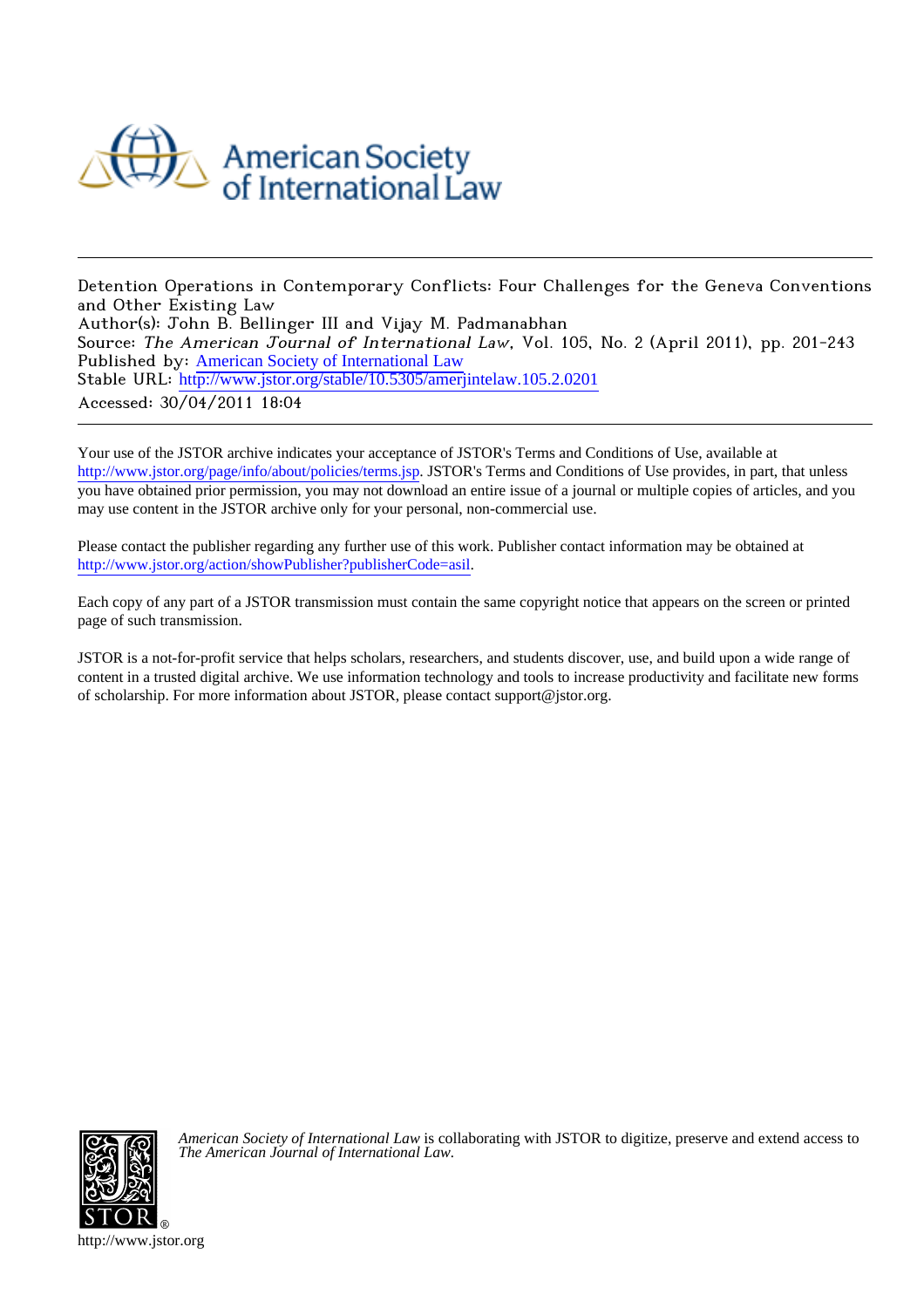American Society of International Law

Detention Operations in Contemporary Conflicts: Four Challenges for the Geneva Conventions and Other Existing Law
Author(s): John B. Bellinger III and Vijay M. Padmanabhan
Source: *The American Journal of International Law*, Vol. 105, No. 2 (April 2011), pp. 201-243
Published by: American Society of International Law
Stable URL: http://www.jstor.org/stable/10.5305/amerjintelaw.105.2.0201
Accessed: 30/04/2011 18:04

Your use of the JSTOR archive indicates your acceptance of JSTOR's Terms and Conditions of Use, available at http://www.jstor.org/page/info/about/policies/terms.jsp. JSTOR's Terms and Conditions of Use provides, in part, that unless you have obtained prior permission, you may not download an entire issue of a journal or multiple copies of articles, and you may use content in the JSTOR archive only for your personal, non-commercial use.

Please contact the publisher regarding any further use of this work. Publisher contact information may be obtained at http://www.jstor.org/action/showPublisher?publisherCode=asil.

Each copy of any part of a JSTOR transmission must contain the same copyright notice that appears on the screen or printed page of such transmission.

JSTOR is a not-for-profit service that helps scholars, researchers, and students discover, use, and build upon a wide range of content in a trusted digital archive. We use information technology and tools to increase productivity and facilitate new forms of scholarship. For more information about JSTOR, please contact support@jstor.org.

*American Society of International Law* is collaborating with JSTOR to digitize, preserve and extend access to *The American Journal of International Law.*

http://www.jstor.org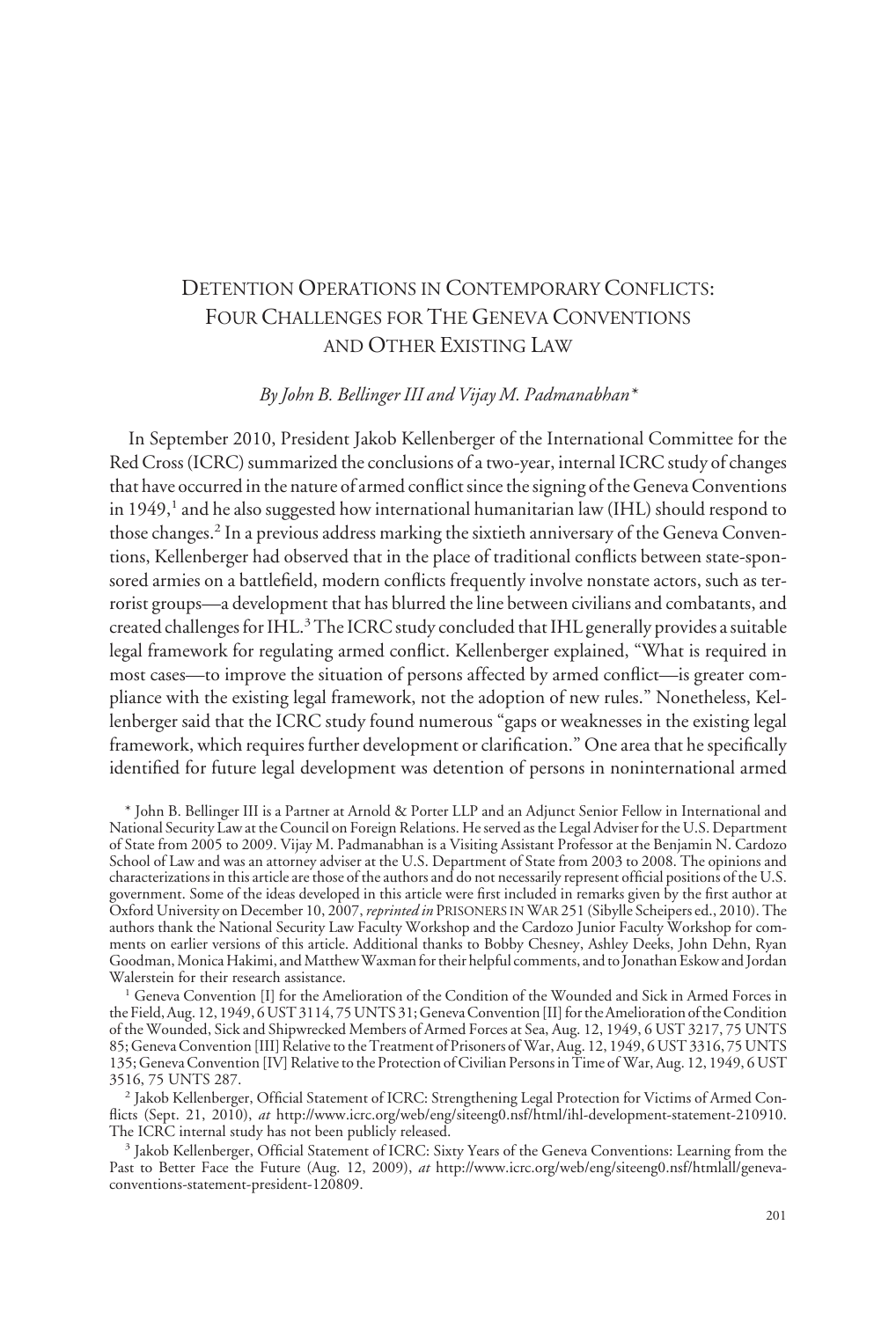# Detention Operations in Contemporary Conflicts: Four Challenges for The Geneva Conventions and Other Existing Law

*By John B. Bellinger III and Vijay M. Padmanabhan\**

In September 2010, President Jakob Kellenberger of the International Committee for the Red Cross (ICRC) summarized the conclusions of a two-year, internal ICRC study of changes that have occurred in the nature of armed conflict since the signing of the Geneva Conventions in 1949,[1] and he also suggested how international humanitarian law (IHL) should respond to those changes.[2] In a previous address marking the sixtieth anniversary of the Geneva Conventions, Kellenberger had observed that in the place of traditional conflicts between state-sponsored armies on a battlefield, modern conflicts frequently involve nonstate actors, such as terrorist groups—a development that has blurred the line between civilians and combatants, and created challenges for IHL.[3] The ICRC study concluded that IHL generally provides a suitable legal framework for regulating armed conflict. Kellenberger explained, "What is required in most cases—to improve the situation of persons affected by armed conflict—is greater compliance with the existing legal framework, not the adoption of new rules." Nonetheless, Kellenberger said that the ICRC study found numerous "gaps or weaknesses in the existing legal framework, which requires further development or clarification." One area that he specifically identified for future legal development was detention of persons in noninternational armed

\* John B. Bellinger III is a Partner at Arnold & Porter LLP and an Adjunct Senior Fellow in International and National Security Law at the Council on Foreign Relations. He served as the Legal Adviser for the U.S. Department of State from 2005 to 2009. Vijay M. Padmanabhan is a Visiting Assistant Professor at the Benjamin N. Cardozo School of Law and was an attorney adviser at the U.S. Department of State from 2003 to 2008. The opinions and characterizations in this article are those of the authors and do not necessarily represent official positions of the U.S. government. Some of the ideas developed in this article were first included in remarks given by the first author at Oxford University on December 10, 2007, *reprinted in* PRISONERS IN WAR 251 (Sibylle Scheipers ed., 2010). The authors thank the National Security Law Faculty Workshop and the Cardozo Junior Faculty Workshop for comments on earlier versions of this article. Additional thanks to Bobby Chesney, Ashley Deeks, John Dehn, Ryan Goodman, Monica Hakimi, and Matthew Waxman for their helpful comments, and to Jonathan Eskow and Jordan Walerstein for their research assistance.

[1] Geneva Convention [I] for the Amelioration of the Condition of the Wounded and Sick in Armed Forces in the Field, Aug. 12, 1949, 6 UST 3114, 75 UNTS 31; Geneva Convention [II] for the Amelioration of the Condition of the Wounded, Sick and Shipwrecked Members of Armed Forces at Sea, Aug. 12, 1949, 6 UST 3217, 75 UNTS 85; Geneva Convention [III] Relative to the Treatment of Prisoners of War, Aug. 12, 1949, 6 UST 3316, 75 UNTS 135; Geneva Convention [IV] Relative to the Protection of Civilian Persons in Time of War, Aug. 12, 1949, 6 UST 3516, 75 UNTS 287.

[2] Jakob Kellenberger, Official Statement of ICRC: Strengthening Legal Protection for Victims of Armed Conflicts (Sept. 21, 2010), *at* http://www.icrc.org/web/eng/siteeng0.nsf/html/ihl-development-statement-210910. The ICRC internal study has not been publicly released.

[3] Jakob Kellenberger, Official Statement of ICRC: Sixty Years of the Geneva Conventions: Learning from the Past to Better Face the Future (Aug. 12, 2009), *at* http://www.icrc.org/web/eng/siteeng0.nsf/htmlall/geneva-conventions-statement-president-120809.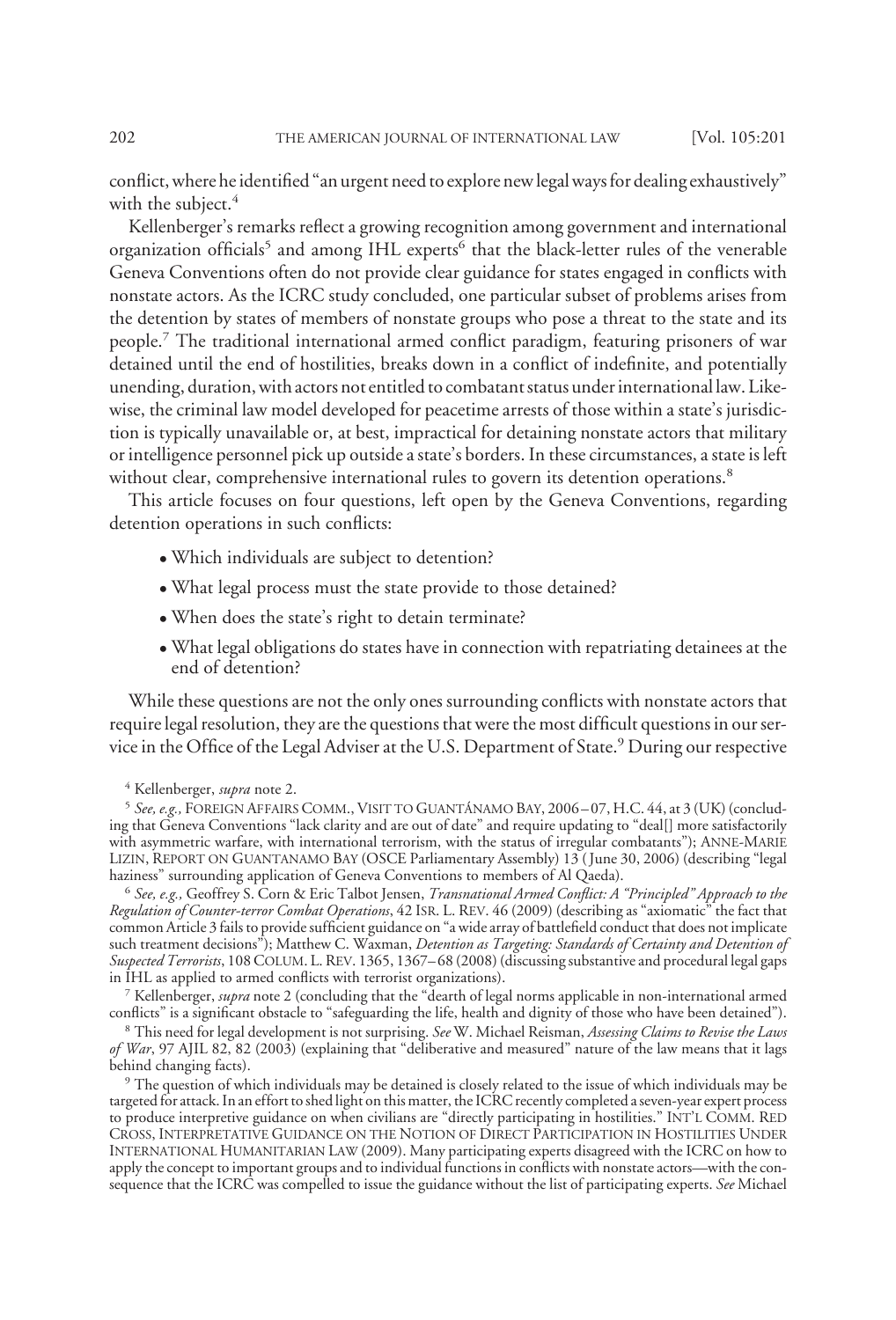conflict, where he identified "an urgent need to explore new legal ways for dealing exhaustively" with the subject.[4]

Kellenberger's remarks reflect a growing recognition among government and international organization officials[5] and among IHL experts[6] that the black-letter rules of the venerable Geneva Conventions often do not provide clear guidance for states engaged in conflicts with nonstate actors. As the ICRC study concluded, one particular subset of problems arises from the detention by states of members of nonstate groups who pose a threat to the state and its people.[7] The traditional international armed conflict paradigm, featuring prisoners of war detained until the end of hostilities, breaks down in a conflict of indefinite, and potentially unending, duration, with actors not entitled to combatant status under international law. Likewise, the criminal law model developed for peacetime arrests of those within a state's jurisdiction is typically unavailable or, at best, impractical for detaining nonstate actors that military or intelligence personnel pick up outside a state's borders. In these circumstances, a state is left without clear, comprehensive international rules to govern its detention operations.[8]

This article focuses on four questions, left open by the Geneva Conventions, regarding detention operations in such conflicts:

- Which individuals are subject to detention?
- What legal process must the state provide to those detained?
- When does the state's right to detain terminate?
- What legal obligations do states have in connection with repatriating detainees at the end of detention?

While these questions are not the only ones surrounding conflicts with nonstate actors that require legal resolution, they are the questions that were the most difficult questions in our service in the Office of the Legal Adviser at the U.S. Department of State.[9] During our respective

---

[4] Kellenberger, *supra* note 2.

[5] *See, e.g.,* FOREIGN AFFAIRS COMM., VISIT TO GUANTÁNAMO BAY, 2006–07, H.C. 44, at 3 (UK) (concluding that Geneva Conventions "lack clarity and are out of date" and require updating to "deal[] more satisfactorily with asymmetric warfare, with international terrorism, with the status of irregular combatants"); ANNE-MARIE LIZIN, REPORT ON GUANTANAMO BAY (OSCE Parliamentary Assembly) 13 (June 30, 2006) (describing "legal haziness" surrounding application of Geneva Conventions to members of Al Qaeda).

[6] *See, e.g.,* Geoffrey S. Corn & Eric Talbot Jensen, *Transnational Armed Conflict: A "Principled" Approach to the Regulation of Counter-terror Combat Operations*, 42 ISR. L. REV. 46 (2009) (describing as "axiomatic" the fact that common Article 3 fails to provide sufficient guidance on "a wide array of battlefield conduct that does not implicate such treatment decisions"); Matthew C. Waxman, *Detention as Targeting: Standards of Certainty and Detention of Suspected Terrorists*, 108 COLUM. L. REV. 1365, 1367–68 (2008) (discussing substantive and procedural legal gaps in IHL as applied to armed conflicts with terrorist organizations).

[7] Kellenberger, *supra* note 2 (concluding that the "dearth of legal norms applicable in non-international armed conflicts" is a significant obstacle to "safeguarding the life, health and dignity of those who have been detained").

[8] This need for legal development is not surprising. *See* W. Michael Reisman, *Assessing Claims to Revise the Laws of War*, 97 AJIL 82, 82 (2003) (explaining that "deliberative and measured" nature of the law means that it lags behind changing facts).

[9] The question of which individuals may be detained is closely related to the issue of which individuals may be targeted for attack. In an effort to shed light on this matter, the ICRC recently completed a seven-year expert process to produce interpretive guidance on when civilians are "directly participating in hostilities." INT'L COMM. RED CROSS, INTERPRETATIVE GUIDANCE ON THE NOTION OF DIRECT PARTICIPATION IN HOSTILITIES UNDER INTERNATIONAL HUMANITARIAN LAW (2009). Many participating experts disagreed with the ICRC on how to apply the concept to important groups and to individual functions in conflicts with nonstate actors—with the consequence that the ICRC was compelled to issue the guidance without the list of participating experts. *See* Michael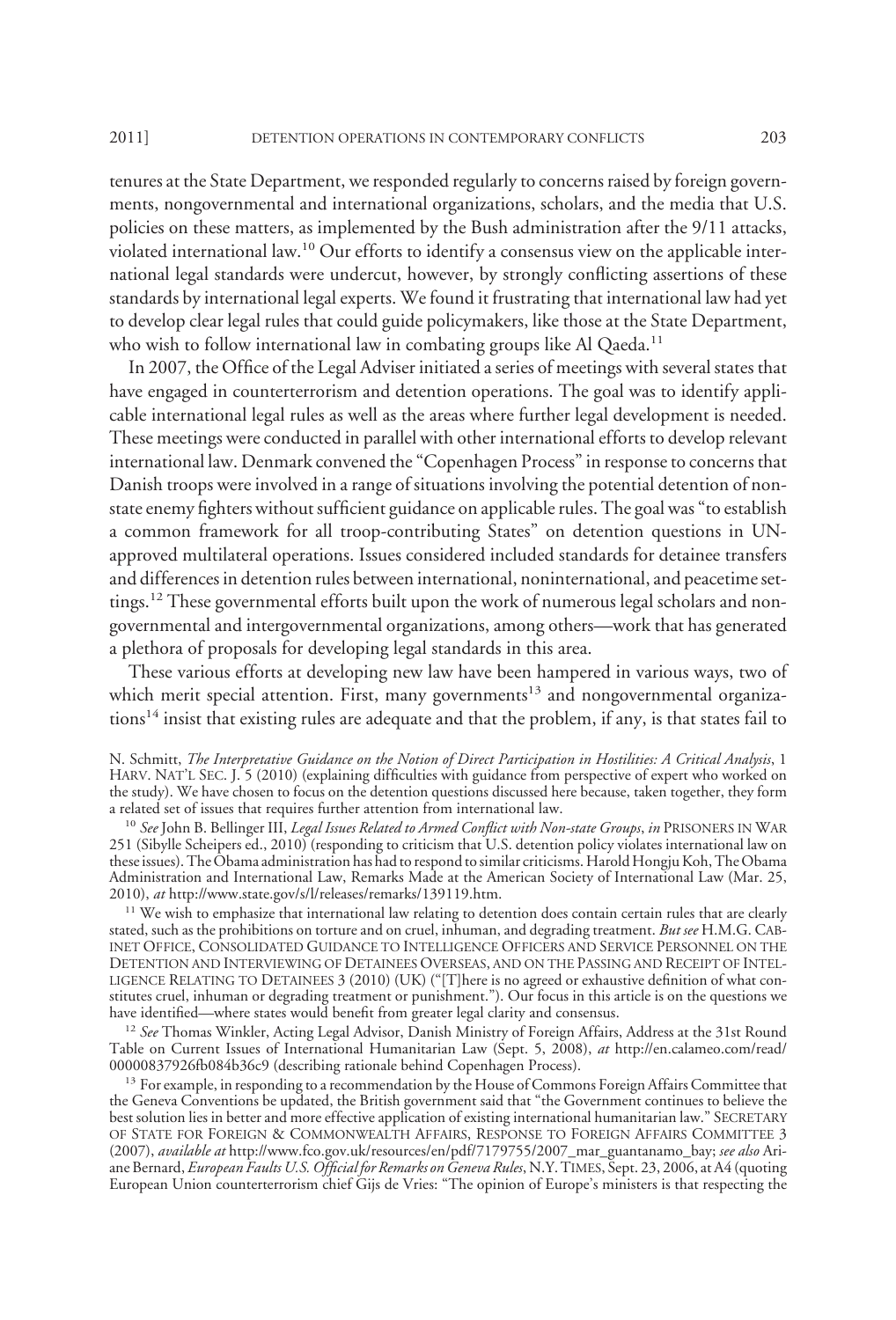tenures at the State Department, we responded regularly to concerns raised by foreign governments, nongovernmental and international organizations, scholars, and the media that U.S. policies on these matters, as implemented by the Bush administration after the 9/11 attacks, violated international law.[10] Our efforts to identify a consensus view on the applicable international legal standards were undercut, however, by strongly conflicting assertions of these standards by international legal experts. We found it frustrating that international law had yet to develop clear legal rules that could guide policymakers, like those at the State Department, who wish to follow international law in combating groups like Al Qaeda.[11]

In 2007, the Office of the Legal Adviser initiated a series of meetings with several states that have engaged in counterterrorism and detention operations. The goal was to identify applicable international legal rules as well as the areas where further legal development is needed. These meetings were conducted in parallel with other international efforts to develop relevant international law. Denmark convened the "Copenhagen Process" in response to concerns that Danish troops were involved in a range of situations involving the potential detention of nonstate enemy fighters without sufficient guidance on applicable rules. The goal was "to establish a common framework for all troop-contributing States" on detention questions in UN-approved multilateral operations. Issues considered included standards for detainee transfers and differences in detention rules between international, noninternational, and peacetime settings.[12] These governmental efforts built upon the work of numerous legal scholars and nongovernmental and intergovernmental organizations, among others—work that has generated a plethora of proposals for developing legal standards in this area.

These various efforts at developing new law have been hampered in various ways, two of which merit special attention. First, many governments[13] and nongovernmental organizations[14] insist that existing rules are adequate and that the problem, if any, is that states fail to

N. Schmitt, *The Interpretative Guidance on the Notion of Direct Participation in Hostilities: A Critical Analysis*, 1 HARV. NAT'L SEC. J. 5 (2010) (explaining difficulties with guidance from perspective of expert who worked on the study). We have chosen to focus on the detention questions discussed here because, taken together, they form a related set of issues that requires further attention from international law.

[10] *See* John B. Bellinger III, *Legal Issues Related to Armed Conflict with Non-state Groups*, *in* PRISONERS IN WAR 251 (Sibylle Scheipers ed., 2010) (responding to criticism that U.S. detention policy violates international law on these issues). The Obama administration has had to respond to similar criticisms. Harold Hongju Koh, The Obama Administration and International Law, Remarks Made at the American Society of International Law (Mar. 25, 2010), *at* http://www.state.gov/s/l/releases/remarks/139119.htm.

[11] We wish to emphasize that international law relating to detention does contain certain rules that are clearly stated, such as the prohibitions on torture and on cruel, inhuman, and degrading treatment. *But see* H.M.G. CABINET OFFICE, CONSOLIDATED GUIDANCE TO INTELLIGENCE OFFICERS AND SERVICE PERSONNEL ON THE DETENTION AND INTERVIEWING OF DETAINEES OVERSEAS, AND ON THE PASSING AND RECEIPT OF INTELLIGENCE RELATING TO DETAINEES 3 (2010) (UK) ("[T]here is no agreed or exhaustive definition of what constitutes cruel, inhuman or degrading treatment or punishment."). Our focus in this article is on the questions we have identified—where states would benefit from greater legal clarity and consensus.

[12] *See* Thomas Winkler, Acting Legal Advisor, Danish Ministry of Foreign Affairs, Address at the 31st Round Table on Current Issues of International Humanitarian Law (Sept. 5, 2008), *at* http://en.calameo.com/read/00000837926fb084b36c9 (describing rationale behind Copenhagen Process).

[13] For example, in responding to a recommendation by the House of Commons Foreign Affairs Committee that the Geneva Conventions be updated, the British government said that "the Government continues to believe the best solution lies in better and more effective application of existing international humanitarian law." SECRETARY OF STATE FOR FOREIGN & COMMONWEALTH AFFAIRS, RESPONSE TO FOREIGN AFFAIRS COMMITTEE 3 (2007), *available at* http://www.fco.gov.uk/resources/en/pdf/7179755/2007_mar_guantanamo_bay; *see also* Ariane Bernard, *European Faults U.S. Official for Remarks on Geneva Rules*, N.Y. TIMES, Sept. 23, 2006, at A4 (quoting European Union counterterrorism chief Gijs de Vries: "The opinion of Europe's ministers is that respecting the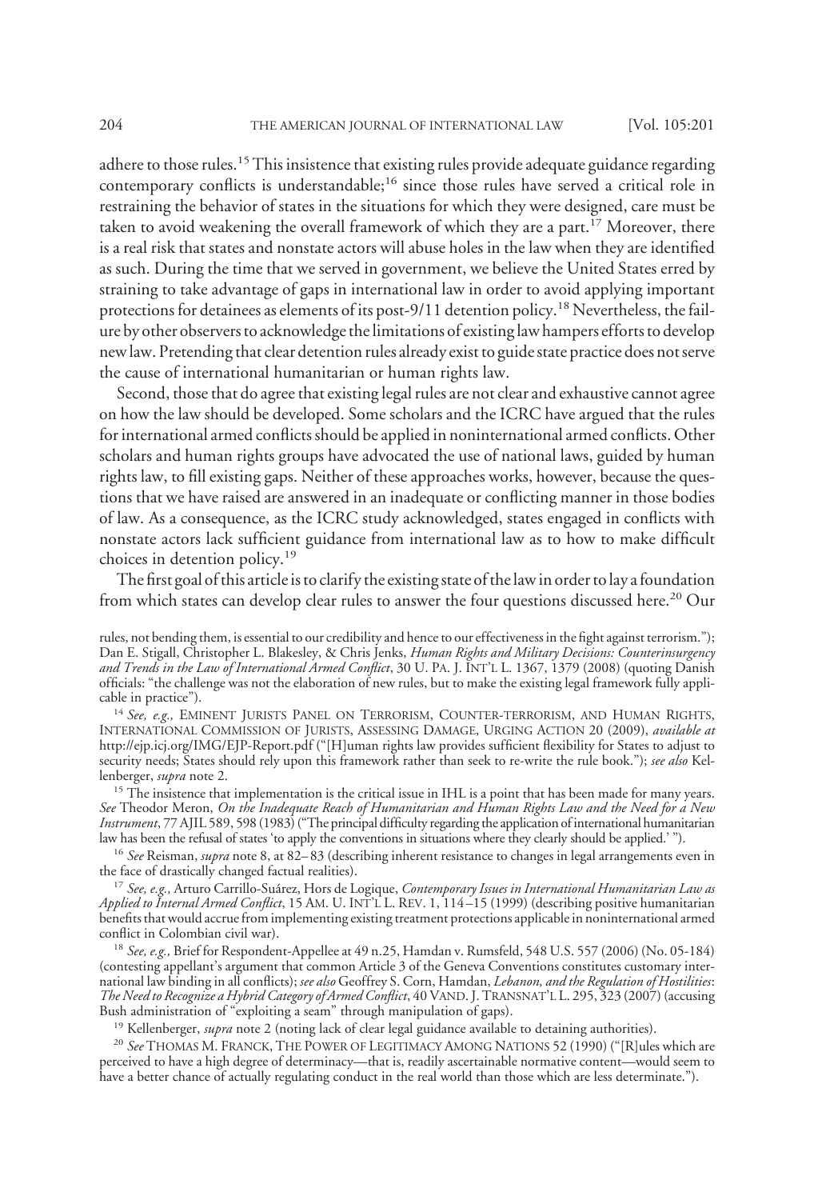adhere to those rules.[15] This insistence that existing rules provide adequate guidance regarding contemporary conflicts is understandable;[16] since those rules have served a critical role in restraining the behavior of states in the situations for which they were designed, care must be taken to avoid weakening the overall framework of which they are a part.[17] Moreover, there is a real risk that states and nonstate actors will abuse holes in the law when they are identified as such. During the time that we served in government, we believe the United States erred by straining to take advantage of gaps in international law in order to avoid applying important protections for detainees as elements of its post-9/11 detention policy.[18] Nevertheless, the failure by other observers to acknowledge the limitations of existing law hampers efforts to develop new law. Pretending that clear detention rules already exist to guide state practice does not serve the cause of international humanitarian or human rights law.

Second, those that do agree that existing legal rules are not clear and exhaustive cannot agree on how the law should be developed. Some scholars and the ICRC have argued that the rules for international armed conflicts should be applied in noninternational armed conflicts. Other scholars and human rights groups have advocated the use of national laws, guided by human rights law, to fill existing gaps. Neither of these approaches works, however, because the questions that we have raised are answered in an inadequate or conflicting manner in those bodies of law. As a consequence, as the ICRC study acknowledged, states engaged in conflicts with nonstate actors lack sufficient guidance from international law as to how to make difficult choices in detention policy.[19]

The first goal of this article is to clarify the existing state of the law in order to lay a foundation from which states can develop clear rules to answer the four questions discussed here.[20] Our

rules, not bending them, is essential to our credibility and hence to our effectiveness in the fight against terrorism."); Dan E. Stigall, Christopher L. Blakesley, & Chris Jenks, *Human Rights and Military Decisions: Counterinsurgency and Trends in the Law of International Armed Conflict*, 30 U. PA. J. INT'L L. 1367, 1379 (2008) (quoting Danish officials: "the challenge was not the elaboration of new rules, but to make the existing legal framework fully applicable in practice").

[14] *See, e.g.,* EMINENT JURISTS PANEL ON TERRORISM, COUNTER-TERRORISM, AND HUMAN RIGHTS, INTERNATIONAL COMMISSION OF JURISTS, ASSESSING DAMAGE, URGING ACTION 20 (2009), *available at* http://ejp.icj.org/IMG/EJP-Report.pdf ("[H]uman rights law provides sufficient flexibility for States to adjust to security needs; States should rely upon this framework rather than seek to re-write the rule book."); *see also* Kellenberger, *supra* note 2.

[15] The insistence that implementation is the critical issue in IHL is a point that has been made for many years. *See* Theodor Meron, *On the Inadequate Reach of Humanitarian and Human Rights Law and the Need for a New Instrument*, 77 AJIL 589, 598 (1983) ("The principal difficulty regarding the application of international humanitarian law has been the refusal of states 'to apply the conventions in situations where they clearly should be applied.' ").

[16] *See* Reisman, *supra* note 8, at 82–83 (describing inherent resistance to changes in legal arrangements even in the face of drastically changed factual realities).

[17] *See, e.g.,* Arturo Carrillo-Suárez, Hors de Logique, *Contemporary Issues in International Humanitarian Law as Applied to Internal Armed Conflict*, 15 AM. U. INT'L L. REV. 1, 114–15 (1999) (describing positive humanitarian benefits that would accrue from implementing existing treatment protections applicable in noninternational armed conflict in Colombian civil war).

[18] *See, e.g.,* Brief for Respondent-Appellee at 49 n.25, Hamdan v. Rumsfeld, 548 U.S. 557 (2006) (No. 05-184) (contesting appellant's argument that common Article 3 of the Geneva Conventions constitutes customary international law binding in all conflicts); *see also* Geoffrey S. Corn, Hamdan, *Lebanon, and the Regulation of Hostilities*: *The Need to Recognize a Hybrid Category of Armed Conflict*, 40 VAND. J. TRANSNAT'L L. 295, 323 (2007) (accusing Bush administration of "exploiting a seam" through manipulation of gaps).

[19] Kellenberger, *supra* note 2 (noting lack of clear legal guidance available to detaining authorities).

[20] *See* THOMAS M. FRANCK, THE POWER OF LEGITIMACY AMONG NATIONS 52 (1990) ("[R]ules which are perceived to have a high degree of determinacy—that is, readily ascertainable normative content—would seem to have a better chance of actually regulating conduct in the real world than those which are less determinate.").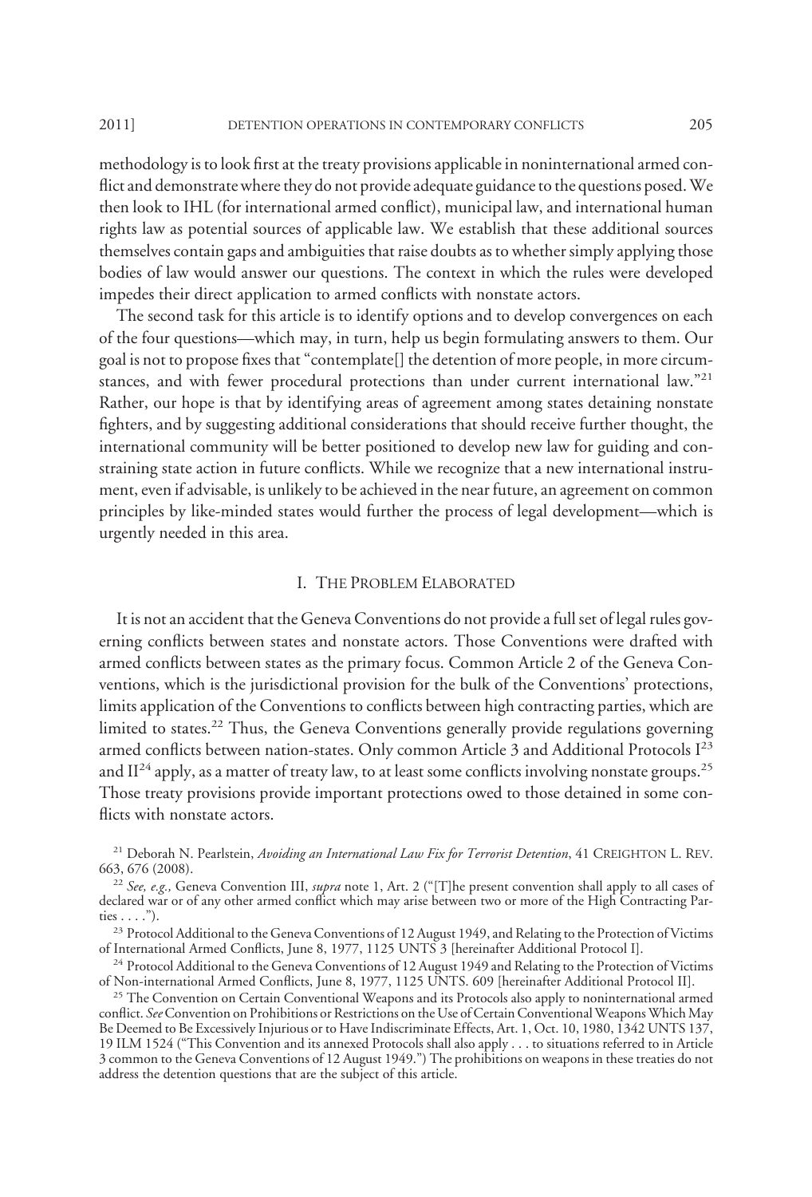methodology is to look first at the treaty provisions applicable in noninternational armed conflict and demonstrate where they do not provide adequate guidance to the questions posed. We then look to IHL (for international armed conflict), municipal law, and international human rights law as potential sources of applicable law. We establish that these additional sources themselves contain gaps and ambiguities that raise doubts as to whether simply applying those bodies of law would answer our questions. The context in which the rules were developed impedes their direct application to armed conflicts with nonstate actors.

The second task for this article is to identify options and to develop convergences on each of the four questions—which may, in turn, help us begin formulating answers to them. Our goal is not to propose fixes that "contemplate[] the detention of more people, in more circumstances, and with fewer procedural protections than under current international law."[21] Rather, our hope is that by identifying areas of agreement among states detaining nonstate fighters, and by suggesting additional considerations that should receive further thought, the international community will be better positioned to develop new law for guiding and constraining state action in future conflicts. While we recognize that a new international instrument, even if advisable, is unlikely to be achieved in the near future, an agreement on common principles by like-minded states would further the process of legal development—which is urgently needed in this area.

## I. The Problem Elaborated

It is not an accident that the Geneva Conventions do not provide a full set of legal rules governing conflicts between states and nonstate actors. Those Conventions were drafted with armed conflicts between states as the primary focus. Common Article 2 of the Geneva Conventions, which is the jurisdictional provision for the bulk of the Conventions' protections, limits application of the Conventions to conflicts between high contracting parties, which are limited to states.[22] Thus, the Geneva Conventions generally provide regulations governing armed conflicts between nation-states. Only common Article 3 and Additional Protocols I[23] and II[24] apply, as a matter of treaty law, to at least some conflicts involving nonstate groups.[25] Those treaty provisions provide important protections owed to those detained in some conflicts with nonstate actors.

[21] Deborah N. Pearlstein, *Avoiding an International Law Fix for Terrorist Detention*, 41 Creighton L. Rev. 663, 676 (2008).

[22] *See, e.g.,* Geneva Convention III, *supra* note 1, Art. 2 ("[T]he present convention shall apply to all cases of declared war or of any other armed conflict which may arise between two or more of the High Contracting Parties . . . .").

[23] Protocol Additional to the Geneva Conventions of 12 August 1949, and Relating to the Protection of Victims of International Armed Conflicts, June 8, 1977, 1125 UNTS 3 [hereinafter Additional Protocol I].

[24] Protocol Additional to the Geneva Conventions of 12 August 1949 and Relating to the Protection of Victims of Non-international Armed Conflicts, June 8, 1977, 1125 UNTS. 609 [hereinafter Additional Protocol II].

[25] The Convention on Certain Conventional Weapons and its Protocols also apply to noninternational armed conflict. *See* Convention on Prohibitions or Restrictions on the Use of Certain Conventional Weapons Which May Be Deemed to Be Excessively Injurious or to Have Indiscriminate Effects, Art. 1, Oct. 10, 1980, 1342 UNTS 137, 19 ILM 1524 ("This Convention and its annexed Protocols shall also apply . . . to situations referred to in Article 3 common to the Geneva Conventions of 12 August 1949.") The prohibitions on weapons in these treaties do not address the detention questions that are the subject of this article.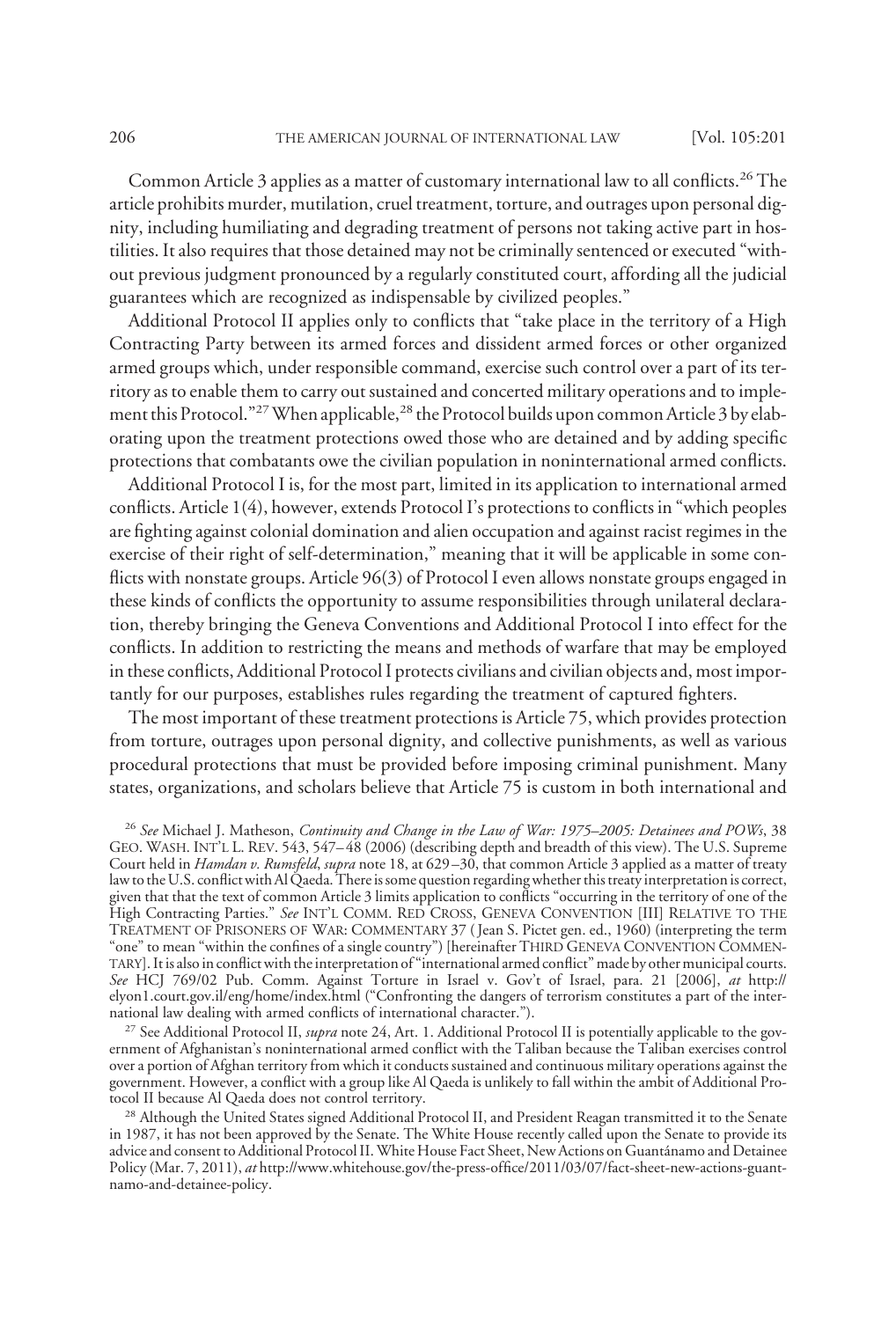Common Article 3 applies as a matter of customary international law to all conflicts.[26] The article prohibits murder, mutilation, cruel treatment, torture, and outrages upon personal dignity, including humiliating and degrading treatment of persons not taking active part in hostilities. It also requires that those detained may not be criminally sentenced or executed "without previous judgment pronounced by a regularly constituted court, affording all the judicial guarantees which are recognized as indispensable by civilized peoples."

Additional Protocol II applies only to conflicts that "take place in the territory of a High Contracting Party between its armed forces and dissident armed forces or other organized armed groups which, under responsible command, exercise such control over a part of its territory as to enable them to carry out sustained and concerted military operations and to implement this Protocol."[27] When applicable,[28] the Protocol builds upon common Article 3 by elaborating upon the treatment protections owed those who are detained and by adding specific protections that combatants owe the civilian population in noninternational armed conflicts.

Additional Protocol I is, for the most part, limited in its application to international armed conflicts. Article 1(4), however, extends Protocol I's protections to conflicts in "which peoples are fighting against colonial domination and alien occupation and against racist regimes in the exercise of their right of self-determination," meaning that it will be applicable in some conflicts with nonstate groups. Article 96(3) of Protocol I even allows nonstate groups engaged in these kinds of conflicts the opportunity to assume responsibilities through unilateral declaration, thereby bringing the Geneva Conventions and Additional Protocol I into effect for the conflicts. In addition to restricting the means and methods of warfare that may be employed in these conflicts, Additional Protocol I protects civilians and civilian objects and, most importantly for our purposes, establishes rules regarding the treatment of captured fighters.

The most important of these treatment protections is Article 75, which provides protection from torture, outrages upon personal dignity, and collective punishments, as well as various procedural protections that must be provided before imposing criminal punishment. Many states, organizations, and scholars believe that Article 75 is custom in both international and

[26] *See* Michael J. Matheson, *Continuity and Change in the Law of War: 1975–2005: Detainees and POWs*, 38 GEO. WASH. INT'L L. REV. 543, 547–48 (2006) (describing depth and breadth of this view). The U.S. Supreme Court held in *Hamdan v. Rumsfeld*, *supra* note 18, at 629–30, that common Article 3 applied as a matter of treaty law to the U.S. conflict with Al Qaeda. There is some question regarding whether this treaty interpretation is correct, given that that the text of common Article 3 limits application to conflicts "occurring in the territory of one of the High Contracting Parties." *See* INT'L COMM. RED CROSS, GENEVA CONVENTION [III] RELATIVE TO THE TREATMENT OF PRISONERS OF WAR: COMMENTARY 37 (Jean S. Pictet gen. ed., 1960) (interpreting the term "one" to mean "within the confines of a single country") [hereinafter THIRD GENEVA CONVENTION COMMENTARY]. It is also in conflict with the interpretation of "international armed conflict" made by other municipal courts. *See* HCJ 769/02 Pub. Comm. Against Torture in Israel v. Gov't of Israel, para. 21 [2006], *at* http://elyon1.court.gov.il/eng/home/index.html ("Confronting the dangers of terrorism constitutes a part of the international law dealing with armed conflicts of international character.").

[27] See Additional Protocol II, *supra* note 24, Art. 1. Additional Protocol II is potentially applicable to the government of Afghanistan's noninternational armed conflict with the Taliban because the Taliban exercises control over a portion of Afghan territory from which it conducts sustained and continuous military operations against the government. However, a conflict with a group like Al Qaeda is unlikely to fall within the ambit of Additional Protocol II because Al Qaeda does not control territory.

[28] Although the United States signed Additional Protocol II, and President Reagan transmitted it to the Senate in 1987, it has not been approved by the Senate. The White House recently called upon the Senate to provide its advice and consent to Additional Protocol II. White House Fact Sheet, New Actions on Guantánamo and Detainee Policy (Mar. 7, 2011), *at* http://www.whitehouse.gov/the-press-office/2011/03/07/fact-sheet-new-actions-guantnamo-and-detainee-policy.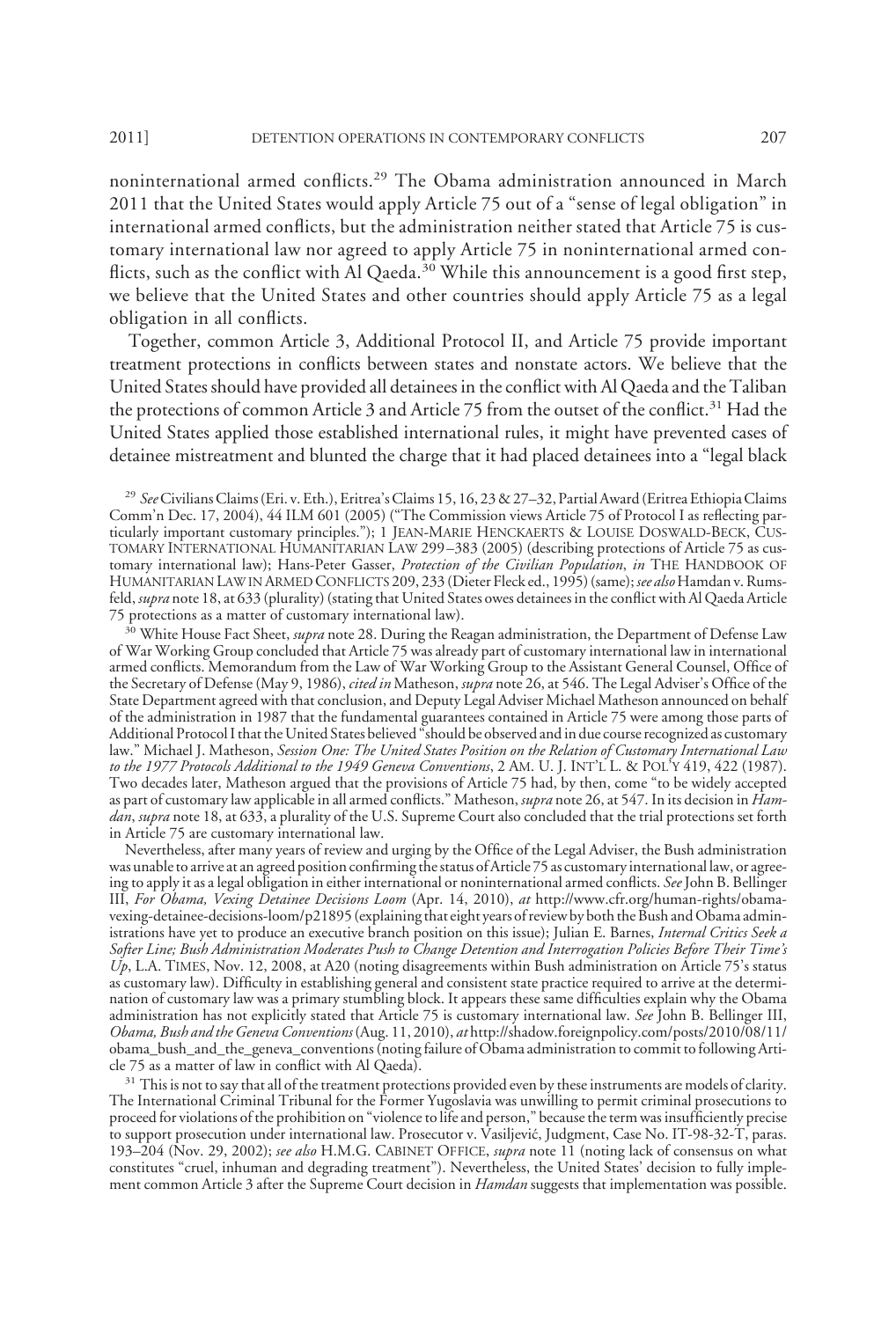noninternational armed conflicts.[29] The Obama administration announced in March 2011 that the United States would apply Article 75 out of a "sense of legal obligation" in international armed conflicts, but the administration neither stated that Article 75 is customary international law nor agreed to apply Article 75 in noninternational armed conflicts, such as the conflict with Al Qaeda.[30] While this announcement is a good first step, we believe that the United States and other countries should apply Article 75 as a legal obligation in all conflicts.

Together, common Article 3, Additional Protocol II, and Article 75 provide important treatment protections in conflicts between states and nonstate actors. We believe that the United States should have provided all detainees in the conflict with Al Qaeda and the Taliban the protections of common Article 3 and Article 75 from the outset of the conflict.[31] Had the United States applied those established international rules, it might have prevented cases of detainee mistreatment and blunted the charge that it had placed detainees into a "legal black

[29] *See* Civilians Claims (Eri. v. Eth.), Eritrea's Claims 15, 16, 23 & 27–32, Partial Award (Eritrea Ethiopia Claims Comm'n Dec. 17, 2004), 44 ILM 601 (2005) ("The Commission views Article 75 of Protocol I as reflecting particularly important customary principles."); 1 JEAN-MARIE HENCKAERTS & LOUISE DOSWALD-BECK, CUSTOMARY INTERNATIONAL HUMANITARIAN LAW 299–383 (2005) (describing protections of Article 75 as customary international law); Hans-Peter Gasser, *Protection of the Civilian Population*, *in* THE HANDBOOK OF HUMANITARIAN LAW IN ARMED CONFLICTS 209, 233 (Dieter Fleck ed., 1995) (same); *see also* Hamdan v. Rumsfeld, *supra* note 18, at 633 (plurality) (stating that United States owes detainees in the conflict with Al Qaeda Article 75 protections as a matter of customary international law).

[30] White House Fact Sheet, *supra* note 28. During the Reagan administration, the Department of Defense Law of War Working Group concluded that Article 75 was already part of customary international law in international armed conflicts. Memorandum from the Law of War Working Group to the Assistant General Counsel, Office of the Secretary of Defense (May 9, 1986), *cited in* Matheson, *supra* note 26, at 546. The Legal Adviser's Office of the State Department agreed with that conclusion, and Deputy Legal Adviser Michael Matheson announced on behalf of the administration in 1987 that the fundamental guarantees contained in Article 75 were among those parts of Additional Protocol I that the United States believed "should be observed and in due course recognized as customary law." Michael J. Matheson, *Session One: The United States Position on the Relation of Customary International Law to the 1977 Protocols Additional to the 1949 Geneva Conventions*, 2 AM. U. J. INT'L L. & POL'Y 419, 422 (1987). Two decades later, Matheson argued that the provisions of Article 75 had, by then, come "to be widely accepted as part of customary law applicable in all armed conflicts." Matheson, *supra* note 26, at 547. In its decision in *Hamdan*, *supra* note 18, at 633, a plurality of the U.S. Supreme Court also concluded that the trial protections set forth in Article 75 are customary international law.

Nevertheless, after many years of review and urging by the Office of the Legal Adviser, the Bush administration was unable to arrive at an agreed position confirming the status of Article 75 as customary international law, or agreeing to apply it as a legal obligation in either international or noninternational armed conflicts. *See* John B. Bellinger III, *For Obama, Vexing Detainee Decisions Loom* (Apr. 14, 2010), *at* http://www.cfr.org/human-rights/obama-vexing-detainee-decisions-loom/p21895 (explaining that eight years of review by both the Bush and Obama administrations have yet to produce an executive branch position on this issue); Julian E. Barnes, *Internal Critics Seek a Softer Line; Bush Administration Moderates Push to Change Detention and Interrogation Policies Before Their Time's Up*, L.A. TIMES, Nov. 12, 2008, at A20 (noting disagreements within Bush administration on Article 75's status as customary law). Difficulty in establishing general and consistent state practice required to arrive at the determination of customary law was a primary stumbling block. It appears these same difficulties explain why the Obama administration has not explicitly stated that Article 75 is customary international law. *See* John B. Bellinger III, *Obama, Bush and the Geneva Conventions* (Aug. 11, 2010), *at* http://shadow.foreignpolicy.com/posts/2010/08/11/obama_bush_and_the_geneva_conventions (noting failure of Obama administration to commit to following Article 75 as a matter of law in conflict with Al Qaeda).

[31] This is not to say that all of the treatment protections provided even by these instruments are models of clarity. The International Criminal Tribunal for the Former Yugoslavia was unwilling to permit criminal prosecutions to proceed for violations of the prohibition on "violence to life and person," because the term was insufficiently precise to support prosecution under international law. Prosecutor v. Vasiljević, Judgment, Case No. IT-98-32-T, paras. 193–204 (Nov. 29, 2002); *see also* H.M.G. CABINET OFFICE, *supra* note 11 (noting lack of consensus on what constitutes "cruel, inhuman and degrading treatment"). Nevertheless, the United States' decision to fully implement common Article 3 after the Supreme Court decision in *Hamdan* suggests that implementation was possible.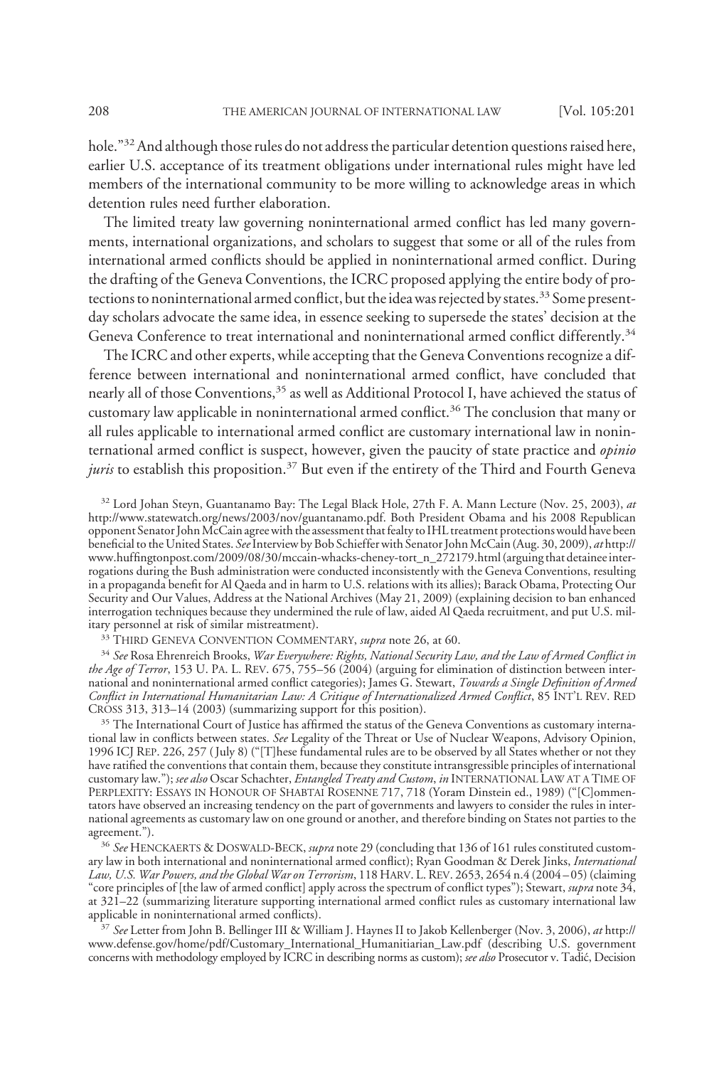hole."[32] And although those rules do not address the particular detention questions raised here, earlier U.S. acceptance of its treatment obligations under international rules might have led members of the international community to be more willing to acknowledge areas in which detention rules need further elaboration.

The limited treaty law governing noninternational armed conflict has led many governments, international organizations, and scholars to suggest that some or all of the rules from international armed conflicts should be applied in noninternational armed conflict. During the drafting of the Geneva Conventions, the ICRC proposed applying the entire body of protections to noninternational armed conflict, but the idea was rejected by states.[33] Some present-day scholars advocate the same idea, in essence seeking to supersede the states' decision at the Geneva Conference to treat international and noninternational armed conflict differently.[34]

The ICRC and other experts, while accepting that the Geneva Conventions recognize a difference between international and noninternational armed conflict, have concluded that nearly all of those Conventions,[35] as well as Additional Protocol I, have achieved the status of customary law applicable in noninternational armed conflict.[36] The conclusion that many or all rules applicable to international armed conflict are customary international law in noninternational armed conflict is suspect, however, given the paucity of state practice and *opinio juris* to establish this proposition.[37] But even if the entirety of the Third and Fourth Geneva

[32] Lord Johan Steyn, Guantanamo Bay: The Legal Black Hole, 27th F. A. Mann Lecture (Nov. 25, 2003), *at* http://www.statewatch.org/news/2003/nov/guantanamo.pdf. Both President Obama and his 2008 Republican opponent Senator John McCain agree with the assessment that fealty to IHL treatment protections would have been beneficial to the United States. *See* Interview by Bob Schieffer with Senator John McCain (Aug. 30, 2009), *at* http://www.huffingtonpost.com/2009/08/30/mccain-whacks-cheney-tort_n_272179.html (arguing that detainee interrogations during the Bush administration were conducted inconsistently with the Geneva Conventions, resulting in a propaganda benefit for Al Qaeda and in harm to U.S. relations with its allies); Barack Obama, Protecting Our Security and Our Values, Address at the National Archives (May 21, 2009) (explaining decision to ban enhanced interrogation techniques because they undermined the rule of law, aided Al Qaeda recruitment, and put U.S. military personnel at risk of similar mistreatment).

[33] THIRD GENEVA CONVENTION COMMENTARY, *supra* note 26, at 60.

[34] *See* Rosa Ehrenreich Brooks, *War Everywhere: Rights, National Security Law, and the Law of Armed Conflict in the Age of Terror*, 153 U. PA. L. REV. 675, 755–56 (2004) (arguing for elimination of distinction between international and noninternational armed conflict categories); James G. Stewart, *Towards a Single Definition of Armed Conflict in International Humanitarian Law: A Critique of Internationalized Armed Conflict*, 85 INT'L REV. RED CROSS 313, 313–14 (2003) (summarizing support for this position).

[35] The International Court of Justice has affirmed the status of the Geneva Conventions as customary international law in conflicts between states. *See* Legality of the Threat or Use of Nuclear Weapons, Advisory Opinion, 1996 ICJ REP. 226, 257 (July 8) ("[T]hese fundamental rules are to be observed by all States whether or not they have ratified the conventions that contain them, because they constitute intransgressible principles of international customary law."); *see also* Oscar Schachter, *Entangled Treaty and Custom*, *in* INTERNATIONAL LAW AT A TIME OF PERPLEXITY: ESSAYS IN HONOUR OF SHABTAI ROSENNE 717, 718 (Yoram Dinstein ed., 1989) ("[C]ommentators have observed an increasing tendency on the part of governments and lawyers to consider the rules in international agreements as customary law on one ground or another, and therefore binding on States not parties to the agreement.").

[36] *See* HENCKAERTS & DOSWALD-BECK, *supra* note 29 (concluding that 136 of 161 rules constituted customary law in both international and noninternational armed conflict); Ryan Goodman & Derek Jinks, *International Law, U.S. War Powers, and the Global War on Terrorism*, 118 HARV. L. REV. 2653, 2654 n.4 (2004–05) (claiming "core principles of [the law of armed conflict] apply across the spectrum of conflict types"); Stewart, *supra* note 34, at 321–22 (summarizing literature supporting international armed conflict rules as customary international law applicable in noninternational armed conflicts).

[37] *See* Letter from John B. Bellinger III & William J. Haynes II to Jakob Kellenberger (Nov. 3, 2006), *at* http://www.defense.gov/home/pdf/Customary_International_Humanitiarian_Law.pdf (describing U.S. government concerns with methodology employed by ICRC in describing norms as custom); *see also* Prosecutor v. Tadić, Decision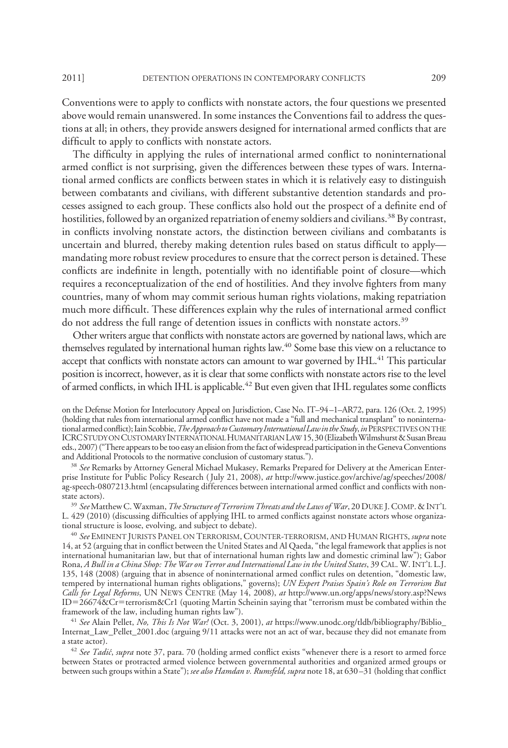Conventions were to apply to conflicts with nonstate actors, the four questions we presented above would remain unanswered. In some instances the Conventions fail to address the questions at all; in others, they provide answers designed for international armed conflicts that are difficult to apply to conflicts with nonstate actors.

The difficulty in applying the rules of international armed conflict to noninternational armed conflict is not surprising, given the differences between these types of wars. International armed conflicts are conflicts between states in which it is relatively easy to distinguish between combatants and civilians, with different substantive detention standards and processes assigned to each group. These conflicts also hold out the prospect of a definite end of hostilities, followed by an organized repatriation of enemy soldiers and civilians.[38] By contrast, in conflicts involving nonstate actors, the distinction between civilians and combatants is uncertain and blurred, thereby making detention rules based on status difficult to apply—mandating more robust review procedures to ensure that the correct person is detained. These conflicts are indefinite in length, potentially with no identifiable point of closure—which requires a reconceptualization of the end of hostilities. And they involve fighters from many countries, many of whom may commit serious human rights violations, making repatriation much more difficult. These differences explain why the rules of international armed conflict do not address the full range of detention issues in conflicts with nonstate actors.[39]

Other writers argue that conflicts with nonstate actors are governed by national laws, which are themselves regulated by international human rights law.[40] Some base this view on a reluctance to accept that conflicts with nonstate actors can amount to war governed by IHL.[41] This particular position is incorrect, however, as it is clear that some conflicts with nonstate actors rise to the level of armed conflicts, in which IHL is applicable.[42] But even given that IHL regulates some conflicts

on the Defense Motion for Interlocutory Appeal on Jurisdiction, Case No. IT–94–1–AR72, para. 126 (Oct. 2, 1995) (holding that rules from international armed conflict have not made a "full and mechanical transplant" to noninternational armed conflict); Iain Scobbie, *The Approach to Customary International Law in the Study*, *in* PERSPECTIVES ON THE ICRC STUDY ON CUSTOMARY INTERNATIONAL HUMANITARIAN LAW 15, 30 (Elizabeth Wilmshurst & Susan Breau eds., 2007) ("There appears to be too easy an elision from the fact of widespread participation in the Geneva Conventions and Additional Protocols to the normative conclusion of customary status.").

[38] *See* Remarks by Attorney General Michael Mukasey, Remarks Prepared for Delivery at the American Enterprise Institute for Public Policy Research (July 21, 2008), *at* http://www.justice.gov/archive/ag/speeches/2008/ag-speech-0807213.html (encapsulating differences between international armed conflict and conflicts with nonstate actors).

[39] *See* Matthew C. Waxman, *The Structure of Terrorism Threats and the Laws of War*, 20 DUKE J. COMP. & INT'L L. 429 (2010) (discussing difficulties of applying IHL to armed conflicts against nonstate actors whose organizational structure is loose, evolving, and subject to debate).

[40] *See* EMINENT JURISTS PANEL ON TERRORISM, COUNTER-TERRORISM, AND HUMAN RIGHTS, *supra* note 14, at 52 (arguing that in conflict between the United States and Al Qaeda, "the legal framework that applies is not international humanitarian law, but that of international human rights law and domestic criminal law"); Gabor Rona, *A Bull in a China Shop: The War on Terror and International Law in the United States*, 39 CAL. W. INT'L L.J. 135, 148 (2008) (arguing that in absence of noninternational armed conflict rules on detention, "domestic law, tempered by international human rights obligations," governs); *UN Expert Praises Spain's Role on Terrorism But Calls for Legal Reforms*, UN NEWS CENTRE (May 14, 2008), *at* http://www.un.org/apps/news/story.asp?NewsID=26674&Cr=terrorism&Cr1 (quoting Martin Scheinin saying that "terrorism must be combated within the framework of the law, including human rights law").

[41] *See* Alain Pellet, *No, This Is Not War!* (Oct. 3, 2001), *at* https://www.unodc.org/tldb/bibliography/Biblio_Internat_Law_Pellet_2001.doc (arguing 9/11 attacks were not an act of war, because they did not emanate from a state actor).

[42] *See Tadić*, *supra* note 37, para. 70 (holding armed conflict exists "whenever there is a resort to armed force between States or protracted armed violence between governmental authorities and organized armed groups or between such groups within a State"); *see also Hamdan v. Rumsfeld, supra* note 18, at 630–31 (holding that conflict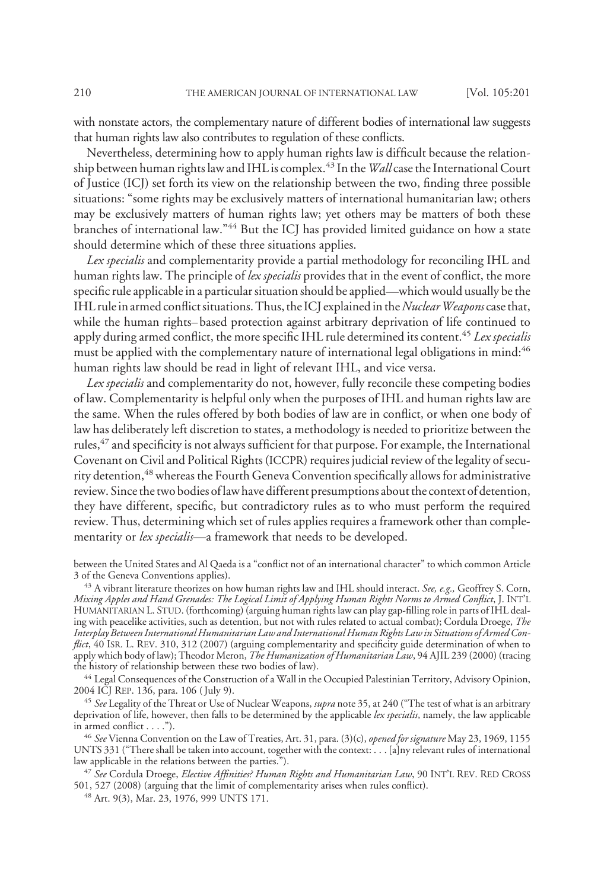with nonstate actors, the complementary nature of different bodies of international law suggests that human rights law also contributes to regulation of these conflicts.

Nevertheless, determining how to apply human rights law is difficult because the relationship between human rights law and IHL is complex.[43] In the *Wall* case the International Court of Justice (ICJ) set forth its view on the relationship between the two, finding three possible situations: "some rights may be exclusively matters of international humanitarian law; others may be exclusively matters of human rights law; yet others may be matters of both these branches of international law."[44] But the ICJ has provided limited guidance on how a state should determine which of these three situations applies.

*Lex specialis* and complementarity provide a partial methodology for reconciling IHL and human rights law. The principle of *lex specialis* provides that in the event of conflict, the more specific rule applicable in a particular situation should be applied—which would usually be the IHL rule in armed conflict situations. Thus, the ICJ explained in the *Nuclear Weapons* case that, while the human rights–based protection against arbitrary deprivation of life continued to apply during armed conflict, the more specific IHL rule determined its content.[45] *Lex specialis* must be applied with the complementary nature of international legal obligations in mind:[46] human rights law should be read in light of relevant IHL, and vice versa.

*Lex specialis* and complementarity do not, however, fully reconcile these competing bodies of law. Complementarity is helpful only when the purposes of IHL and human rights law are the same. When the rules offered by both bodies of law are in conflict, or when one body of law has deliberately left discretion to states, a methodology is needed to prioritize between the rules,[47] and specificity is not always sufficient for that purpose. For example, the International Covenant on Civil and Political Rights (ICCPR) requires judicial review of the legality of security detention,[48] whereas the Fourth Geneva Convention specifically allows for administrative review. Since the two bodies of law have different presumptions about the context of detention, they have different, specific, but contradictory rules as to who must perform the required review. Thus, determining which set of rules applies requires a framework other than complementarity or *lex specialis*—a framework that needs to be developed.

between the United States and Al Qaeda is a "conflict not of an international character" to which common Article 3 of the Geneva Conventions applies).

[43] A vibrant literature theorizes on how human rights law and IHL should interact. *See, e.g.,* Geoffrey S. Corn, *Mixing Apples and Hand Grenades: The Logical Limit of Applying Human Rights Norms to Armed Conflict*, J. INT'L HUMANITARIAN L. STUD. (forthcoming) (arguing human rights law can play gap-filling role in parts of IHL dealing with peacelike activities, such as detention, but not with rules related to actual combat); Cordula Droege, *The Interplay Between International Humanitarian Law and International Human Rights Law in Situations of Armed Conflict*, 40 ISR. L. REV. 310, 312 (2007) (arguing complementarity and specificity guide determination of when to apply which body of law); Theodor Meron, *The Humanization of Humanitarian Law*, 94 AJIL 239 (2000) (tracing the history of relationship between these two bodies of law).

[44] Legal Consequences of the Construction of a Wall in the Occupied Palestinian Territory, Advisory Opinion, 2004 ICJ REP. 136, para. 106 (July 9).

[45] *See* Legality of the Threat or Use of Nuclear Weapons, *supra* note 35, at 240 ("The test of what is an arbitrary deprivation of life, however, then falls to be determined by the applicable *lex specialis*, namely, the law applicable in armed conflict . . . .").

[46] *See* Vienna Convention on the Law of Treaties, Art. 31, para. (3)(c), *opened for signature* May 23, 1969, 1155 UNTS 331 ("There shall be taken into account, together with the context: . . . [a]ny relevant rules of international law applicable in the relations between the parties.").

[47] *See* Cordula Droege, *Elective Affinities? Human Rights and Humanitarian Law*, 90 INT'L REV. RED CROSS 501, 527 (2008) (arguing that the limit of complementarity arises when rules conflict).

[48] Art. 9(3), Mar. 23, 1976, 999 UNTS 171.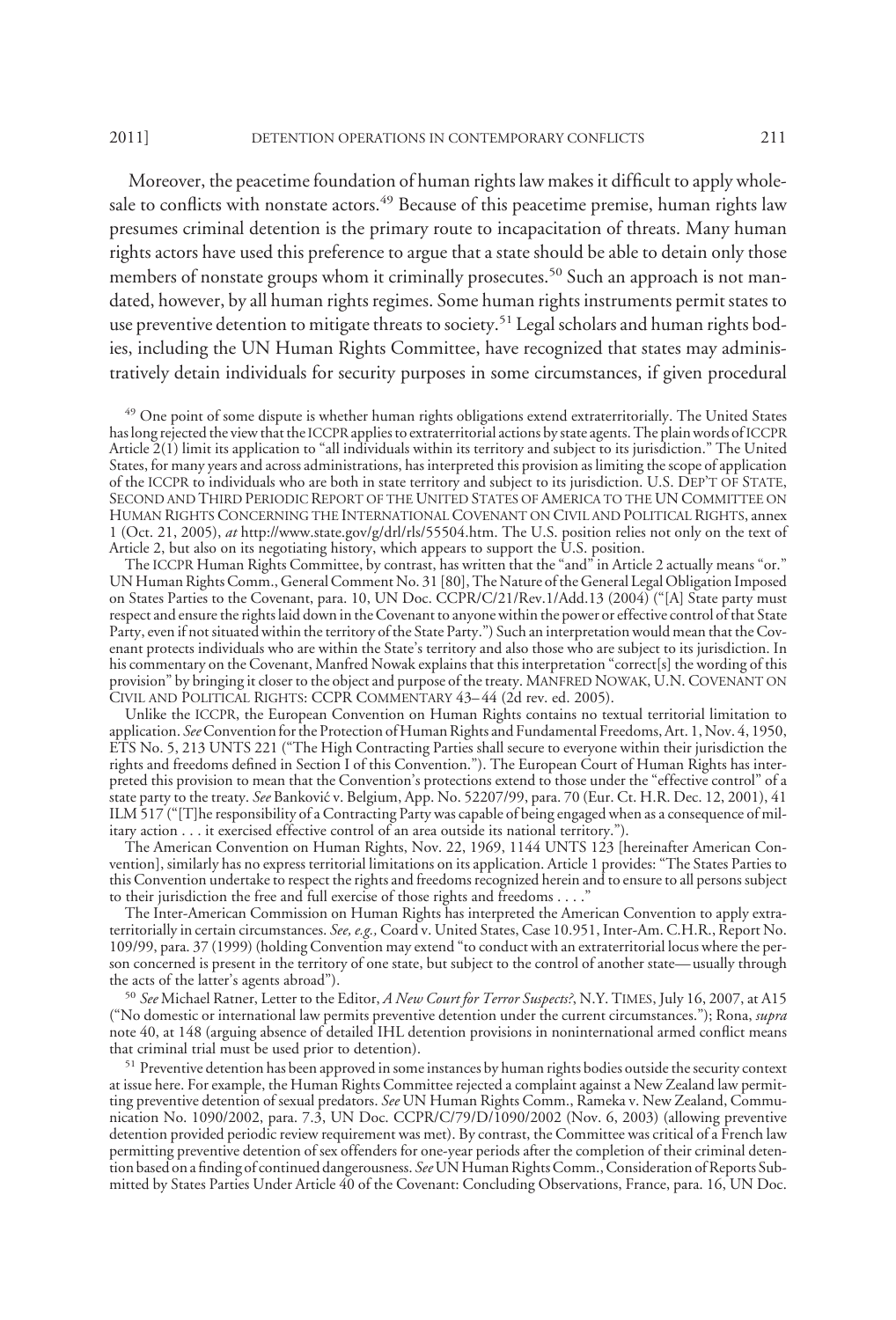Moreover, the peacetime foundation of human rights law makes it difficult to apply wholesale to conflicts with nonstate actors.[49] Because of this peacetime premise, human rights law presumes criminal detention is the primary route to incapacitation of threats. Many human rights actors have used this preference to argue that a state should be able to detain only those members of nonstate groups whom it criminally prosecutes.[50] Such an approach is not mandated, however, by all human rights regimes. Some human rights instruments permit states to use preventive detention to mitigate threats to society.[51] Legal scholars and human rights bodies, including the UN Human Rights Committee, have recognized that states may administratively detain individuals for security purposes in some circumstances, if given procedural

[49] One point of some dispute is whether human rights obligations extend extraterritorially. The United States has long rejected the view that the ICCPR applies to extraterritorial actions by state agents. The plain words of ICCPR Article 2(1) limit its application to "all individuals within its territory and subject to its jurisdiction." The United States, for many years and across administrations, has interpreted this provision as limiting the scope of application of the ICCPR to individuals who are both in state territory and subject to its jurisdiction. U.S. DEP'T OF STATE, SECOND AND THIRD PERIODIC REPORT OF THE UNITED STATES OF AMERICA TO THE UN COMMITTEE ON HUMAN RIGHTS CONCERNING THE INTERNATIONAL COVENANT ON CIVIL AND POLITICAL RIGHTS, annex 1 (Oct. 21, 2005), *at* http://www.state.gov/g/drl/rls/55504.htm. The U.S. position relies not only on the text of Article 2, but also on its negotiating history, which appears to support the U.S. position.

The ICCPR Human Rights Committee, by contrast, has written that the "and" in Article 2 actually means "or." UN Human Rights Comm., General Comment No. 31 [80], The Nature of the General Legal Obligation Imposed on States Parties to the Covenant, para. 10, UN Doc. CCPR/C/21/Rev.1/Add.13 (2004) ("[A] State party must respect and ensure the rights laid down in the Covenant to anyone within the power or effective control of that State Party, even if not situated within the territory of the State Party.") Such an interpretation would mean that the Covenant protects individuals who are within the State's territory and also those who are subject to its jurisdiction. In his commentary on the Covenant, Manfred Nowak explains that this interpretation "correct[s] the wording of this provision" by bringing it closer to the object and purpose of the treaty. MANFRED NOWAK, U.N. COVENANT ON CIVIL AND POLITICAL RIGHTS: CCPR COMMENTARY 43–44 (2d rev. ed. 2005).

Unlike the ICCPR, the European Convention on Human Rights contains no textual territorial limitation to application. *See* Convention for the Protection of Human Rights and Fundamental Freedoms, Art. 1, Nov. 4, 1950, ETS No. 5, 213 UNTS 221 ("The High Contracting Parties shall secure to everyone within their jurisdiction the rights and freedoms defined in Section I of this Convention."). The European Court of Human Rights has interpreted this provision to mean that the Convention's protections extend to those under the "effective control" of a state party to the treaty. *See* Banković v. Belgium, App. No. 52207/99, para. 70 (Eur. Ct. H.R. Dec. 12, 2001), 41 ILM 517 ("[T]he responsibility of a Contracting Party was capable of being engaged when as a consequence of military action . . . it exercised effective control of an area outside its national territory.").

The American Convention on Human Rights, Nov. 22, 1969, 1144 UNTS 123 [hereinafter American Convention], similarly has no express territorial limitations on its application. Article 1 provides: "The States Parties to this Convention undertake to respect the rights and freedoms recognized herein and to ensure to all persons subject to their jurisdiction the free and full exercise of those rights and freedoms . . . ."

The Inter-American Commission on Human Rights has interpreted the American Convention to apply extraterritorially in certain circumstances. *See, e.g.,* Coard v. United States, Case 10.951, Inter-Am. C.H.R., Report No. 109/99, para. 37 (1999) (holding Convention may extend "to conduct with an extraterritorial locus where the person concerned is present in the territory of one state, but subject to the control of another state—usually through the acts of the latter's agents abroad").

[50] *See* Michael Ratner, Letter to the Editor, *A New Court for Terror Suspects?*, N.Y. TIMES, July 16, 2007, at A15 ("No domestic or international law permits preventive detention under the current circumstances."); Rona, *supra* note 40, at 148 (arguing absence of detailed IHL detention provisions in noninternational armed conflict means that criminal trial must be used prior to detention).

[51] Preventive detention has been approved in some instances by human rights bodies outside the security context at issue here. For example, the Human Rights Committee rejected a complaint against a New Zealand law permitting preventive detention of sexual predators. *See* UN Human Rights Comm., Rameka v. New Zealand, Communication No. 1090/2002, para. 7.3, UN Doc. CCPR/C/79/D/1090/2002 (Nov. 6, 2003) (allowing preventive detention provided periodic review requirement was met). By contrast, the Committee was critical of a French law permitting preventive detention of sex offenders for one-year periods after the completion of their criminal detention based on a finding of continued dangerousness. *See* UN Human Rights Comm., Consideration of Reports Submitted by States Parties Under Article 40 of the Covenant: Concluding Observations, France, para. 16, UN Doc.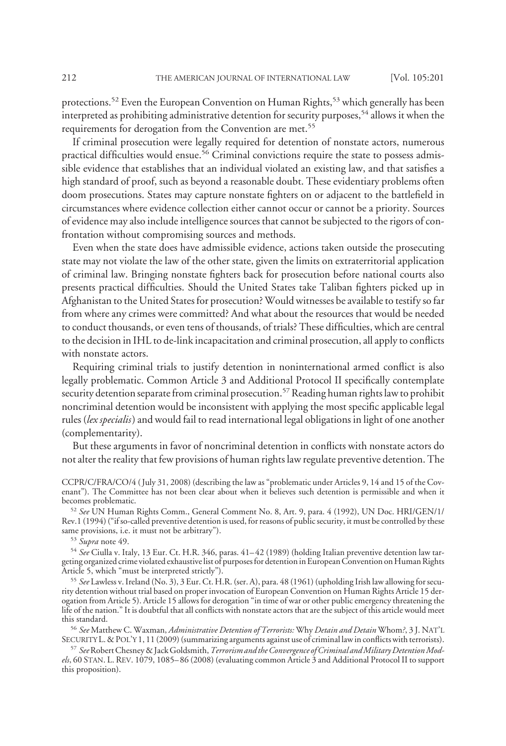protections.[52] Even the European Convention on Human Rights,[53] which generally has been interpreted as prohibiting administrative detention for security purposes,[54] allows it when the requirements for derogation from the Convention are met.[55]

If criminal prosecution were legally required for detention of nonstate actors, numerous practical difficulties would ensue.[56] Criminal convictions require the state to possess admissible evidence that establishes that an individual violated an existing law, and that satisfies a high standard of proof, such as beyond a reasonable doubt. These evidentiary problems often doom prosecutions. States may capture nonstate fighters on or adjacent to the battlefield in circumstances where evidence collection either cannot occur or cannot be a priority. Sources of evidence may also include intelligence sources that cannot be subjected to the rigors of confrontation without compromising sources and methods.

Even when the state does have admissible evidence, actions taken outside the prosecuting state may not violate the law of the other state, given the limits on extraterritorial application of criminal law. Bringing nonstate fighters back for prosecution before national courts also presents practical difficulties. Should the United States take Taliban fighters picked up in Afghanistan to the United States for prosecution? Would witnesses be available to testify so far from where any crimes were committed? And what about the resources that would be needed to conduct thousands, or even tens of thousands, of trials? These difficulties, which are central to the decision in IHL to de-link incapacitation and criminal prosecution, all apply to conflicts with nonstate actors.

Requiring criminal trials to justify detention in noninternational armed conflict is also legally problematic. Common Article 3 and Additional Protocol II specifically contemplate security detention separate from criminal prosecution.[57] Reading human rights law to prohibit noncriminal detention would be inconsistent with applying the most specific applicable legal rules (*lex specialis*) and would fail to read international legal obligations in light of one another (complementarity).

But these arguments in favor of noncriminal detention in conflicts with nonstate actors do not alter the reality that few provisions of human rights law regulate preventive detention. The

---

CCPR/C/FRA/CO/4 (July 31, 2008) (describing the law as "problematic under Articles 9, 14 and 15 of the Covenant"). The Committee has not been clear about when it believes such detention is permissible and when it becomes problematic.

[52] *See* UN Human Rights Comm., General Comment No. 8, Art. 9, para. 4 (1992), UN Doc. HRI/GEN/1/Rev.1 (1994) ("if so-called preventive detention is used, for reasons of public security, it must be controlled by these same provisions, i.e. it must not be arbitrary").

[53] *Supra* note 49.

[54] *See* Ciulla v. Italy, 13 Eur. Ct. H.R. 346, paras. 41–42 (1989) (holding Italian preventive detention law targeting organized crime violated exhaustive list of purposes for detention in European Convention on Human Rights Article 5, which "must be interpreted strictly").

[55] *See* Lawless v. Ireland (No. 3), 3 Eur. Ct. H.R. (ser. A), para. 48 (1961) (upholding Irish law allowing for security detention without trial based on proper invocation of European Convention on Human Rights Article 15 derogation from Article 5). Article 15 allows for derogation "in time of war or other public emergency threatening the life of the nation." It is doubtful that all conflicts with nonstate actors that are the subject of this article would meet this standard.

[56] *See* Matthew C. Waxman, *Administrative Detention of Terrorists:* Why *Detain and Detain* Whom*?*, 3 J. NAT'L SECURITY L. & POL'Y 1, 11 (2009) (summarizing arguments against use of criminal law in conflicts with terrorists).

[57] *See* Robert Chesney & Jack Goldsmith, *Terrorism and the Convergence of Criminal and Military Detention Models*, 60 STAN. L. REV. 1079, 1085–86 (2008) (evaluating common Article 3 and Additional Protocol II to support this proposition).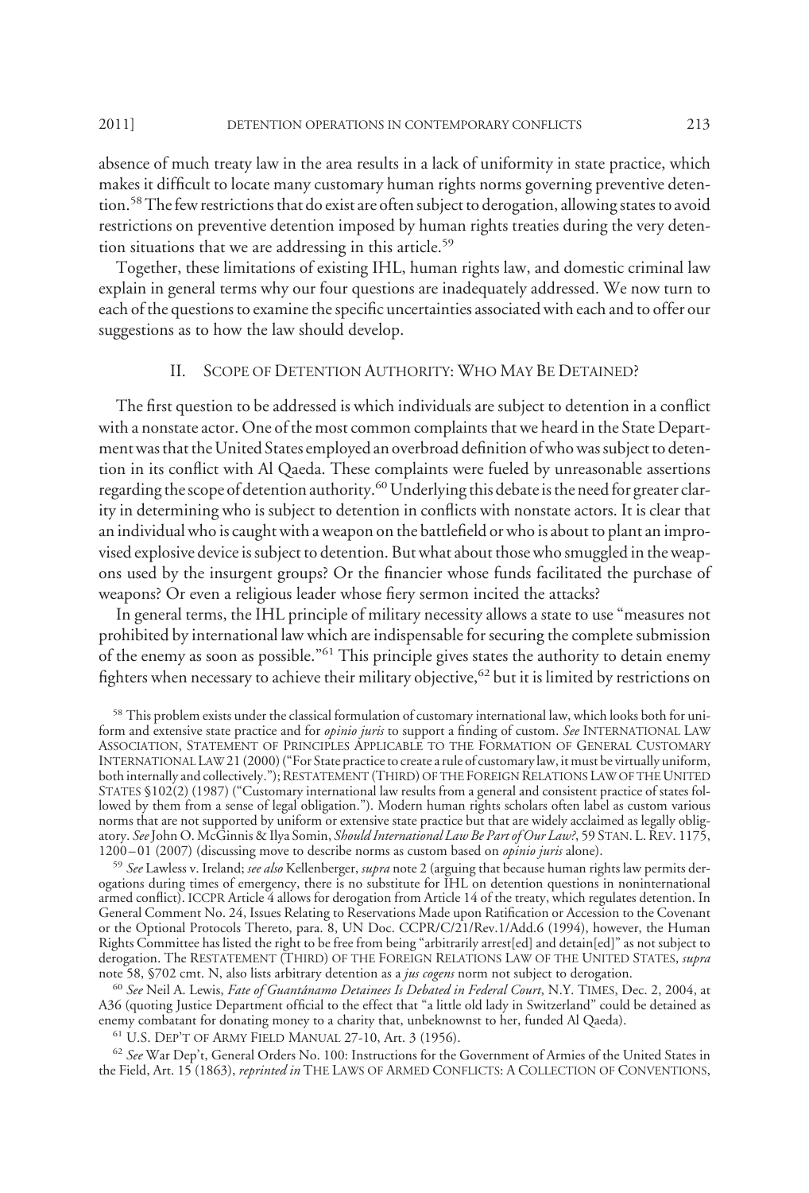absence of much treaty law in the area results in a lack of uniformity in state practice, which makes it difficult to locate many customary human rights norms governing preventive detention.[58] The few restrictions that do exist are often subject to derogation, allowing states to avoid restrictions on preventive detention imposed by human rights treaties during the very detention situations that we are addressing in this article.[59]

Together, these limitations of existing IHL, human rights law, and domestic criminal law explain in general terms why our four questions are inadequately addressed. We now turn to each of the questions to examine the specific uncertainties associated with each and to offer our suggestions as to how the law should develop.

## II. Scope of Detention Authority: Who May Be Detained?

The first question to be addressed is which individuals are subject to detention in a conflict with a nonstate actor. One of the most common complaints that we heard in the State Department was that the United States employed an overbroad definition of who was subject to detention in its conflict with Al Qaeda. These complaints were fueled by unreasonable assertions regarding the scope of detention authority.[60] Underlying this debate is the need for greater clarity in determining who is subject to detention in conflicts with nonstate actors. It is clear that an individual who is caught with a weapon on the battlefield or who is about to plant an improvised explosive device is subject to detention. But what about those who smuggled in the weapons used by the insurgent groups? Or the financier whose funds facilitated the purchase of weapons? Or even a religious leader whose fiery sermon incited the attacks?

In general terms, the IHL principle of military necessity allows a state to use "measures not prohibited by international law which are indispensable for securing the complete submission of the enemy as soon as possible."[61] This principle gives states the authority to detain enemy fighters when necessary to achieve their military objective,[62] but it is limited by restrictions on

---

[58] This problem exists under the classical formulation of customary international law, which looks both for uniform and extensive state practice and for *opinio juris* to support a finding of custom. *See* International Law Association, Statement of Principles Applicable to the Formation of General Customary International Law 21 (2000) ("For State practice to create a rule of customary law, it must be virtually uniform, both internally and collectively."); Restatement (Third) of the Foreign Relations Law of the United States §102(2) (1987) ("Customary international law results from a general and consistent practice of states followed by them from a sense of legal obligation."). Modern human rights scholars often label as custom various norms that are not supported by uniform or extensive state practice but that are widely acclaimed as legally obligatory. *See* John O. McGinnis & Ilya Somin, *Should International Law Be Part of Our Law?*, 59 Stan. L. Rev. 1175, 1200–01 (2007) (discussing move to describe norms as custom based on *opinio juris* alone).

[59] *See* Lawless v. Ireland; *see also* Kellenberger, *supra* note 2 (arguing that because human rights law permits derogations during times of emergency, there is no substitute for IHL on detention questions in noninternational armed conflict). ICCPR Article 4 allows for derogation from Article 14 of the treaty, which regulates detention. In General Comment No. 24, Issues Relating to Reservations Made upon Ratification or Accession to the Covenant or the Optional Protocols Thereto, para. 8, UN Doc. CCPR/C/21/Rev.1/Add.6 (1994), however, the Human Rights Committee has listed the right to be free from being "arbitrarily arrest[ed] and detain[ed]" as not subject to derogation. The Restatement (Third) of the Foreign Relations Law of the United States, *supra* note 58, §702 cmt. N, also lists arbitrary detention as a *jus cogens* norm not subject to derogation.

[60] *See* Neil A. Lewis, *Fate of Guantánamo Detainees Is Debated in Federal Court*, N.Y. Times, Dec. 2, 2004, at A36 (quoting Justice Department official to the effect that "a little old lady in Switzerland" could be detained as enemy combatant for donating money to a charity that, unbeknownst to her, funded Al Qaeda).

[61] U.S. Dep't of Army Field Manual 27-10, Art. 3 (1956).

[62] *See* War Dep't, General Orders No. 100: Instructions for the Government of Armies of the United States in the Field, Art. 15 (1863), *reprinted in* The Laws of Armed Conflicts: A Collection of Conventions,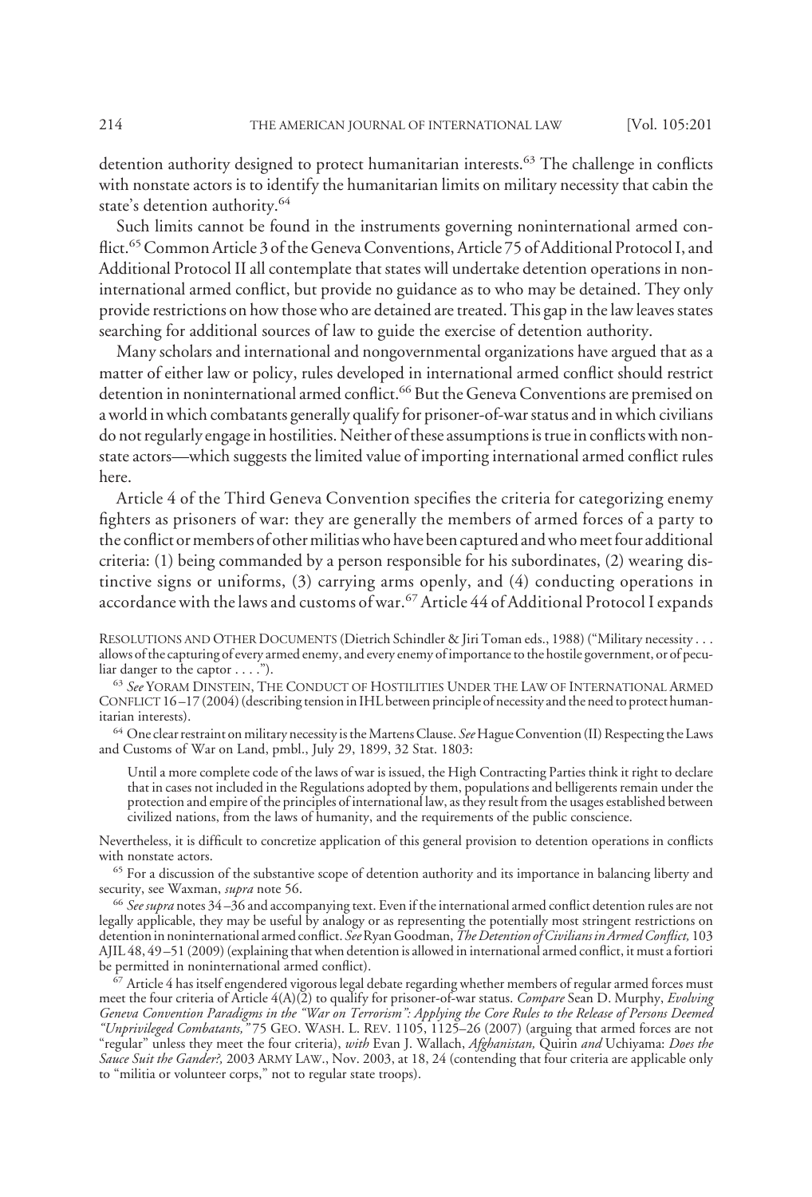detention authority designed to protect humanitarian interests.[63] The challenge in conflicts with nonstate actors is to identify the humanitarian limits on military necessity that cabin the state's detention authority.[64]

Such limits cannot be found in the instruments governing noninternational armed conflict.[65] Common Article 3 of the Geneva Conventions, Article 75 of Additional Protocol I, and Additional Protocol II all contemplate that states will undertake detention operations in noninternational armed conflict, but provide no guidance as to who may be detained. They only provide restrictions on how those who are detained are treated. This gap in the law leaves states searching for additional sources of law to guide the exercise of detention authority.

Many scholars and international and nongovernmental organizations have argued that as a matter of either law or policy, rules developed in international armed conflict should restrict detention in noninternational armed conflict.[66] But the Geneva Conventions are premised on a world in which combatants generally qualify for prisoner-of-war status and in which civilians do not regularly engage in hostilities. Neither of these assumptions is true in conflicts with nonstate actors—which suggests the limited value of importing international armed conflict rules here.

Article 4 of the Third Geneva Convention specifies the criteria for categorizing enemy fighters as prisoners of war: they are generally the members of armed forces of a party to the conflict or members of other militias who have been captured and who meet four additional criteria: (1) being commanded by a person responsible for his subordinates, (2) wearing distinctive signs or uniforms, (3) carrying arms openly, and (4) conducting operations in accordance with the laws and customs of war.[67] Article 44 of Additional Protocol I expands

RESOLUTIONS AND OTHER DOCUMENTS (Dietrich Schindler & Jiri Toman eds., 1988) ("Military necessity . . . allows of the capturing of every armed enemy, and every enemy of importance to the hostile government, or of peculiar danger to the captor . . . .").

[63] *See* YORAM DINSTEIN, THE CONDUCT OF HOSTILITIES UNDER THE LAW OF INTERNATIONAL ARMED CONFLICT 16–17 (2004) (describing tension in IHL between principle of necessity and the need to protect humanitarian interests).

[64] One clear restraint on military necessity is the Martens Clause. *See* Hague Convention (II) Respecting the Laws and Customs of War on Land, pmbl., July 29, 1899, 32 Stat. 1803:

> Until a more complete code of the laws of war is issued, the High Contracting Parties think it right to declare that in cases not included in the Regulations adopted by them, populations and belligerents remain under the protection and empire of the principles of international law, as they result from the usages established between civilized nations, from the laws of humanity, and the requirements of the public conscience.

Nevertheless, it is difficult to concretize application of this general provision to detention operations in conflicts with nonstate actors.

[65] For a discussion of the substantive scope of detention authority and its importance in balancing liberty and security, see Waxman, *supra* note 56.

[66] *See supra* notes 34–36 and accompanying text. Even if the international armed conflict detention rules are not legally applicable, they may be useful by analogy or as representing the potentially most stringent restrictions on detention in noninternational armed conflict. *See* Ryan Goodman, *The Detention of Civilians in Armed Conflict,* 103 AJIL 48, 49–51 (2009) (explaining that when detention is allowed in international armed conflict, it must a fortiori be permitted in noninternational armed conflict).

[67] Article 4 has itself engendered vigorous legal debate regarding whether members of regular armed forces must meet the four criteria of Article 4(A)(2) to qualify for prisoner-of-war status. *Compare* Sean D. Murphy, *Evolving Geneva Convention Paradigms in the "War on Terrorism": Applying the Core Rules to the Release of Persons Deemed "Unprivileged Combatants,"* 75 GEO. WASH. L. REV. 1105, 1125–26 (2007) (arguing that armed forces are not "regular" unless they meet the four criteria), *with* Evan J. Wallach, *Afghanistan,* Quirin *and* Uchiyama: *Does the Sauce Suit the Gander?,* 2003 ARMY LAW., Nov. 2003, at 18, 24 (contending that four criteria are applicable only to "militia or volunteer corps," not to regular state troops).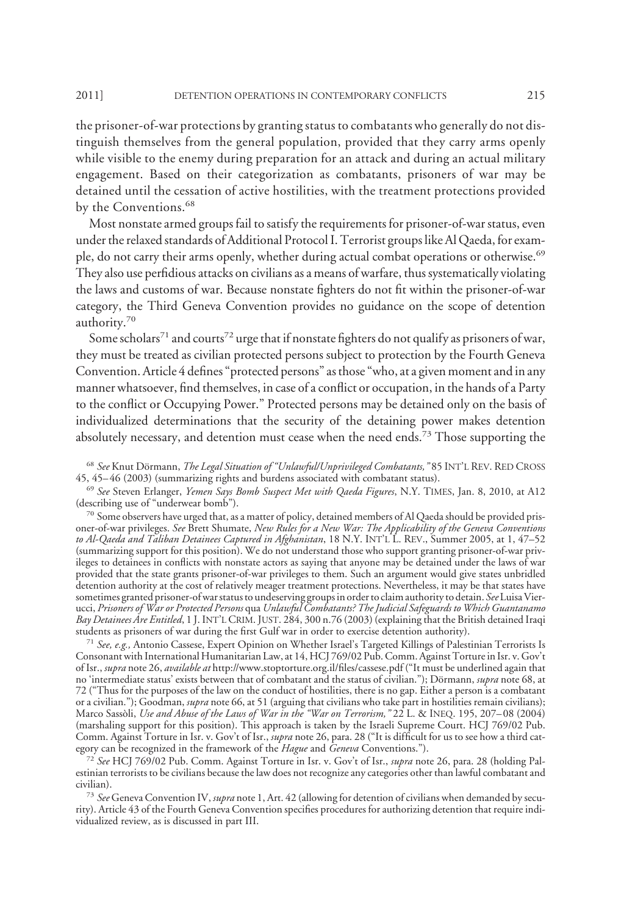the prisoner-of-war protections by granting status to combatants who generally do not distinguish themselves from the general population, provided that they carry arms openly while visible to the enemy during preparation for an attack and during an actual military engagement. Based on their categorization as combatants, prisoners of war may be detained until the cessation of active hostilities, with the treatment protections provided by the Conventions.[68]

Most nonstate armed groups fail to satisfy the requirements for prisoner-of-war status, even under the relaxed standards of Additional Protocol I. Terrorist groups like Al Qaeda, for example, do not carry their arms openly, whether during actual combat operations or otherwise.[69] They also use perfidious attacks on civilians as a means of warfare, thus systematically violating the laws and customs of war. Because nonstate fighters do not fit within the prisoner-of-war category, the Third Geneva Convention provides no guidance on the scope of detention authority.[70]

Some scholars[71] and courts[72] urge that if nonstate fighters do not qualify as prisoners of war, they must be treated as civilian protected persons subject to protection by the Fourth Geneva Convention. Article 4 defines "protected persons" as those "who, at a given moment and in any manner whatsoever, find themselves, in case of a conflict or occupation, in the hands of a Party to the conflict or Occupying Power." Protected persons may be detained only on the basis of individualized determinations that the security of the detaining power makes detention absolutely necessary, and detention must cease when the need ends.[73] Those supporting the

[68] *See* Knut Dörmann, *The Legal Situation of "Unlawful/Unprivileged Combatants,"* 85 INT'L REV. RED CROSS 45, 45–46 (2003) (summarizing rights and burdens associated with combatant status).

[69] *See* Steven Erlanger, *Yemen Says Bomb Suspect Met with Qaeda Figures*, N.Y. TIMES, Jan. 8, 2010, at A12 (describing use of "underwear bomb").

[70] Some observers have urged that, as a matter of policy, detained members of Al Qaeda should be provided prisoner-of-war privileges. *See* Brett Shumate, *New Rules for a New War: The Applicability of the Geneva Conventions to Al-Qaeda and Taliban Detainees Captured in Afghanistan*, 18 N.Y. INT'L L. REV., Summer 2005, at 1, 47–52 (summarizing support for this position). We do not understand those who support granting prisoner-of-war privileges to detainees in conflicts with nonstate actors as saying that anyone may be detained under the laws of war provided that the state grants prisoner-of-war privileges to them. Such an argument would give states unbridled detention authority at the cost of relatively meager treatment protections. Nevertheless, it may be that states have sometimes granted prisoner-of war status to undeserving groups in order to claim authority to detain. *See* Luisa Vierucci, *Prisoners of War or Protected Persons* qua *Unlawful Combatants? The Judicial Safeguards to Which Guantanamo Bay Detainees Are Entitled*, 1 J. INT'L CRIM. JUST. 284, 300 n.76 (2003) (explaining that the British detained Iraqi students as prisoners of war during the first Gulf war in order to exercise detention authority).

[71] *See, e.g.,* Antonio Cassese, Expert Opinion on Whether Israel's Targeted Killings of Palestinian Terrorists Is Consonant with International Humanitarian Law, at 14, HCJ 769/02 Pub. Comm. Against Torture in Isr. v. Gov't of Isr., *supra* note 26, *available at* http://www.stoptorture.org.il/files/cassese.pdf ("It must be underlined again that no 'intermediate status' exists between that of combatant and the status of civilian."); Dörmann, *supra* note 68, at 72 ("Thus for the purposes of the law on the conduct of hostilities, there is no gap. Either a person is a combatant or a civilian."); Goodman, *supra* note 66, at 51 (arguing that civilians who take part in hostilities remain civilians); Marco Sassòli, *Use and Abuse of the Laws of War in the "War on Terrorism,"* 22 L. & INEQ. 195, 207–08 (2004) (marshaling support for this position). This approach is taken by the Israeli Supreme Court. HCJ 769/02 Pub. Comm. Against Torture in Isr. v. Gov't of Isr., *supra* note 26, para. 28 ("It is difficult for us to see how a third category can be recognized in the framework of the *Hague* and *Geneva* Conventions.").

[72] *See* HCJ 769/02 Pub. Comm. Against Torture in Isr. v. Gov't of Isr., *supra* note 26, para. 28 (holding Palestinian terrorists to be civilians because the law does not recognize any categories other than lawful combatant and civilian).

[73] *See* Geneva Convention IV, *supra* note 1, Art. 42 (allowing for detention of civilians when demanded by security). Article 43 of the Fourth Geneva Convention specifies procedures for authorizing detention that require individualized review, as is discussed in part III.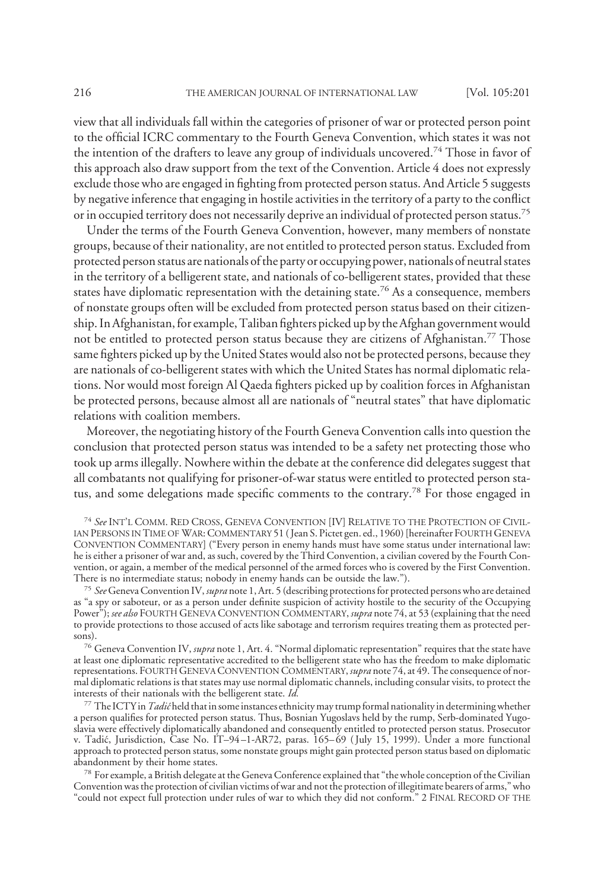view that all individuals fall within the categories of prisoner of war or protected person point to the official ICRC commentary to the Fourth Geneva Convention, which states it was not the intention of the drafters to leave any group of individuals uncovered.[74] Those in favor of this approach also draw support from the text of the Convention. Article 4 does not expressly exclude those who are engaged in fighting from protected person status. And Article 5 suggests by negative inference that engaging in hostile activities in the territory of a party to the conflict or in occupied territory does not necessarily deprive an individual of protected person status.[75]

Under the terms of the Fourth Geneva Convention, however, many members of nonstate groups, because of their nationality, are not entitled to protected person status. Excluded from protected person status are nationals of the party or occupying power, nationals of neutral states in the territory of a belligerent state, and nationals of co-belligerent states, provided that these states have diplomatic representation with the detaining state.[76] As a consequence, members of nonstate groups often will be excluded from protected person status based on their citizenship. In Afghanistan, for example, Taliban fighters picked up by the Afghan government would not be entitled to protected person status because they are citizens of Afghanistan.[77] Those same fighters picked up by the United States would also not be protected persons, because they are nationals of co-belligerent states with which the United States has normal diplomatic relations. Nor would most foreign Al Qaeda fighters picked up by coalition forces in Afghanistan be protected persons, because almost all are nationals of "neutral states" that have diplomatic relations with coalition members.

Moreover, the negotiating history of the Fourth Geneva Convention calls into question the conclusion that protected person status was intended to be a safety net protecting those who took up arms illegally. Nowhere within the debate at the conference did delegates suggest that all combatants not qualifying for prisoner-of-war status were entitled to protected person status, and some delegations made specific comments to the contrary.[78] For those engaged in

[74] *See* INT'L COMM. RED CROSS, GENEVA CONVENTION [IV] RELATIVE TO THE PROTECTION OF CIVILIAN PERSONS IN TIME OF WAR: COMMENTARY 51 (Jean S. Pictet gen. ed., 1960) [hereinafter FOURTH GENEVA CONVENTION COMMENTARY] ("Every person in enemy hands must have some status under international law: he is either a prisoner of war and, as such, covered by the Third Convention, a civilian covered by the Fourth Convention, or again, a member of the medical personnel of the armed forces who is covered by the First Convention. There is no intermediate status; nobody in enemy hands can be outside the law.").

[75] *See* Geneva Convention IV, *supra* note 1, Art. 5 (describing protections for protected persons who are detained as "a spy or saboteur, or as a person under definite suspicion of activity hostile to the security of the Occupying Power"); *see also* FOURTH GENEVA CONVENTION COMMENTARY, *supra* note 74, at 53 (explaining that the need to provide protections to those accused of acts like sabotage and terrorism requires treating them as protected persons).

[76] Geneva Convention IV, *supra* note 1, Art. 4. "Normal diplomatic representation" requires that the state have at least one diplomatic representative accredited to the belligerent state who has the freedom to make diplomatic representations. FOURTH GENEVA CONVENTION COMMENTARY, *supra* note 74, at 49. The consequence of normal diplomatic relations is that states may use normal diplomatic channels, including consular visits, to protect the interests of their nationals with the belligerent state. *Id.*

[77] The ICTY in *Tadić* held that in some instances ethnicity may trump formal nationality in determining whether a person qualifies for protected person status. Thus, Bosnian Yugoslavs held by the rump, Serb-dominated Yugoslavia were effectively diplomatically abandoned and consequently entitled to protected person status. Prosecutor v. Tadić, Jurisdiction, Case No. IT–94–1-AR72, paras. 165–69 (July 15, 1999). Under a more functional approach to protected person status, some nonstate groups might gain protected person status based on diplomatic abandonment by their home states.

[78] For example, a British delegate at the Geneva Conference explained that "the whole conception of the Civilian Convention was the protection of civilian victims of war and not the protection of illegitimate bearers of arms," who "could not expect full protection under rules of war to which they did not conform." 2 FINAL RECORD OF THE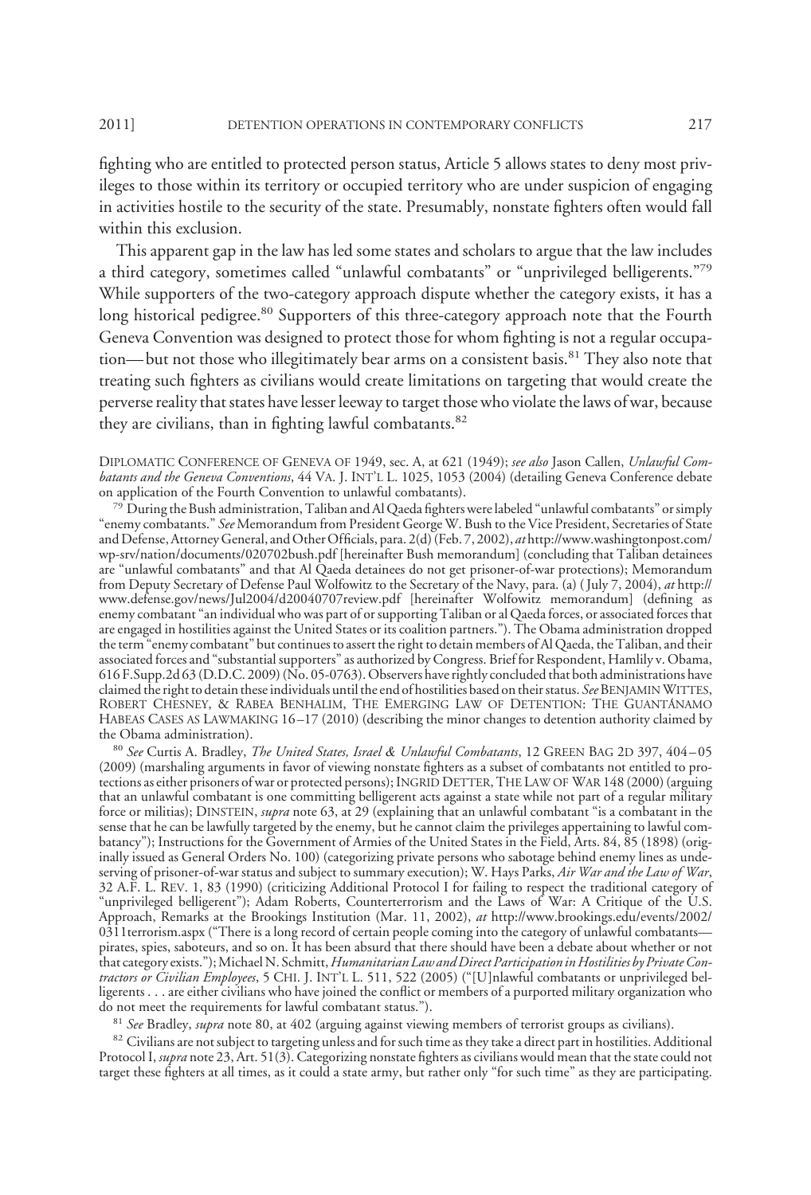fighting who are entitled to protected person status, Article 5 allows states to deny most privileges to those within its territory or occupied territory who are under suspicion of engaging in activities hostile to the security of the state. Presumably, nonstate fighters often would fall within this exclusion.

This apparent gap in the law has led some states and scholars to argue that the law includes a third category, sometimes called "unlawful combatants" or "unprivileged belligerents."[79] While supporters of the two-category approach dispute whether the category exists, it has a long historical pedigree.[80] Supporters of this three-category approach note that the Fourth Geneva Convention was designed to protect those for whom fighting is not a regular occupation—but not those who illegitimately bear arms on a consistent basis.[81] They also note that treating such fighters as civilians would create limitations on targeting that would create the perverse reality that states have lesser leeway to target those who violate the laws of war, because they are civilians, than in fighting lawful combatants.[82]

DIPLOMATIC CONFERENCE OF GENEVA OF 1949, sec. A, at 621 (1949); *see also* Jason Callen, *Unlawful Combatants and the Geneva Conventions*, 44 VA. J. INT'L L. 1025, 1053 (2004) (detailing Geneva Conference debate on application of the Fourth Convention to unlawful combatants).

[79] During the Bush administration, Taliban and Al Qaeda fighters were labeled "unlawful combatants" or simply "enemy combatants." *See* Memorandum from President George W. Bush to the Vice President, Secretaries of State and Defense, Attorney General, and Other Officials, para. 2(d) (Feb. 7, 2002), *at* http://www.washingtonpost.com/wp-srv/nation/documents/020702bush.pdf [hereinafter Bush memorandum] (concluding that Taliban detainees are "unlawful combatants" and that Al Qaeda detainees do not get prisoner-of-war protections); Memorandum from Deputy Secretary of Defense Paul Wolfowitz to the Secretary of the Navy, para. (a) (July 7, 2004), *at* http://www.defense.gov/news/Jul2004/d20040707review.pdf [hereinafter Wolfowitz memorandum] (defining as enemy combatant "an individual who was part of or supporting Taliban or al Qaeda forces, or associated forces that are engaged in hostilities against the United States or its coalition partners."). The Obama administration dropped the term "enemy combatant" but continues to assert the right to detain members of Al Qaeda, the Taliban, and their associated forces and "substantial supporters" as authorized by Congress. Brief for Respondent, Hamlily v. Obama, 616 F.Supp.2d 63 (D.D.C. 2009) (No. 05-0763). Observers have rightly concluded that both administrations have claimed the right to detain these individuals until the end of hostilities based on their status. *See* BENJAMIN WITTES, ROBERT CHESNEY, & RABEA BENHALIM, THE EMERGING LAW OF DETENTION: THE GUANTÁNAMO HABEAS CASES AS LAWMAKING 16–17 (2010) (describing the minor changes to detention authority claimed by the Obama administration).

[80] *See* Curtis A. Bradley, *The United States, Israel & Unlawful Combatants*, 12 GREEN BAG 2D 397, 404–05 (2009) (marshaling arguments in favor of viewing nonstate fighters as a subset of combatants not entitled to protections as either prisoners of war or protected persons); INGRID DETTER, THE LAW OF WAR 148 (2000) (arguing that an unlawful combatant is one committing belligerent acts against a state while not part of a regular military force or militias); DINSTEIN, *supra* note 63, at 29 (explaining that an unlawful combatant "is a combatant in the sense that he can be lawfully targeted by the enemy, but he cannot claim the privileges appertaining to lawful combatancy"); Instructions for the Government of Armies of the United States in the Field, Arts. 84, 85 (1898) (originally issued as General Orders No. 100) (categorizing private persons who sabotage behind enemy lines as undeserving of prisoner-of-war status and subject to summary execution); W. Hays Parks, *Air War and the Law of War*, 32 A.F. L. REV. 1, 83 (1990) (criticizing Additional Protocol I for failing to respect the traditional category of "unprivileged belligerent"); Adam Roberts, Counterterrorism and the Laws of War: A Critique of the U.S. Approach, Remarks at the Brookings Institution (Mar. 11, 2002), *at* http://www.brookings.edu/events/2002/0311terrorism.aspx ("There is a long record of certain people coming into the category of unlawful combatants—pirates, spies, saboteurs, and so on. It has been absurd that there should have been a debate about whether or not that category exists."); Michael N. Schmitt, *Humanitarian Law and Direct Participation in Hostilities by Private Contractors or Civilian Employees*, 5 CHI. J. INT'L L. 511, 522 (2005) ("[U]nlawful combatants or unprivileged belligerents . . . are either civilians who have joined the conflict or members of a purported military organization who do not meet the requirements for lawful combatant status.").

[81] *See* Bradley, *supra* note 80, at 402 (arguing against viewing members of terrorist groups as civilians).

[82] Civilians are not subject to targeting unless and for such time as they take a direct part in hostilities. Additional Protocol I, *supra* note 23, Art. 51(3). Categorizing nonstate fighters as civilians would mean that the state could not target these fighters at all times, as it could a state army, but rather only "for such time" as they are participating.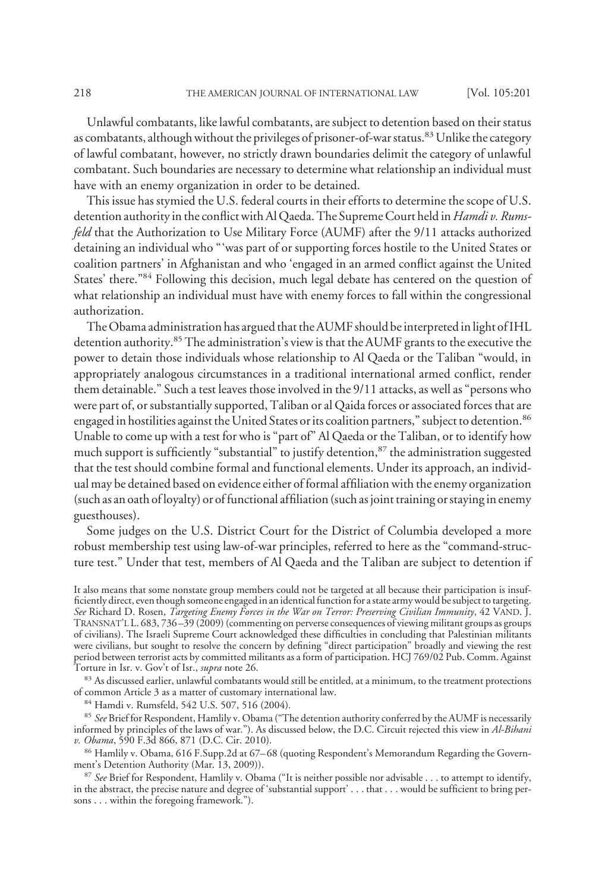Unlawful combatants, like lawful combatants, are subject to detention based on their status as combatants, although without the privileges of prisoner-of-war status.[83] Unlike the category of lawful combatant, however, no strictly drawn boundaries delimit the category of unlawful combatant. Such boundaries are necessary to determine what relationship an individual must have with an enemy organization in order to be detained.

This issue has stymied the U.S. federal courts in their efforts to determine the scope of U.S. detention authority in the conflict with Al Qaeda. The Supreme Court held in *Hamdi v. Rumsfeld* that the Authorization to Use Military Force (AUMF) after the 9/11 attacks authorized detaining an individual who "'was part of or supporting forces hostile to the United States or coalition partners' in Afghanistan and who 'engaged in an armed conflict against the United States' there."[84] Following this decision, much legal debate has centered on the question of what relationship an individual must have with enemy forces to fall within the congressional authorization.

The Obama administration has argued that the AUMF should be interpreted in light of IHL detention authority.[85] The administration's view is that the AUMF grants to the executive the power to detain those individuals whose relationship to Al Qaeda or the Taliban "would, in appropriately analogous circumstances in a traditional international armed conflict, render them detainable." Such a test leaves those involved in the 9/11 attacks, as well as "persons who were part of, or substantially supported, Taliban or al Qaida forces or associated forces that are engaged in hostilities against the United States or its coalition partners," subject to detention.[86] Unable to come up with a test for who is "part of" Al Qaeda or the Taliban, or to identify how much support is sufficiently "substantial" to justify detention,[87] the administration suggested that the test should combine formal and functional elements. Under its approach, an individual may be detained based on evidence either of formal affiliation with the enemy organization (such as an oath of loyalty) or of functional affiliation (such as joint training or staying in enemy guesthouses).

Some judges on the U.S. District Court for the District of Columbia developed a more robust membership test using law-of-war principles, referred to here as the "command-structure test." Under that test, members of Al Qaeda and the Taliban are subject to detention if

It also means that some nonstate group members could not be targeted at all because their participation is insufficiently direct, even though someone engaged in an identical function for a state army would be subject to targeting. *See* Richard D. Rosen, *Targeting Enemy Forces in the War on Terror: Preserving Civilian Immunity*, 42 VAND. J. TRANSNAT'L L. 683, 736–39 (2009) (commenting on perverse consequences of viewing militant groups as groups of civilians). The Israeli Supreme Court acknowledged these difficulties in concluding that Palestinian militants were civilians, but sought to resolve the concern by defining "direct participation" broadly and viewing the rest period between terrorist acts by committed militants as a form of participation. HCJ 769/02 Pub. Comm. Against Torture in Isr. v. Gov't of Isr., *supra* note 26.

[83] As discussed earlier, unlawful combatants would still be entitled, at a minimum, to the treatment protections of common Article 3 as a matter of customary international law.

[84] Hamdi v. Rumsfeld, 542 U.S. 507, 516 (2004).

[85] *See* Brief for Respondent, Hamlily v. Obama ("The detention authority conferred by the AUMF is necessarily informed by principles of the laws of war."). As discussed below, the D.C. Circuit rejected this view in *Al-Bihani v. Obama*, 590 F.3d 866, 871 (D.C. Cir. 2010).

[86] Hamlily v. Obama, 616 F.Supp.2d at 67–68 (quoting Respondent's Memorandum Regarding the Government's Detention Authority (Mar. 13, 2009)).

[87] *See* Brief for Respondent, Hamlily v. Obama ("It is neither possible nor advisable . . . to attempt to identify, in the abstract, the precise nature and degree of 'substantial support' . . . that . . . would be sufficient to bring persons . . . within the foregoing framework.").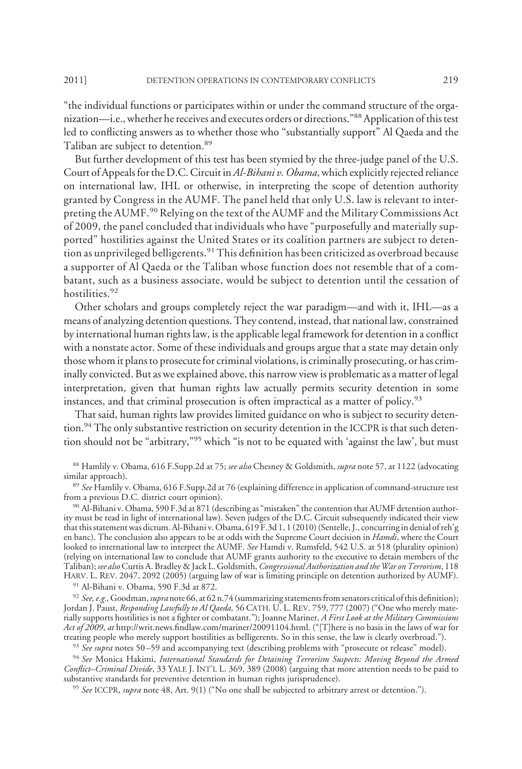"the individual functions or participates within or under the command structure of the organization—i.e., whether he receives and executes orders or directions."[88] Application of this test led to conflicting answers as to whether those who "substantially support" Al Qaeda and the Taliban are subject to detention.[89]

But further development of this test has been stymied by the three-judge panel of the U.S. Court of Appeals for the D.C. Circuit in *Al-Bihani v. Obama*, which explicitly rejected reliance on international law, IHL or otherwise, in interpreting the scope of detention authority granted by Congress in the AUMF. The panel held that only U.S. law is relevant to interpreting the AUMF.[90] Relying on the text of the AUMF and the Military Commissions Act of 2009, the panel concluded that individuals who have "purposefully and materially supported" hostilities against the United States or its coalition partners are subject to detention as unprivileged belligerents.[91] This definition has been criticized as overbroad because a supporter of Al Qaeda or the Taliban whose function does not resemble that of a combatant, such as a business associate, would be subject to detention until the cessation of hostilities.[92]

Other scholars and groups completely reject the war paradigm—and with it, IHL—as a means of analyzing detention questions. They contend, instead, that national law, constrained by international human rights law, is the applicable legal framework for detention in a conflict with a nonstate actor. Some of these individuals and groups argue that a state may detain only those whom it plans to prosecute for criminal violations, is criminally prosecuting, or has criminally convicted. But as we explained above, this narrow view is problematic as a matter of legal interpretation, given that human rights law actually permits security detention in some instances, and that criminal prosecution is often impractical as a matter of policy.[93]

That said, human rights law provides limited guidance on who is subject to security detention.[94] The only substantive restriction on security detention in the ICCPR is that such detention should not be "arbitrary,"[95] which "is not to be equated with 'against the law', but must

---

[88] Hamlily v. Obama, 616 F.Supp.2d at 75; *see also* Chesney & Goldsmith, *supra* note 57, at 1122 (advocating similar approach).

[89] *See* Hamlily v. Obama, 616 F.Supp.2d at 76 (explaining difference in application of command-structure test from a previous D.C. district court opinion).

[90] Al-Bihani v. Obama, 590 F.3d at 871 (describing as "mistaken" the contention that AUMF detention authority must be read in light of international law). Seven judges of the D.C. Circuit subsequently indicated their view that this statement was dictum. Al-Bihani v. Obama, 619 F.3d 1, 1 (2010) (Sentelle, J., concurring in denial of reh'g en banc). The conclusion also appears to be at odds with the Supreme Court decision in *Hamdi*, where the Court looked to international law to interpret the AUMF. *See* Hamdi v. Rumsfeld, 542 U.S. at 518 (plurality opinion) (relying on international law to conclude that AUMF grants authority to the executive to detain members of the Taliban); *see also* Curtis A. Bradley & Jack L. Goldsmith, *Congressional Authorization and the War on Terrorism*, 118 HARV. L. REV. 2047, 2092 (2005) (arguing law of war is limiting principle on detention authorized by AUMF).

[91] Al-Bihani v. Obama, 590 F.3d at 872.

[92] *See, e.g.,* Goodman, *supra* note 66, at 62 n.74 (summarizing statements from senators critical of this definition); Jordan J. Paust, *Responding Lawfully to Al Qaeda,* 56 CATH. U. L. REV. 759, 777 (2007) ("One who merely materially supports hostilities is not a fighter or combatant."); Joanne Mariner, *A First Look at the Military Commissions Act of 2009*, *at* http://writ.news.findlaw.com/mariner/20091104.html. ("[T]here is no basis in the laws of war for treating people who merely support hostilities as belligerents. So in this sense, the law is clearly overbroad.").

[93] *See supra* notes 50–59 and accompanying text (describing problems with "prosecute or release" model).

[94] *See* Monica Hakimi, *International Standards for Detaining Terrorism Suspects: Moving Beyond the Armed Conflict–Criminal Divide*, 33 YALE J. INT'L L. 369, 389 (2008) (arguing that more attention needs to be paid to substantive standards for preventive detention in human rights jurisprudence).

[95] *See* ICCPR, *supra* note 48, Art. 9(1) ("No one shall be subjected to arbitrary arrest or detention.").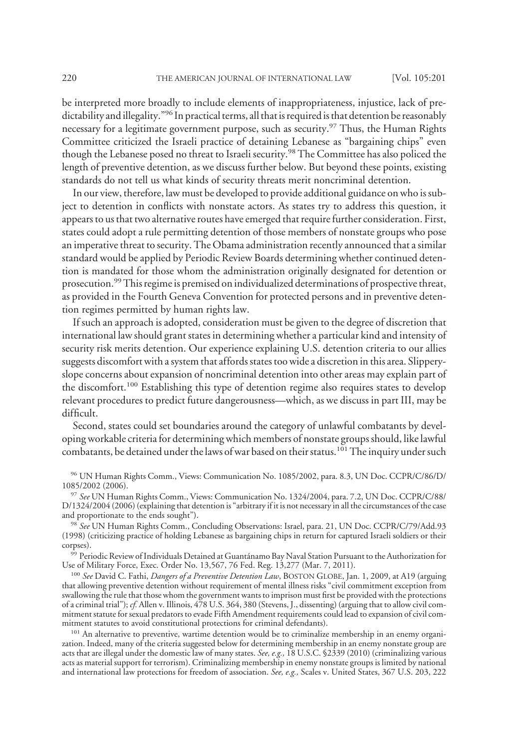be interpreted more broadly to include elements of inappropriateness, injustice, lack of predictability and illegality."[96] In practical terms, all that is required is that detention be reasonably necessary for a legitimate government purpose, such as security.[97] Thus, the Human Rights Committee criticized the Israeli practice of detaining Lebanese as "bargaining chips" even though the Lebanese posed no threat to Israeli security.[98] The Committee has also policed the length of preventive detention, as we discuss further below. But beyond these points, existing standards do not tell us what kinds of security threats merit noncriminal detention.

In our view, therefore, law must be developed to provide additional guidance on who is subject to detention in conflicts with nonstate actors. As states try to address this question, it appears to us that two alternative routes have emerged that require further consideration. First, states could adopt a rule permitting detention of those members of nonstate groups who pose an imperative threat to security. The Obama administration recently announced that a similar standard would be applied by Periodic Review Boards determining whether continued detention is mandated for those whom the administration originally designated for detention or prosecution.[99] This regime is premised on individualized determinations of prospective threat, as provided in the Fourth Geneva Convention for protected persons and in preventive detention regimes permitted by human rights law.

If such an approach is adopted, consideration must be given to the degree of discretion that international law should grant states in determining whether a particular kind and intensity of security risk merits detention. Our experience explaining U.S. detention criteria to our allies suggests discomfort with a system that affords states too wide a discretion in this area. Slippery-slope concerns about expansion of noncriminal detention into other areas may explain part of the discomfort.[100] Establishing this type of detention regime also requires states to develop relevant procedures to predict future dangerousness—which, as we discuss in part III, may be difficult.

Second, states could set boundaries around the category of unlawful combatants by developing workable criteria for determining which members of nonstate groups should, like lawful combatants, be detained under the laws of war based on their status.[101] The inquiry under such

[96] UN Human Rights Comm., Views: Communication No. 1085/2002, para. 8.3, UN Doc. CCPR/C/86/D/1085/2002 (2006).

[97] *See* UN Human Rights Comm., Views: Communication No. 1324/2004, para. 7.2, UN Doc. CCPR/C/88/D/1324/2004 (2006) (explaining that detention is "arbitrary if it is not necessary in all the circumstances of the case and proportionate to the ends sought").

[98] *See* UN Human Rights Comm., Concluding Observations: Israel, para. 21, UN Doc. CCPR/C/79/Add.93 (1998) (criticizing practice of holding Lebanese as bargaining chips in return for captured Israeli soldiers or their corpses).

[99] Periodic Review of Individuals Detained at Guantánamo Bay Naval Station Pursuant to the Authorization for Use of Military Force, Exec. Order No. 13,567, 76 Fed. Reg. 13,277 (Mar. 7, 2011).

[100] *See* David C. Fathi, *Dangers of a Preventive Detention Law*, BOSTON GLOBE, Jan. 1, 2009, at A19 (arguing that allowing preventive detention without requirement of mental illness risks "civil commitment exception from swallowing the rule that those whom the government wants to imprison must first be provided with the protections of a criminal trial"); *cf.* Allen v. Illinois, 478 U.S. 364, 380 (Stevens, J., dissenting) (arguing that to allow civil commitment statute for sexual predators to evade Fifth Amendment requirements could lead to expansion of civil commitment statutes to avoid constitutional protections for criminal defendants).

[101] An alternative to preventive, wartime detention would be to criminalize membership in an enemy organization. Indeed, many of the criteria suggested below for determining membership in an enemy nonstate group are acts that are illegal under the domestic law of many states. *See, e.g.,* 18 U.S.C. §2339 (2010) (criminalizing various acts as material support for terrorism). Criminalizing membership in enemy nonstate groups is limited by national and international law protections for freedom of association. *See, e.g.,* Scales v. United States, 367 U.S. 203, 222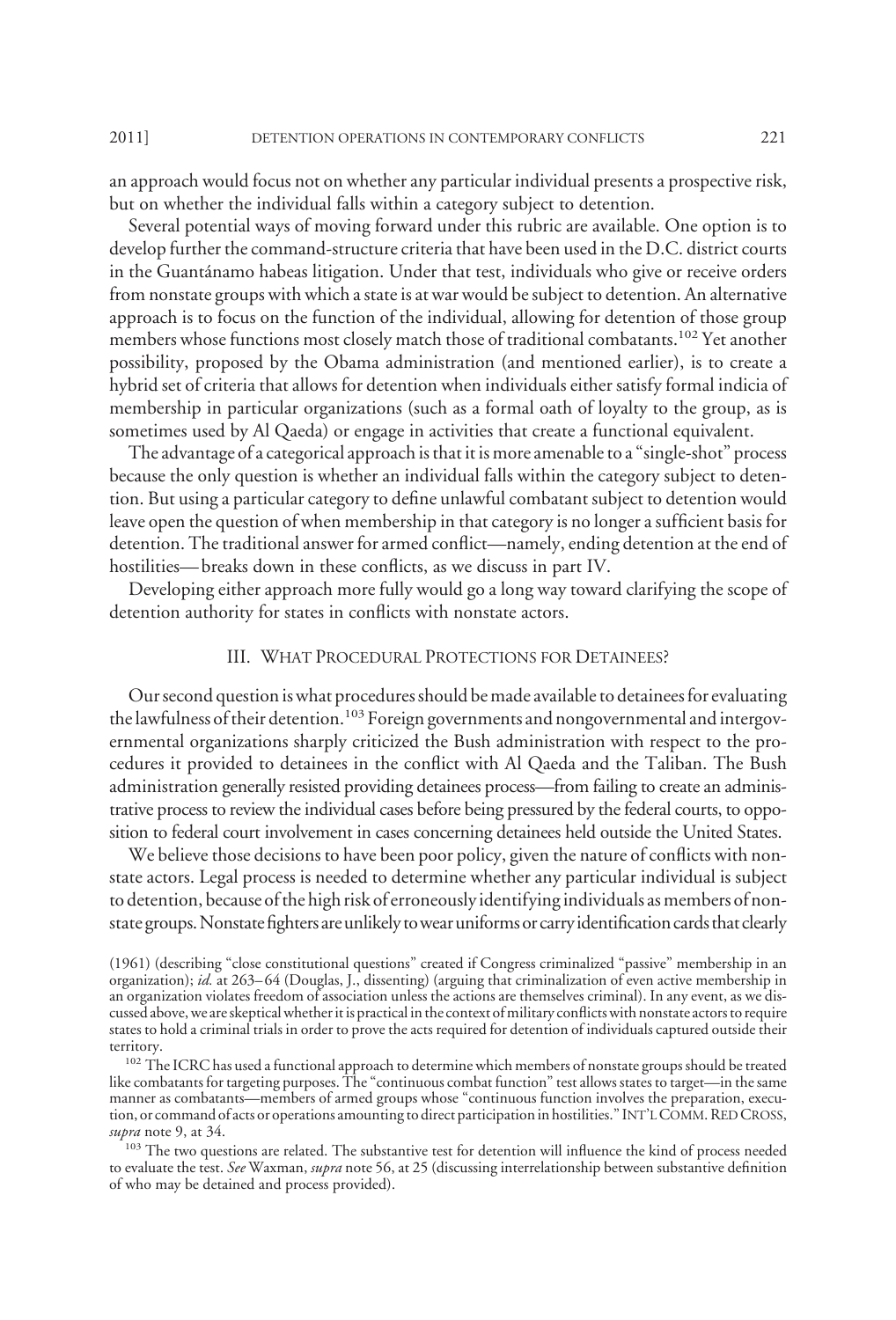an approach would focus not on whether any particular individual presents a prospective risk, but on whether the individual falls within a category subject to detention.

Several potential ways of moving forward under this rubric are available. One option is to develop further the command-structure criteria that have been used in the D.C. district courts in the Guantánamo habeas litigation. Under that test, individuals who give or receive orders from nonstate groups with which a state is at war would be subject to detention. An alternative approach is to focus on the function of the individual, allowing for detention of those group members whose functions most closely match those of traditional combatants.[102] Yet another possibility, proposed by the Obama administration (and mentioned earlier), is to create a hybrid set of criteria that allows for detention when individuals either satisfy formal indicia of membership in particular organizations (such as a formal oath of loyalty to the group, as is sometimes used by Al Qaeda) or engage in activities that create a functional equivalent.

The advantage of a categorical approach is that it is more amenable to a "single-shot" process because the only question is whether an individual falls within the category subject to detention. But using a particular category to define unlawful combatant subject to detention would leave open the question of when membership in that category is no longer a sufficient basis for detention. The traditional answer for armed conflict—namely, ending detention at the end of hostilities—breaks down in these conflicts, as we discuss in part IV.

Developing either approach more fully would go a long way toward clarifying the scope of detention authority for states in conflicts with nonstate actors.

## III. What Procedural Protections for Detainees?

Our second question is what procedures should be made available to detainees for evaluating the lawfulness of their detention.[103] Foreign governments and nongovernmental and intergovernmental organizations sharply criticized the Bush administration with respect to the procedures it provided to detainees in the conflict with Al Qaeda and the Taliban. The Bush administration generally resisted providing detainees process—from failing to create an administrative process to review the individual cases before being pressured by the federal courts, to opposition to federal court involvement in cases concerning detainees held outside the United States.

We believe those decisions to have been poor policy, given the nature of conflicts with nonstate actors. Legal process is needed to determine whether any particular individual is subject to detention, because of the high risk of erroneously identifying individuals as members of nonstate groups. Nonstate fighters are unlikely to wear uniforms or carry identification cards that clearly

(1961) (describing "close constitutional questions" created if Congress criminalized "passive" membership in an organization); *id.* at 263–64 (Douglas, J., dissenting) (arguing that criminalization of even active membership in an organization violates freedom of association unless the actions are themselves criminal). In any event, as we discussed above, we are skeptical whether it is practical in the context of military conflicts with nonstate actors to require states to hold a criminal trials in order to prove the acts required for detention of individuals captured outside their territory.

[102] The ICRC has used a functional approach to determine which members of nonstate groups should be treated like combatants for targeting purposes. The "continuous combat function" test allows states to target—in the same manner as combatants—members of armed groups whose "continuous function involves the preparation, execution, or command of acts or operations amounting to direct participation in hostilities." Int'l Comm. Red Cross, *supra* note 9, at 34.

[103] The two questions are related. The substantive test for detention will influence the kind of process needed to evaluate the test. *See* Waxman, *supra* note 56, at 25 (discussing interrelationship between substantive definition of who may be detained and process provided).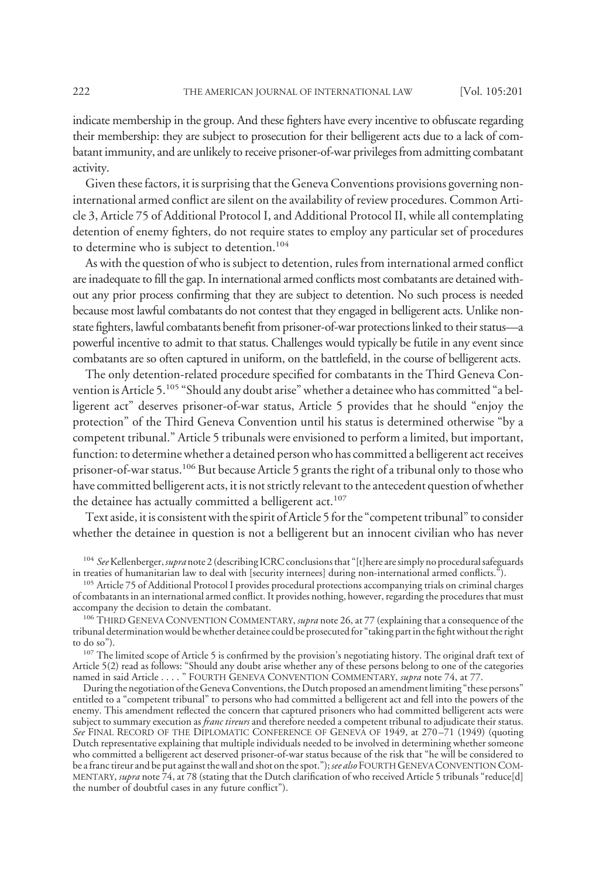indicate membership in the group. And these fighters have every incentive to obfuscate regarding their membership: they are subject to prosecution for their belligerent acts due to a lack of combatant immunity, and are unlikely to receive prisoner-of-war privileges from admitting combatant activity.

Given these factors, it is surprising that the Geneva Conventions provisions governing non-international armed conflict are silent on the availability of review procedures. Common Article 3, Article 75 of Additional Protocol I, and Additional Protocol II, while all contemplating detention of enemy fighters, do not require states to employ any particular set of procedures to determine who is subject to detention.[104]

As with the question of who is subject to detention, rules from international armed conflict are inadequate to fill the gap. In international armed conflicts most combatants are detained without any prior process confirming that they are subject to detention. No such process is needed because most lawful combatants do not contest that they engaged in belligerent acts. Unlike non-state fighters, lawful combatants benefit from prisoner-of-war protections linked to their status—a powerful incentive to admit to that status. Challenges would typically be futile in any event since combatants are so often captured in uniform, on the battlefield, in the course of belligerent acts.

The only detention-related procedure specified for combatants in the Third Geneva Convention is Article 5.[105] "Should any doubt arise" whether a detainee who has committed "a belligerent act" deserves prisoner-of-war status, Article 5 provides that he should "enjoy the protection" of the Third Geneva Convention until his status is determined otherwise "by a competent tribunal." Article 5 tribunals were envisioned to perform a limited, but important, function: to determine whether a detained person who has committed a belligerent act receives prisoner-of-war status.[106] But because Article 5 grants the right of a tribunal only to those who have committed belligerent acts, it is not strictly relevant to the antecedent question of whether the detainee has actually committed a belligerent act.[107]

Text aside, it is consistent with the spirit of Article 5 for the "competent tribunal" to consider whether the detainee in question is not a belligerent but an innocent civilian who has never

[104] *See* Kellenberger, *supra* note 2 (describing ICRC conclusions that "[t]here are simply no procedural safeguards in treaties of humanitarian law to deal with [security internees] during non-international armed conflicts.").

[105] Article 75 of Additional Protocol I provides procedural protections accompanying trials on criminal charges of combatants in an international armed conflict. It provides nothing, however, regarding the procedures that must accompany the decision to detain the combatant.

[106] THIRD GENEVA CONVENTION COMMENTARY, *supra* note 26, at 77 (explaining that a consequence of the tribunal determination would be whether detainee could be prosecuted for "taking part in the fight without the right to do so").

[107] The limited scope of Article 5 is confirmed by the provision's negotiating history. The original draft text of Article 5(2) read as follows: "Should any doubt arise whether any of these persons belong to one of the categories named in said Article . . . . " FOURTH GENEVA CONVENTION COMMENTARY, *supra* note 74, at 77.

During the negotiation of the Geneva Conventions, the Dutch proposed an amendment limiting "these persons" entitled to a "competent tribunal" to persons who had committed a belligerent act and fell into the powers of the enemy. This amendment reflected the concern that captured prisoners who had committed belligerent acts were subject to summary execution as *franc tireurs* and therefore needed a competent tribunal to adjudicate their status. *See* FINAL RECORD OF THE DIPLOMATIC CONFERENCE OF GENEVA OF 1949, at 270–71 (1949) (quoting Dutch representative explaining that multiple individuals needed to be involved in determining whether someone who committed a belligerent act deserved prisoner-of-war status because of the risk that "he will be considered to be a franc tireur and be put against the wall and shot on the spot."); *see also* FOURTH GENEVA CONVENTION COMMENTARY, *supra* note 74, at 78 (stating that the Dutch clarification of who received Article 5 tribunals "reduce[d] the number of doubtful cases in any future conflict").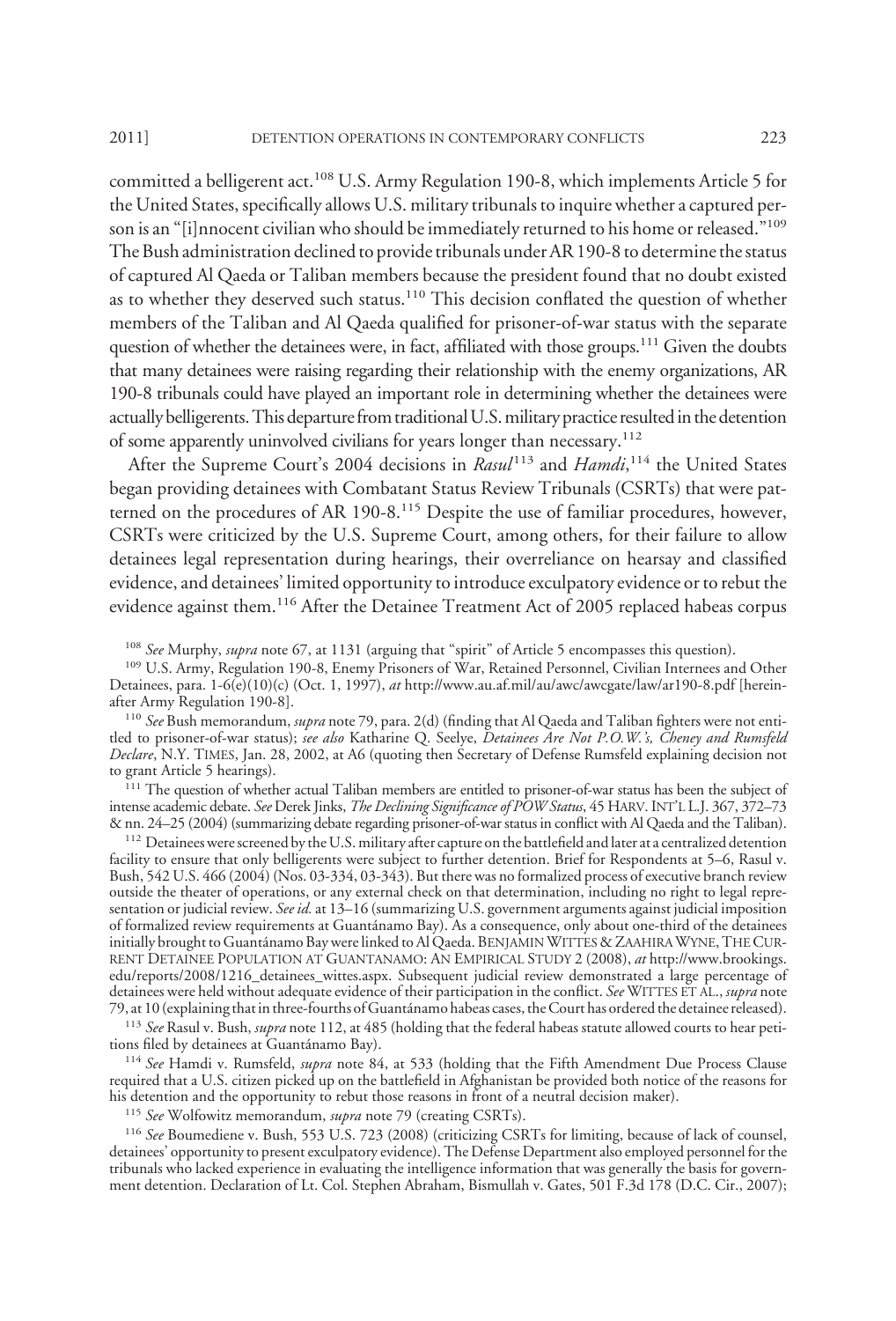committed a belligerent act.[108] U.S. Army Regulation 190-8, which implements Article 5 for the United States, specifically allows U.S. military tribunals to inquire whether a captured person is an "[i]nnocent civilian who should be immediately returned to his home or released."[109] The Bush administration declined to provide tribunals under AR 190-8 to determine the status of captured Al Qaeda or Taliban members because the president found that no doubt existed as to whether they deserved such status.[110] This decision conflated the question of whether members of the Taliban and Al Qaeda qualified for prisoner-of-war status with the separate question of whether the detainees were, in fact, affiliated with those groups.[111] Given the doubts that many detainees were raising regarding their relationship with the enemy organizations, AR 190-8 tribunals could have played an important role in determining whether the detainees were actually belligerents. This departure from traditional U.S. military practice resulted in the detention of some apparently uninvolved civilians for years longer than necessary.[112]

After the Supreme Court's 2004 decisions in *Rasul*[113] and *Hamdi*,[114] the United States began providing detainees with Combatant Status Review Tribunals (CSRTs) that were patterned on the procedures of AR 190-8.[115] Despite the use of familiar procedures, however, CSRTs were criticized by the U.S. Supreme Court, among others, for their failure to allow detainees legal representation during hearings, their overreliance on hearsay and classified evidence, and detainees' limited opportunity to introduce exculpatory evidence or to rebut the evidence against them.[116] After the Detainee Treatment Act of 2005 replaced habeas corpus

[108] *See* Murphy, *supra* note 67, at 1131 (arguing that "spirit" of Article 5 encompasses this question).

[109] U.S. Army, Regulation 190-8, Enemy Prisoners of War, Retained Personnel, Civilian Internees and Other Detainees, para. 1-6(e)(10)(c) (Oct. 1, 1997), *at* http://www.au.af.mil/au/awc/awcgate/law/ar190-8.pdf [hereinafter Army Regulation 190-8].

[110] *See* Bush memorandum, *supra* note 79, para. 2(d) (finding that Al Qaeda and Taliban fighters were not entitled to prisoner-of-war status); *see also* Katharine Q. Seelye, *Detainees Are Not P.O.W.'s, Cheney and Rumsfeld Declare*, N.Y. TIMES, Jan. 28, 2002, at A6 (quoting then Secretary of Defense Rumsfeld explaining decision not to grant Article 5 hearings).

[111] The question of whether actual Taliban members are entitled to prisoner-of-war status has been the subject of intense academic debate. *See* Derek Jinks, *The Declining Significance of POW Status*, 45 HARV. INT'L L.J. 367, 372–73 & nn. 24–25 (2004) (summarizing debate regarding prisoner-of-war status in conflict with Al Qaeda and the Taliban).

[112] Detainees were screened by the U.S. military after capture on the battlefield and later at a centralized detention facility to ensure that only belligerents were subject to further detention. Brief for Respondents at 5–6, Rasul v. Bush, 542 U.S. 466 (2004) (Nos. 03-334, 03-343). But there was no formalized process of executive branch review outside the theater of operations, or any external check on that determination, including no right to legal representation or judicial review. *See id.* at 13–16 (summarizing U.S. government arguments against judicial imposition of formalized review requirements at Guantánamo Bay). As a consequence, only about one-third of the detainees initially brought to Guantánamo Bay were linked to Al Qaeda. BENJAMIN WITTES & ZAAHIRA WYNE, THE CURRENT DETAINEE POPULATION AT GUANTANAMO: AN EMPIRICAL STUDY 2 (2008), *at* http://www.brookings.edu/reports/2008/1216_detainees_wittes.aspx. Subsequent judicial review demonstrated a large percentage of detainees were held without adequate evidence of their participation in the conflict. *See* WITTES ET AL., *supra* note 79, at 10 (explaining that in three-fourths of Guantánamo habeas cases, the Court has ordered the detainee released).

[113] *See* Rasul v. Bush, *supra* note 112, at 485 (holding that the federal habeas statute allowed courts to hear petitions filed by detainees at Guantánamo Bay).

[114] *See* Hamdi v. Rumsfeld, *supra* note 84, at 533 (holding that the Fifth Amendment Due Process Clause required that a U.S. citizen picked up on the battlefield in Afghanistan be provided both notice of the reasons for his detention and the opportunity to rebut those reasons in front of a neutral decision maker).

[115] *See* Wolfowitz memorandum, *supra* note 79 (creating CSRTs).

[116] *See* Boumediene v. Bush, 553 U.S. 723 (2008) (criticizing CSRTs for limiting, because of lack of counsel, detainees' opportunity to present exculpatory evidence). The Defense Department also employed personnel for the tribunals who lacked experience in evaluating the intelligence information that was generally the basis for government detention. Declaration of Lt. Col. Stephen Abraham, Bismullah v. Gates, 501 F.3d 178 (D.C. Cir., 2007);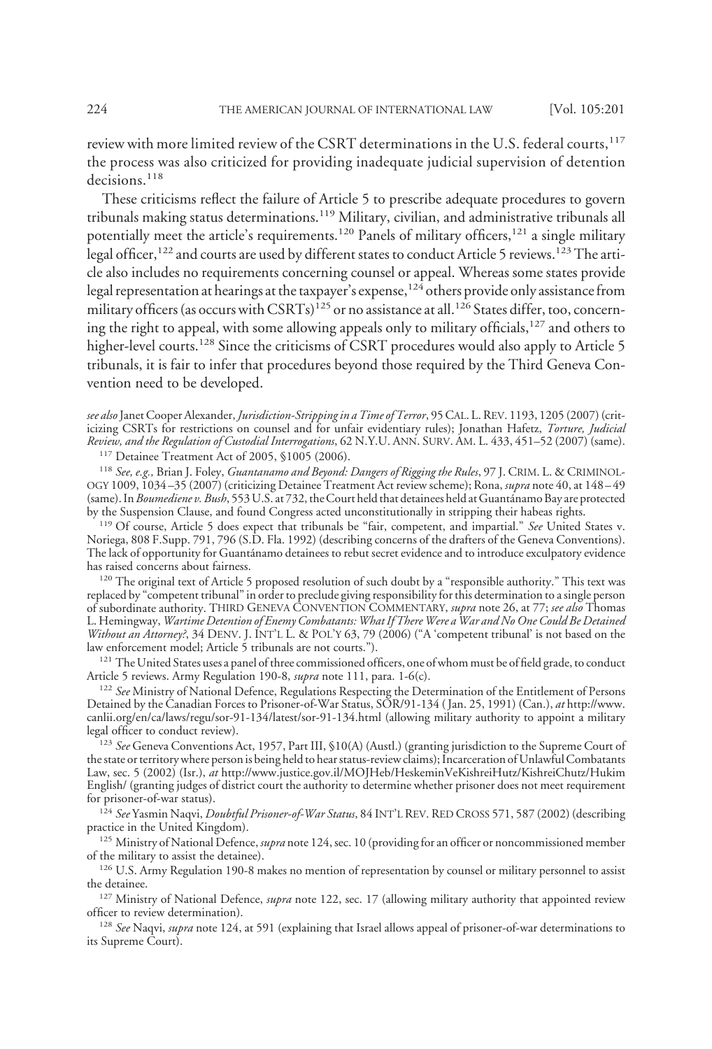review with more limited review of the CSRT determinations in the U.S. federal courts,[117] the process was also criticized for providing inadequate judicial supervision of detention decisions.[118]

These criticisms reflect the failure of Article 5 to prescribe adequate procedures to govern tribunals making status determinations.[119] Military, civilian, and administrative tribunals all potentially meet the article's requirements.[120] Panels of military officers,[121] a single military legal officer,[122] and courts are used by different states to conduct Article 5 reviews.[123] The article also includes no requirements concerning counsel or appeal. Whereas some states provide legal representation at hearings at the taxpayer's expense,[124] others provide only assistance from military officers (as occurs with CSRTs)[125] or no assistance at all.[126] States differ, too, concerning the right to appeal, with some allowing appeals only to military officials,[127] and others to higher-level courts.[128] Since the criticisms of CSRT procedures would also apply to Article 5 tribunals, it is fair to infer that procedures beyond those required by the Third Geneva Convention need to be developed.

*see also* Janet Cooper Alexander, *Jurisdiction-Stripping in a Time of Terror*, 95 CAL. L. REV. 1193, 1205 (2007) (criticizing CSRTs for restrictions on counsel and for unfair evidentiary rules); Jonathan Hafetz, *Torture, Judicial Review, and the Regulation of Custodial Interrogations*, 62 N.Y.U. ANN. SURV. AM. L. 433, 451–52 (2007) (same).

[117] Detainee Treatment Act of 2005, §1005 (2006).

[118] *See, e.g.,* Brian J. Foley, *Guantanamo and Beyond: Dangers of Rigging the Rules*, 97 J. CRIM. L. & CRIMINOLOGY 1009, 1034–35 (2007) (criticizing Detainee Treatment Act review scheme); Rona, *supra* note 40, at 148–49 (same). In *Boumediene v. Bush*, 553 U.S. at 732, the Court held that detainees held at Guantánamo Bay are protected by the Suspension Clause, and found Congress acted unconstitutionally in stripping their habeas rights.

[119] Of course, Article 5 does expect that tribunals be "fair, competent, and impartial." *See* United States v. Noriega, 808 F.Supp. 791, 796 (S.D. Fla. 1992) (describing concerns of the drafters of the Geneva Conventions). The lack of opportunity for Guantánamo detainees to rebut secret evidence and to introduce exculpatory evidence has raised concerns about fairness.

[120] The original text of Article 5 proposed resolution of such doubt by a "responsible authority." This text was replaced by "competent tribunal" in order to preclude giving responsibility for this determination to a single person of subordinate authority. THIRD GENEVA CONVENTION COMMENTARY, *supra* note 26, at 77; *see also* Thomas L. Hemingway, *Wartime Detention of Enemy Combatants: What If There Were a War and No One Could Be Detained Without an Attorney?*, 34 DENV. J. INT'L L. & POL'Y 63, 79 (2006) ("A 'competent tribunal' is not based on the law enforcement model; Article 5 tribunals are not courts.").

[121] The United States uses a panel of three commissioned officers, one of whom must be of field grade, to conduct Article 5 reviews. Army Regulation 190-8, *supra* note 111, para. 1-6(c).

[122] *See* Ministry of National Defence, Regulations Respecting the Determination of the Entitlement of Persons Detained by the Canadian Forces to Prisoner-of-War Status, SOR/91-134 (Jan. 25, 1991) (Can.), *at* http://www.canlii.org/en/ca/laws/regu/sor-91-134/latest/sor-91-134.html (allowing military authority to appoint a military legal officer to conduct review).

[123] *See* Geneva Conventions Act, 1957, Part III, §10(A) (Austl.) (granting jurisdiction to the Supreme Court of the state or territory where person is being held to hear status-review claims); Incarceration of Unlawful Combatants Law, sec. 5 (2002) (Isr.), *at* http://www.justice.gov.il/MOJHeb/HeskeminVeKishreiHutz/KishreiChutz/HukimEnglish/ (granting judges of district court the authority to determine whether prisoner does not meet requirement for prisoner-of-war status).

[124] *See* Yasmin Naqvi, *Doubtful Prisoner-of-War Status*, 84 INT'L REV. RED CROSS 571, 587 (2002) (describing practice in the United Kingdom).

[125] Ministry of National Defence, *supra* note 124, sec. 10 (providing for an officer or noncommissioned member of the military to assist the detainee).

[126] U.S. Army Regulation 190-8 makes no mention of representation by counsel or military personnel to assist the detainee.

[127] Ministry of National Defence, *supra* note 122, sec. 17 (allowing military authority that appointed review officer to review determination).

[128] *See* Naqvi, *supra* note 124, at 591 (explaining that Israel allows appeal of prisoner-of-war determinations to its Supreme Court).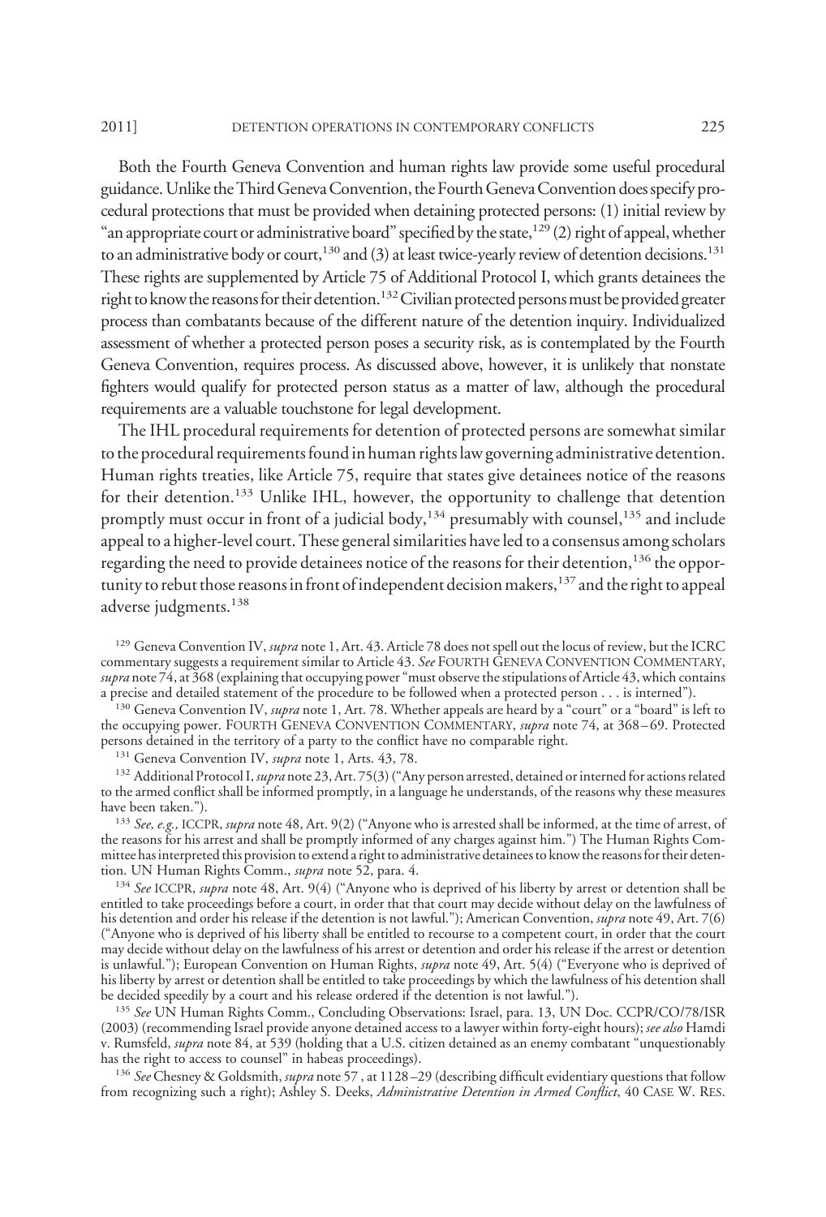Both the Fourth Geneva Convention and human rights law provide some useful procedural guidance. Unlike the Third Geneva Convention, the Fourth Geneva Convention does specify procedural protections that must be provided when detaining protected persons: (1) initial review by "an appropriate court or administrative board" specified by the state,[129] (2) right of appeal, whether to an administrative body or court,[130] and (3) at least twice-yearly review of detention decisions.[131] These rights are supplemented by Article 75 of Additional Protocol I, which grants detainees the right to know the reasons for their detention.[132] Civilian protected persons must be provided greater process than combatants because of the different nature of the detention inquiry. Individualized assessment of whether a protected person poses a security risk, as is contemplated by the Fourth Geneva Convention, requires process. As discussed above, however, it is unlikely that nonstate fighters would qualify for protected person status as a matter of law, although the procedural requirements are a valuable touchstone for legal development.

The IHL procedural requirements for detention of protected persons are somewhat similar to the procedural requirements found in human rights law governing administrative detention. Human rights treaties, like Article 75, require that states give detainees notice of the reasons for their detention.[133] Unlike IHL, however, the opportunity to challenge that detention promptly must occur in front of a judicial body,[134] presumably with counsel,[135] and include appeal to a higher-level court. These general similarities have led to a consensus among scholars regarding the need to provide detainees notice of the reasons for their detention,[136] the opportunity to rebut those reasons in front of independent decision makers,[137] and the right to appeal adverse judgments.[138]

[129] Geneva Convention IV, *supra* note 1, Art. 43. Article 78 does not spell out the locus of review, but the ICRC commentary suggests a requirement similar to Article 43. *See* FOURTH GENEVA CONVENTION COMMENTARY, *supra* note 74, at 368 (explaining that occupying power "must observe the stipulations of Article 43, which contains a precise and detailed statement of the procedure to be followed when a protected person . . . is interned").

[130] Geneva Convention IV, *supra* note 1, Art. 78. Whether appeals are heard by a "court" or a "board" is left to the occupying power. FOURTH GENEVA CONVENTION COMMENTARY, *supra* note 74, at 368–69. Protected persons detained in the territory of a party to the conflict have no comparable right.

[131] Geneva Convention IV, *supra* note 1, Arts. 43, 78.

[132] Additional Protocol I, *supra* note 23, Art. 75(3) ("Any person arrested, detained or interned for actions related to the armed conflict shall be informed promptly, in a language he understands, of the reasons why these measures have been taken.").

[133] *See, e.g.,* ICCPR, *supra* note 48, Art. 9(2) ("Anyone who is arrested shall be informed, at the time of arrest, of the reasons for his arrest and shall be promptly informed of any charges against him.") The Human Rights Committee has interpreted this provision to extend a right to administrative detainees to know the reasons for their detention. UN Human Rights Comm., *supra* note 52, para. 4.

[134] *See* ICCPR, *supra* note 48, Art. 9(4) ("Anyone who is deprived of his liberty by arrest or detention shall be entitled to take proceedings before a court, in order that that court may decide without delay on the lawfulness of his detention and order his release if the detention is not lawful."); American Convention, *supra* note 49, Art. 7(6) ("Anyone who is deprived of his liberty shall be entitled to recourse to a competent court, in order that the court may decide without delay on the lawfulness of his arrest or detention and order his release if the arrest or detention is unlawful."); European Convention on Human Rights, *supra* note 49, Art. 5(4) ("Everyone who is deprived of his liberty by arrest or detention shall be entitled to take proceedings by which the lawfulness of his detention shall be decided speedily by a court and his release ordered if the detention is not lawful.").

[135] *See* UN Human Rights Comm., Concluding Observations: Israel, para. 13, UN Doc. CCPR/CO/78/ISR (2003) (recommending Israel provide anyone detained access to a lawyer within forty-eight hours); *see also* Hamdi v. Rumsfeld, *supra* note 84, at 539 (holding that a U.S. citizen detained as an enemy combatant "unquestionably has the right to access to counsel" in habeas proceedings).

[136] *See* Chesney & Goldsmith, *supra* note 57 , at 1128–29 (describing difficult evidentiary questions that follow from recognizing such a right); Ashley S. Deeks, *Administrative Detention in Armed Conflict*, 40 CASE W. RES.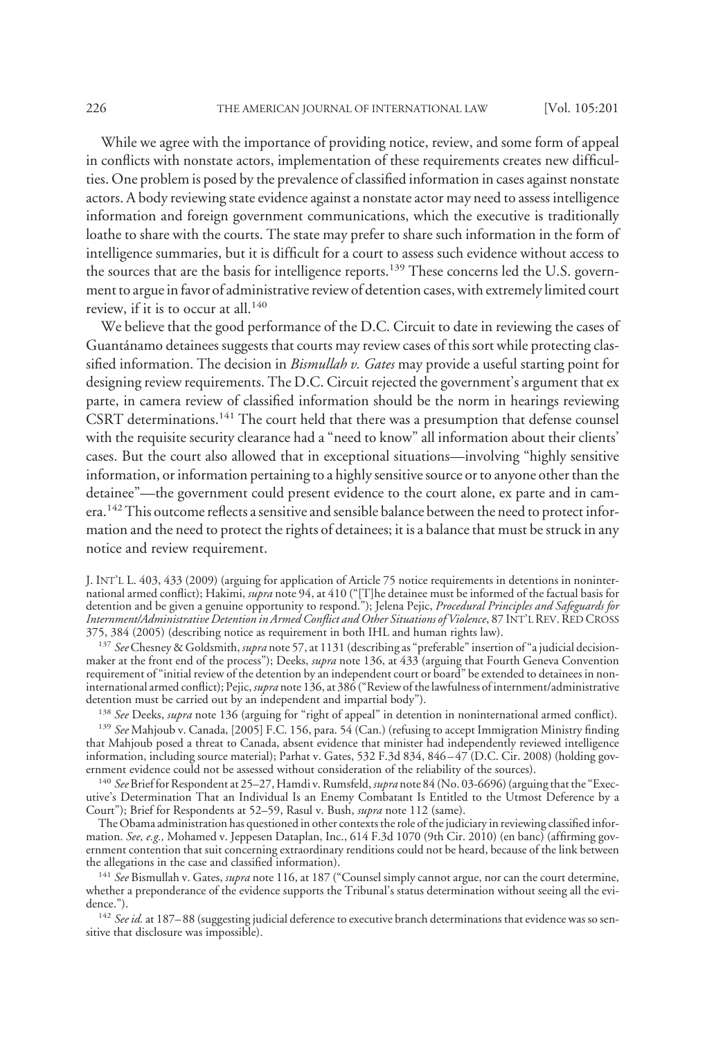While we agree with the importance of providing notice, review, and some form of appeal in conflicts with nonstate actors, implementation of these requirements creates new difficulties. One problem is posed by the prevalence of classified information in cases against nonstate actors. A body reviewing state evidence against a nonstate actor may need to assess intelligence information and foreign government communications, which the executive is traditionally loathe to share with the courts. The state may prefer to share such information in the form of intelligence summaries, but it is difficult for a court to assess such evidence without access to the sources that are the basis for intelligence reports.[139] These concerns led the U.S. government to argue in favor of administrative review of detention cases, with extremely limited court review, if it is to occur at all.[140]

We believe that the good performance of the D.C. Circuit to date in reviewing the cases of Guantánamo detainees suggests that courts may review cases of this sort while protecting classified information. The decision in *Bismullah v. Gates* may provide a useful starting point for designing review requirements. The D.C. Circuit rejected the government's argument that ex parte, in camera review of classified information should be the norm in hearings reviewing CSRT determinations.[141] The court held that there was a presumption that defense counsel with the requisite security clearance had a "need to know" all information about their clients' cases. But the court also allowed that in exceptional situations—involving "highly sensitive information, or information pertaining to a highly sensitive source or to anyone other than the detainee"—the government could present evidence to the court alone, ex parte and in camera.[142] This outcome reflects a sensitive and sensible balance between the need to protect information and the need to protect the rights of detainees; it is a balance that must be struck in any notice and review requirement.

J. INT'L L. 403, 433 (2009) (arguing for application of Article 75 notice requirements in detentions in noninternational armed conflict); Hakimi, *supra* note 94, at 410 ("[T]he detainee must be informed of the factual basis for detention and be given a genuine opportunity to respond."); Jelena Pejic, *Procedural Principles and Safeguards for Internment/Administrative Detention in Armed Conflict and Other Situations of Violence*, 87 INT'L REV. RED CROSS 375, 384 (2005) (describing notice as requirement in both IHL and human rights law).

[137] *See* Chesney & Goldsmith, *supra* note 57, at 1131 (describing as "preferable" insertion of "a judicial decisionmaker at the front end of the process"); Deeks, *supra* note 136, at 433 (arguing that Fourth Geneva Convention requirement of "initial review of the detention by an independent court or board" be extended to detainees in noninternational armed conflict); Pejic, *supra* note 136, at 386 ("Review of the lawfulness of internment/administrative detention must be carried out by an independent and impartial body").

[138] *See* Deeks, *supra* note 136 (arguing for "right of appeal" in detention in noninternational armed conflict).

[139] *See* Mahjoub v. Canada, [2005] F.C. 156, para. 54 (Can.) (refusing to accept Immigration Ministry finding that Mahjoub posed a threat to Canada, absent evidence that minister had independently reviewed intelligence information, including source material); Parhat v. Gates, 532 F.3d 834, 846–47 (D.C. Cir. 2008) (holding government evidence could not be assessed without consideration of the reliability of the sources).

[140] *See* Brief for Respondent at 25–27, Hamdi v. Rumsfeld, *supra* note 84 (No. 03-6696) (arguing that the "Executive's Determination That an Individual Is an Enemy Combatant Is Entitled to the Utmost Deference by a Court"); Brief for Respondents at 52–59, Rasul v. Bush, *supra* note 112 (same).

The Obama administration has questioned in other contexts the role of the judiciary in reviewing classified information. *See, e.g.,* Mohamed v. Jeppesen Dataplan, Inc., 614 F.3d 1070 (9th Cir. 2010) (en banc) (affirming government contention that suit concerning extraordinary renditions could not be heard, because of the link between the allegations in the case and classified information).

[141] *See* Bismullah v. Gates, *supra* note 116, at 187 ("Counsel simply cannot argue, nor can the court determine, whether a preponderance of the evidence supports the Tribunal's status determination without seeing all the evidence.").

[142] *See id.* at 187–88 (suggesting judicial deference to executive branch determinations that evidence was so sensitive that disclosure was impossible).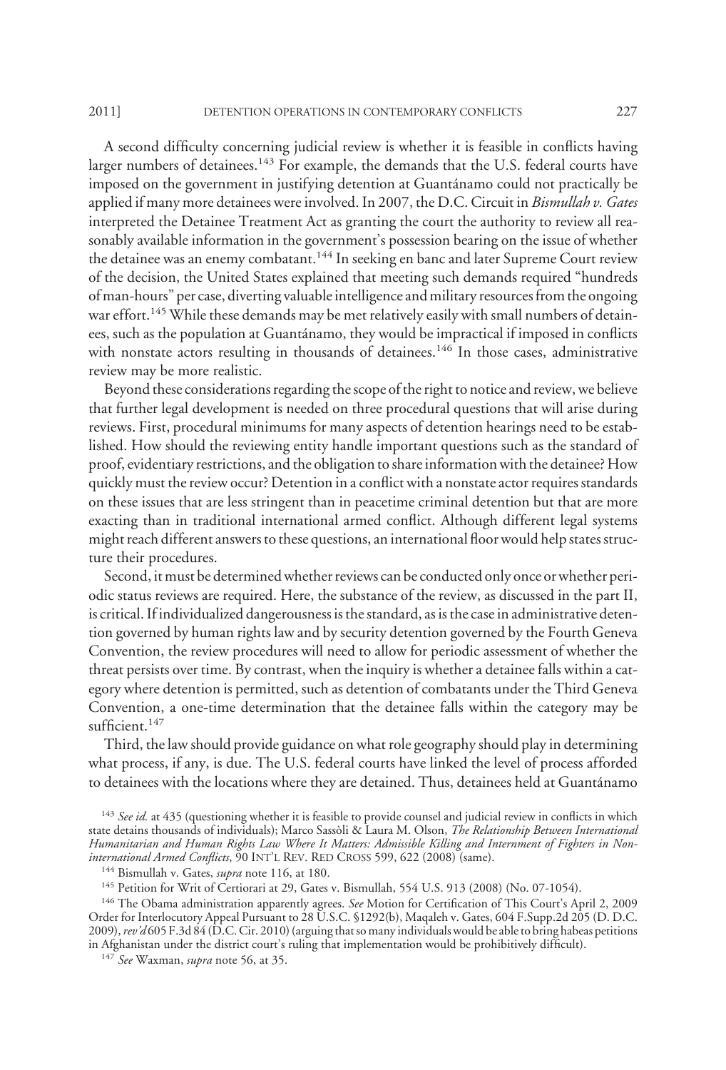A second difficulty concerning judicial review is whether it is feasible in conflicts having larger numbers of detainees.[143] For example, the demands that the U.S. federal courts have imposed on the government in justifying detention at Guantánamo could not practically be applied if many more detainees were involved. In 2007, the D.C. Circuit in *Bismullah v. Gates* interpreted the Detainee Treatment Act as granting the court the authority to review all reasonably available information in the government's possession bearing on the issue of whether the detainee was an enemy combatant.[144] In seeking en banc and later Supreme Court review of the decision, the United States explained that meeting such demands required "hundreds of man-hours" per case, diverting valuable intelligence and military resources from the ongoing war effort.[145] While these demands may be met relatively easily with small numbers of detainees, such as the population at Guantánamo, they would be impractical if imposed in conflicts with nonstate actors resulting in thousands of detainees.[146] In those cases, administrative review may be more realistic.

Beyond these considerations regarding the scope of the right to notice and review, we believe that further legal development is needed on three procedural questions that will arise during reviews. First, procedural minimums for many aspects of detention hearings need to be established. How should the reviewing entity handle important questions such as the standard of proof, evidentiary restrictions, and the obligation to share information with the detainee? How quickly must the review occur? Detention in a conflict with a nonstate actor requires standards on these issues that are less stringent than in peacetime criminal detention but that are more exacting than in traditional international armed conflict. Although different legal systems might reach different answers to these questions, an international floor would help states structure their procedures.

Second, it must be determined whether reviews can be conducted only once or whether periodic status reviews are required. Here, the substance of the review, as discussed in the part II, is critical. If individualized dangerousness is the standard, as is the case in administrative detention governed by human rights law and by security detention governed by the Fourth Geneva Convention, the review procedures will need to allow for periodic assessment of whether the threat persists over time. By contrast, when the inquiry is whether a detainee falls within a category where detention is permitted, such as detention of combatants under the Third Geneva Convention, a one-time determination that the detainee falls within the category may be sufficient.[147]

Third, the law should provide guidance on what role geography should play in determining what process, if any, is due. The U.S. federal courts have linked the level of process afforded to detainees with the locations where they are detained. Thus, detainees held at Guantánamo

---

[143] *See id.* at 435 (questioning whether it is feasible to provide counsel and judicial review in conflicts in which state detains thousands of individuals); Marco Sassòli & Laura M. Olson, *The Relationship Between International Humanitarian and Human Rights Law Where It Matters: Admissible Killing and Internment of Fighters in Non-international Armed Conflicts*, 90 INT'L REV. RED CROSS 599, 622 (2008) (same).

[144] Bismullah v. Gates, *supra* note 116, at 180.

[145] Petition for Writ of Certiorari at 29, Gates v. Bismullah, 554 U.S. 913 (2008) (No. 07-1054).

[146] The Obama administration apparently agrees. *See* Motion for Certification of This Court's April 2, 2009 Order for Interlocutory Appeal Pursuant to 28 U.S.C. §1292(b), Maqaleh v. Gates, 604 F.Supp.2d 205 (D. D.C. 2009), *rev'd* 605 F.3d 84 (D.C. Cir. 2010) (arguing that so many individuals would be able to bring habeas petitions in Afghanistan under the district court's ruling that implementation would be prohibitively difficult).

[147] *See* Waxman, *supra* note 56, at 35.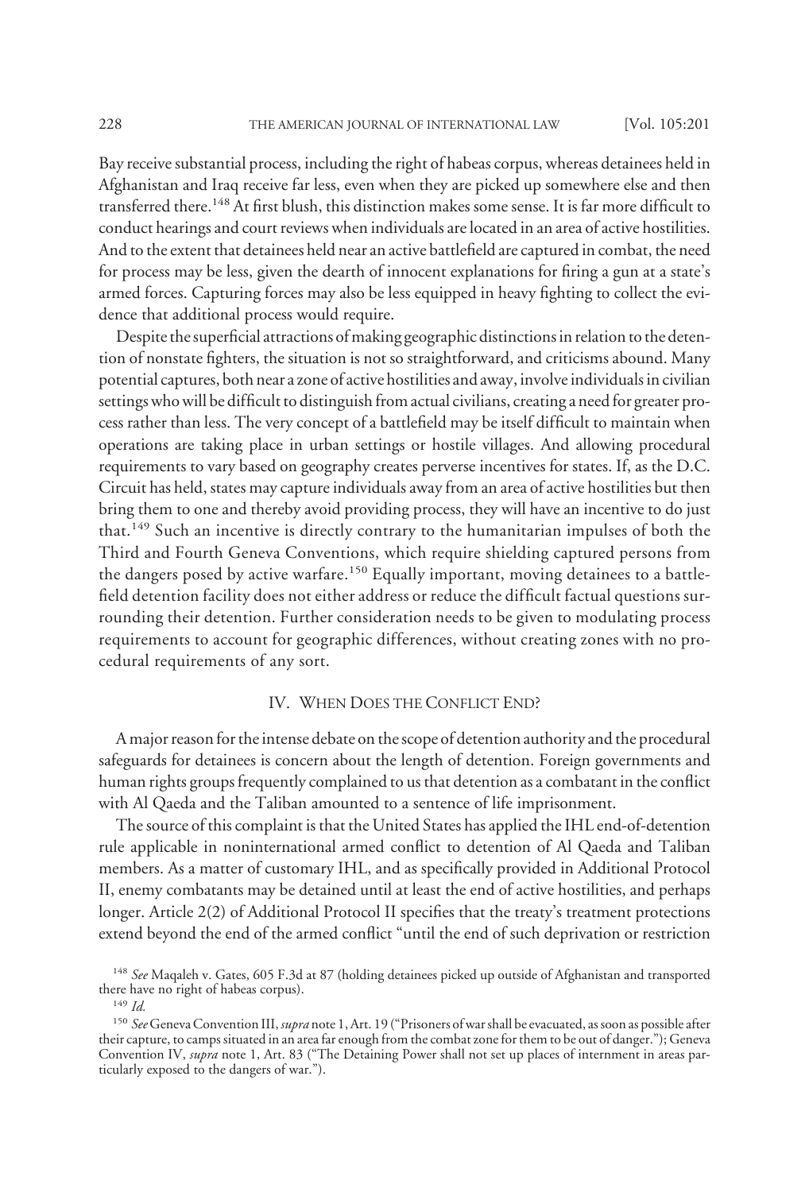Bay receive substantial process, including the right of habeas corpus, whereas detainees held in Afghanistan and Iraq receive far less, even when they are picked up somewhere else and then transferred there.[148] At first blush, this distinction makes some sense. It is far more difficult to conduct hearings and court reviews when individuals are located in an area of active hostilities. And to the extent that detainees held near an active battlefield are captured in combat, the need for process may be less, given the dearth of innocent explanations for firing a gun at a state's armed forces. Capturing forces may also be less equipped in heavy fighting to collect the evidence that additional process would require.

Despite the superficial attractions of making geographic distinctions in relation to the detention of nonstate fighters, the situation is not so straightforward, and criticisms abound. Many potential captures, both near a zone of active hostilities and away, involve individuals in civilian settings who will be difficult to distinguish from actual civilians, creating a need for greater process rather than less. The very concept of a battlefield may be itself difficult to maintain when operations are taking place in urban settings or hostile villages. And allowing procedural requirements to vary based on geography creates perverse incentives for states. If, as the D.C. Circuit has held, states may capture individuals away from an area of active hostilities but then bring them to one and thereby avoid providing process, they will have an incentive to do just that.[149] Such an incentive is directly contrary to the humanitarian impulses of both the Third and Fourth Geneva Conventions, which require shielding captured persons from the dangers posed by active warfare.[150] Equally important, moving detainees to a battlefield detention facility does not either address or reduce the difficult factual questions surrounding their detention. Further consideration needs to be given to modulating process requirements to account for geographic differences, without creating zones with no procedural requirements of any sort.

## IV. When Does the Conflict End?

A major reason for the intense debate on the scope of detention authority and the procedural safeguards for detainees is concern about the length of detention. Foreign governments and human rights groups frequently complained to us that detention as a combatant in the conflict with Al Qaeda and the Taliban amounted to a sentence of life imprisonment.

The source of this complaint is that the United States has applied the IHL end-of-detention rule applicable in noninternational armed conflict to detention of Al Qaeda and Taliban members. As a matter of customary IHL, and as specifically provided in Additional Protocol II, enemy combatants may be detained until at least the end of active hostilities, and perhaps longer. Article 2(2) of Additional Protocol II specifies that the treaty's treatment protections extend beyond the end of the armed conflict "until the end of such deprivation or restriction

---

[148] *See* Maqaleh v. Gates, 605 F.3d at 87 (holding detainees picked up outside of Afghanistan and transported there have no right of habeas corpus).

[149] *Id.*

[150] *See* Geneva Convention III, *supra* note 1, Art. 19 ("Prisoners of war shall be evacuated, as soon as possible after their capture, to camps situated in an area far enough from the combat zone for them to be out of danger."); Geneva Convention IV, *supra* note 1, Art. 83 ("The Detaining Power shall not set up places of internment in areas particularly exposed to the dangers of war.").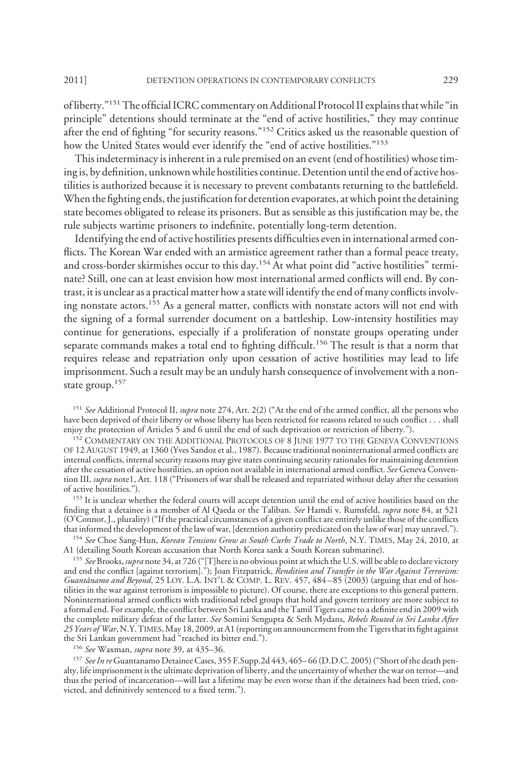of liberty."[151] The official ICRC commentary on Additional Protocol II explains that while "in principle" detentions should terminate at the "end of active hostilities," they may continue after the end of fighting "for security reasons."[152] Critics asked us the reasonable question of how the United States would ever identify the "end of active hostilities."[153]

This indeterminacy is inherent in a rule premised on an event (end of hostilities) whose timing is, by definition, unknown while hostilities continue. Detention until the end of active hostilities is authorized because it is necessary to prevent combatants returning to the battlefield. When the fighting ends, the justification for detention evaporates, at which point the detaining state becomes obligated to release its prisoners. But as sensible as this justification may be, the rule subjects wartime prisoners to indefinite, potentially long-term detention.

Identifying the end of active hostilities presents difficulties even in international armed conflicts. The Korean War ended with an armistice agreement rather than a formal peace treaty, and cross-border skirmishes occur to this day.[154] At what point did "active hostilities" terminate? Still, one can at least envision how most international armed conflicts will end. By contrast, it is unclear as a practical matter how a state will identify the end of many conflicts involving nonstate actors.[155] As a general matter, conflicts with nonstate actors will not end with the signing of a formal surrender document on a battleship. Low-intensity hostilities may continue for generations, especially if a proliferation of nonstate groups operating under separate commands makes a total end to fighting difficult.[156] The result is that a norm that requires release and repatriation only upon cessation of active hostilities may lead to life imprisonment. Such a result may be an unduly harsh consequence of involvement with a nonstate group.[157]

[151] *See* Additional Protocol II, *supra* note 274, Art. 2(2) ("At the end of the armed conflict, all the persons who have been deprived of their liberty or whose liberty has been restricted for reasons related to such conflict . . . shall enjoy the protection of Articles 5 and 6 until the end of such deprivation or restriction of liberty.").

[152] COMMENTARY ON THE ADDITIONAL PROTOCOLS OF 8 JUNE 1977 TO THE GENEVA CONVENTIONS OF 12 AUGUST 1949, at 1360 (Yves Sandoz et al., 1987). Because traditional noninternational armed conflicts are internal conflicts, internal security reasons may give states continuing security rationales for maintaining detention after the cessation of active hostilities, an option not available in international armed conflict. *See* Geneva Convention III, *supra* note1, Art. 118 ("Prisoners of war shall be released and repatriated without delay after the cessation of active hostilities.").

[153] It is unclear whether the federal courts will accept detention until the end of active hostilities based on the finding that a detainee is a member of Al Qaeda or the Taliban. *See* Hamdi v. Rumsfeld, *supra* note 84, at 521 (O'Connor, J., plurality) ("If the practical circumstances of a given conflict are entirely unlike those of the conflicts that informed the development of the law of war, [detention authority predicated on the law of war] may unravel.").

[154] *See* Choe Sang-Hun, *Korean Tensions Grow as South Curbs Trade to North*, N.Y. TIMES, May 24, 2010, at A1 (detailing South Korean accusation that North Korea sank a South Korean submarine).

[155] *See* Brooks, *supra* note 34, at 726 ("[T]here is no obvious point at which the U.S. will be able to declare victory and end the conflict [against terrorism]."); Joan Fitzpatrick, *Rendition and Transfer in the War Against Terrorism: Guantánamo and Beyond*, 25 LOY. L.A. INT'L & COMP. L. REV. 457, 484–85 (2003) (arguing that end of hostilities in the war against terrorism is impossible to picture). Of course, there are exceptions to this general pattern. Noninternational armed conflicts with traditional rebel groups that hold and govern territory are more subject to a formal end. For example, the conflict between Sri Lanka and the Tamil Tigers came to a definite end in 2009 with the complete military defeat of the latter. *See* Somini Sengupta & Seth Mydans, *Rebels Routed in Sri Lanka After 25 Years of War*, N.Y. TIMES, May 18, 2009, at A1 (reporting on announcement from the Tigers that its fight against the Sri Lankan government had "reached its bitter end.").

[156] *See* Waxman, *supra* note 39, at 435–36.

[157] *See In re* Guantanamo Detainee Cases, 355 F.Supp.2d 443, 465–66 (D.D.C. 2005) ("Short of the death penalty, life imprisonment is the ultimate deprivation of liberty, and the uncertainty of whether the war on terror—and thus the period of incarceration—will last a lifetime may be even worse than if the detainees had been tried, convicted, and definitively sentenced to a fixed term.").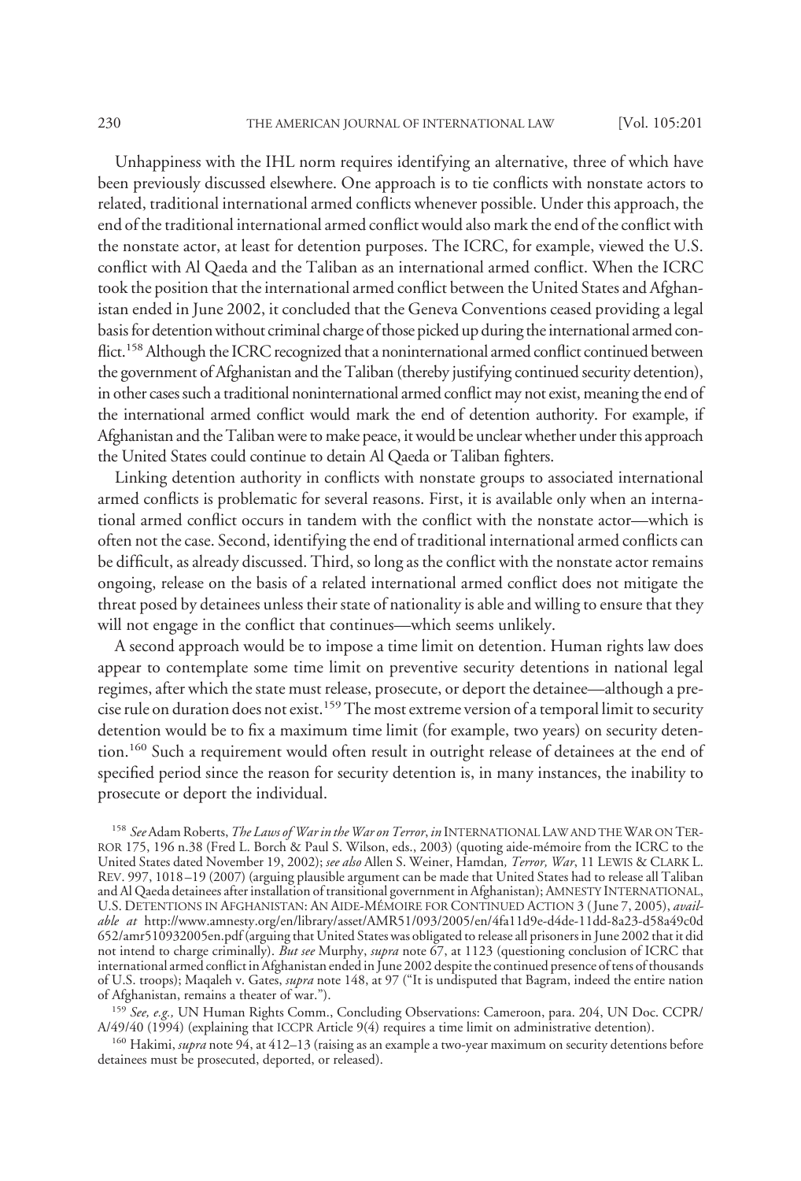Unhappiness with the IHL norm requires identifying an alternative, three of which have been previously discussed elsewhere. One approach is to tie conflicts with nonstate actors to related, traditional international armed conflicts whenever possible. Under this approach, the end of the traditional international armed conflict would also mark the end of the conflict with the nonstate actor, at least for detention purposes. The ICRC, for example, viewed the U.S. conflict with Al Qaeda and the Taliban as an international armed conflict. When the ICRC took the position that the international armed conflict between the United States and Afghanistan ended in June 2002, it concluded that the Geneva Conventions ceased providing a legal basis for detention without criminal charge of those picked up during the international armed conflict.[158] Although the ICRC recognized that a noninternational armed conflict continued between the government of Afghanistan and the Taliban (thereby justifying continued security detention), in other cases such a traditional noninternational armed conflict may not exist, meaning the end of the international armed conflict would mark the end of detention authority. For example, if Afghanistan and the Taliban were to make peace, it would be unclear whether under this approach the United States could continue to detain Al Qaeda or Taliban fighters.

Linking detention authority in conflicts with nonstate groups to associated international armed conflicts is problematic for several reasons. First, it is available only when an international armed conflict occurs in tandem with the conflict with the nonstate actor—which is often not the case. Second, identifying the end of traditional international armed conflicts can be difficult, as already discussed. Third, so long as the conflict with the nonstate actor remains ongoing, release on the basis of a related international armed conflict does not mitigate the threat posed by detainees unless their state of nationality is able and willing to ensure that they will not engage in the conflict that continues—which seems unlikely.

A second approach would be to impose a time limit on detention. Human rights law does appear to contemplate some time limit on preventive security detentions in national legal regimes, after which the state must release, prosecute, or deport the detainee—although a precise rule on duration does not exist.[159] The most extreme version of a temporal limit to security detention would be to fix a maximum time limit (for example, two years) on security detention.[160] Such a requirement would often result in outright release of detainees at the end of specified period since the reason for security detention is, in many instances, the inability to prosecute or deport the individual.

---

[158] *See* Adam Roberts, *The Laws of War in the War on Terror*, *in* INTERNATIONAL LAW AND THE WAR ON TERROR 175, 196 n.38 (Fred L. Borch & Paul S. Wilson, eds., 2003) (quoting aide-mémoire from the ICRC to the United States dated November 19, 2002); *see also* Allen S. Weiner, Hamdan*, Terror, War*, 11 LEWIS & CLARK L. REV. 997, 1018–19 (2007) (arguing plausible argument can be made that United States had to release all Taliban and Al Qaeda detainees after installation of transitional government in Afghanistan); AMNESTY INTERNATIONAL, U.S. DETENTIONS IN AFGHANISTAN: AN AIDE-MÉMOIRE FOR CONTINUED ACTION 3 (June 7, 2005), *available at* http://www.amnesty.org/en/library/asset/AMR51/093/2005/en/4fa11d9e-d4de-11dd-8a23-d58a49c0d652/amr510932005en.pdf (arguing that United States was obligated to release all prisoners in June 2002 that it did not intend to charge criminally). *But see* Murphy, *supra* note 67, at 1123 (questioning conclusion of ICRC that international armed conflict in Afghanistan ended in June 2002 despite the continued presence of tens of thousands of U.S. troops); Maqaleh v. Gates, *supra* note 148, at 97 ("It is undisputed that Bagram, indeed the entire nation of Afghanistan, remains a theater of war.").

[159] *See, e.g.,* UN Human Rights Comm., Concluding Observations: Cameroon, para. 204, UN Doc. CCPR/A/49/40 (1994) (explaining that ICCPR Article 9(4) requires a time limit on administrative detention).

[160] Hakimi, *supra* note 94, at 412–13 (raising as an example a two-year maximum on security detentions before detainees must be prosecuted, deported, or released).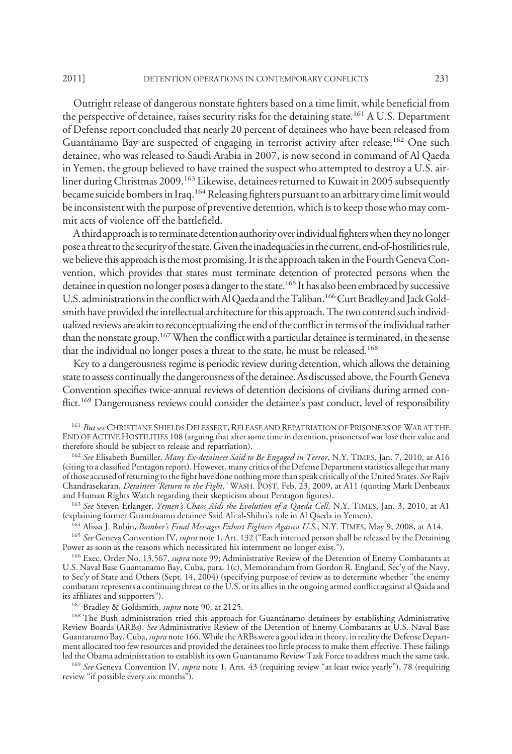Outright release of dangerous nonstate fighters based on a time limit, while beneficial from the perspective of detainee, raises security risks for the detaining state.[161] A U.S. Department of Defense report concluded that nearly 20 percent of detainees who have been released from Guantánamo Bay are suspected of engaging in terrorist activity after release.[162] One such detainee, who was released to Saudi Arabia in 2007, is now second in command of Al Qaeda in Yemen, the group believed to have trained the suspect who attempted to destroy a U.S. airliner during Christmas 2009.[163] Likewise, detainees returned to Kuwait in 2005 subsequently became suicide bombers in Iraq.[164] Releasing fighters pursuant to an arbitrary time limit would be inconsistent with the purpose of preventive detention, which is to keep those who may commit acts of violence off the battlefield.

A third approach is to terminate detention authority over individual fighters when they no longer pose a threat to the security of the state. Given the inadequacies in the current, end-of-hostilities rule, we believe this approach is the most promising. It is the approach taken in the Fourth Geneva Convention, which provides that states must terminate detention of protected persons when the detainee in question no longer poses a danger to the state.[165] It has also been embraced by successive U.S. administrations in the conflict with Al Qaeda and the Taliban.[166] Curt Bradley and Jack Goldsmith have provided the intellectual architecture for this approach. The two contend such individualized reviews are akin to reconceptualizing the end of the conflict in terms of the individual rather than the nonstate group.[167] When the conflict with a particular detainee is terminated, in the sense that the individual no longer poses a threat to the state, he must be released.[168]

Key to a dangerousness regime is periodic review during detention, which allows the detaining state to assess continually the dangerousness of the detainee. As discussed above, the Fourth Geneva Convention specifies twice-annual reviews of detention decisions of civilians during armed conflict.[169] Dangerousness reviews could consider the detainee's past conduct, level of responsibility

[161] *But see* CHRISTIANE SHIELDS DELESSERT, RELEASE AND REPATRIATION OF PRISONERS OF WAR AT THE END OF ACTIVE HOSTILITIES 108 (arguing that after some time in detention, prisoners of war lose their value and therefore should be subject to release and repatriation).

[162] *See* Elisabeth Bumiller, *Many Ex-detainees Said to Be Engaged in Terror*, N.Y. TIMES, Jan. 7, 2010, at A16 (citing to a classified Pentagon report). However, many critics of the Defense Department statistics allege that many of those accused of returning to the fight have done nothing more than speak critically of the United States. *See* Rajiv Chandrasekaran, *Detainees 'Return to the Fight,'* WASH. POST, Feb. 23, 2009, at A11 (quoting Mark Denbeaux and Human Rights Watch regarding their skepticism about Pentagon figures).

[163] *See* Steven Erlanger, *Yemen's Chaos Aids the Evolution of a Qaeda Cell*, N.Y. TIMES, Jan. 3, 2010, at A1 (explaining former Guantánamo detainee Said Ali al-Shihri's role in Al Qaeda in Yemen).

[164] Alissa J. Rubin, *Bomber's Final Messages Exhort Fighters Against U.S.*, N.Y. TIMES, May 9, 2008, at A14.

[165] *See* Geneva Convention IV, *supra* note 1, Art. 132 ("Each interned person shall be released by the Detaining Power as soon as the reasons which necessitated his internment no longer exist.").

[166] Exec. Order No. 13,567, *supra* note 99; Administrative Review of the Detention of Enemy Combatants at U.S. Naval Base Guantanamo Bay, Cuba, para. 1(c), Memorandum from Gordon R. England, Sec'y of the Navy, to Sec'y of State and Others (Sept. 14, 2004) (specifying purpose of review as to determine whether "the enemy combatant represents a continuing threat to the U.S. or its allies in the ongoing armed conflict against al Qaida and its affiliates and supporters").

[167] Bradley & Goldsmith, *supra* note 90, at 2125.

[168] The Bush administration tried this approach for Guantánamo detainees by establishing Administrative Review Boards (ARBs). *See* Administrative Review of the Detention of Enemy Combatants at U.S. Naval Base Guantanamo Bay, Cuba, *supra* note 166. While the ARBs were a good idea in theory, in reality the Defense Department allocated too few resources and provided the detainees too little process to make them effective. These failings led the Obama administration to establish its own Guantanamo Review Task Force to address much the same task.

[169] *See* Geneva Convention IV, *supra* note 1, Arts. 43 (requiring review "at least twice yearly"), 78 (requiring review "if possible every six months").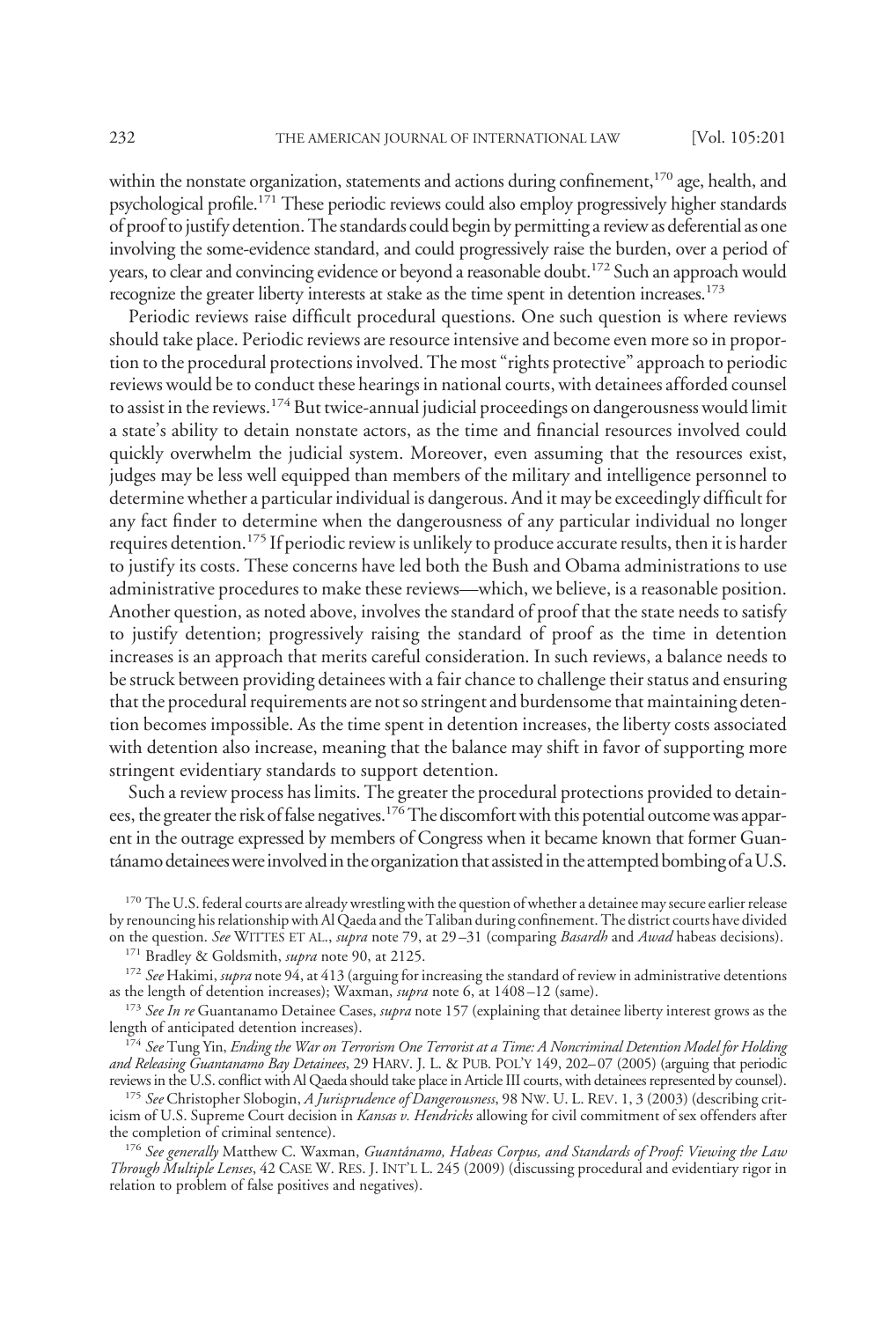within the nonstate organization, statements and actions during confinement,[170] age, health, and psychological profile.[171] These periodic reviews could also employ progressively higher standards of proof to justify detention. The standards could begin by permitting a review as deferential as one involving the some-evidence standard, and could progressively raise the burden, over a period of years, to clear and convincing evidence or beyond a reasonable doubt.[172] Such an approach would recognize the greater liberty interests at stake as the time spent in detention increases.[173]

Periodic reviews raise difficult procedural questions. One such question is where reviews should take place. Periodic reviews are resource intensive and become even more so in proportion to the procedural protections involved. The most "rights protective" approach to periodic reviews would be to conduct these hearings in national courts, with detainees afforded counsel to assist in the reviews.[174] But twice-annual judicial proceedings on dangerousness would limit a state's ability to detain nonstate actors, as the time and financial resources involved could quickly overwhelm the judicial system. Moreover, even assuming that the resources exist, judges may be less well equipped than members of the military and intelligence personnel to determine whether a particular individual is dangerous. And it may be exceedingly difficult for any fact finder to determine when the dangerousness of any particular individual no longer requires detention.[175] If periodic review is unlikely to produce accurate results, then it is harder to justify its costs. These concerns have led both the Bush and Obama administrations to use administrative procedures to make these reviews—which, we believe, is a reasonable position. Another question, as noted above, involves the standard of proof that the state needs to satisfy to justify detention; progressively raising the standard of proof as the time in detention increases is an approach that merits careful consideration. In such reviews, a balance needs to be struck between providing detainees with a fair chance to challenge their status and ensuring that the procedural requirements are not so stringent and burdensome that maintaining detention becomes impossible. As the time spent in detention increases, the liberty costs associated with detention also increase, meaning that the balance may shift in favor of supporting more stringent evidentiary standards to support detention.

Such a review process has limits. The greater the procedural protections provided to detainees, the greater the risk of false negatives.[176] The discomfort with this potential outcome was apparent in the outrage expressed by members of Congress when it became known that former Guantánamo detainees were involved in the organization that assisted in the attempted bombing of a U.S.

---

[170] The U.S. federal courts are already wrestling with the question of whether a detainee may secure earlier release by renouncing his relationship with Al Qaeda and the Taliban during confinement. The district courts have divided on the question. *See* WITTES ET AL., *supra* note 79, at 29–31 (comparing *Basardh* and *Awad* habeas decisions).

[171] Bradley & Goldsmith, *supra* note 90, at 2125.

[172] *See* Hakimi, *supra* note 94, at 413 (arguing for increasing the standard of review in administrative detentions as the length of detention increases); Waxman, *supra* note 6, at 1408–12 (same).

[173] *See In re* Guantanamo Detainee Cases, *supra* note 157 (explaining that detainee liberty interest grows as the length of anticipated detention increases).

[174] *See* Tung Yin, *Ending the War on Terrorism One Terrorist at a Time: A Noncriminal Detention Model for Holding and Releasing Guantanamo Bay Detainees*, 29 HARV. J. L. & PUB. POL'Y 149, 202–07 (2005) (arguing that periodic reviews in the U.S. conflict with Al Qaeda should take place in Article III courts, with detainees represented by counsel).

[175] *See* Christopher Slobogin, *A Jurisprudence of Dangerousness*, 98 NW. U. L. REV. 1, 3 (2003) (describing criticism of U.S. Supreme Court decision in *Kansas v. Hendricks* allowing for civil commitment of sex offenders after the completion of criminal sentence).

[176] *See generally* Matthew C. Waxman, *Guantánamo, Habeas Corpus, and Standards of Proof: Viewing the Law Through Multiple Lenses*, 42 CASE W. RES. J. INT'L L. 245 (2009) (discussing procedural and evidentiary rigor in relation to problem of false positives and negatives).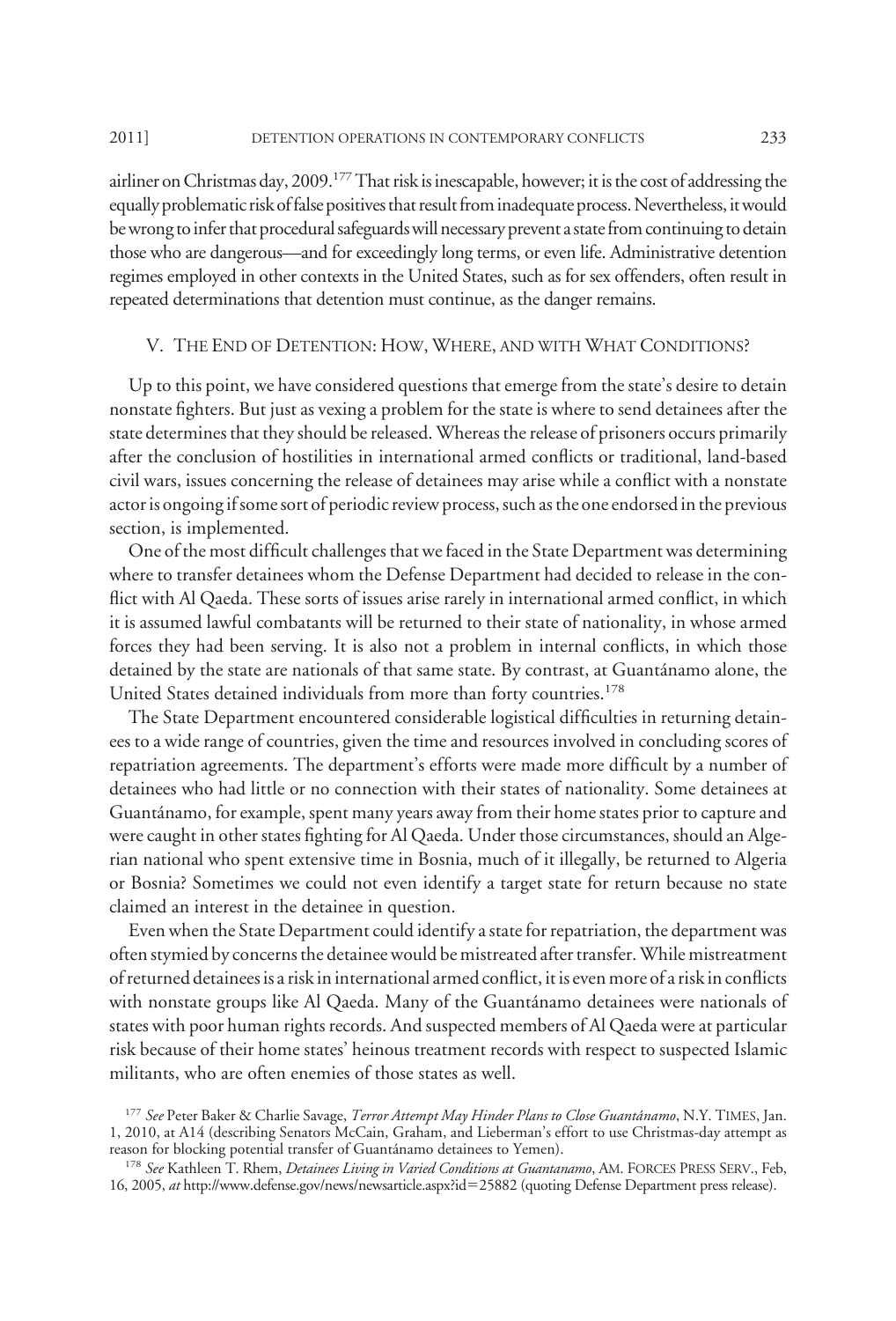airliner on Christmas day, 2009.[177] That risk is inescapable, however; it is the cost of addressing the equally problematic risk of false positives that result from inadequate process. Nevertheless, it would be wrong to infer that procedural safeguards will necessary prevent a state from continuing to detain those who are dangerous—and for exceedingly long terms, or even life. Administrative detention regimes employed in other contexts in the United States, such as for sex offenders, often result in repeated determinations that detention must continue, as the danger remains.

## V. The End of Detention: How, Where, and with What Conditions?

Up to this point, we have considered questions that emerge from the state's desire to detain nonstate fighters. But just as vexing a problem for the state is where to send detainees after the state determines that they should be released. Whereas the release of prisoners occurs primarily after the conclusion of hostilities in international armed conflicts or traditional, land-based civil wars, issues concerning the release of detainees may arise while a conflict with a nonstate actor is ongoing if some sort of periodic review process, such as the one endorsed in the previous section, is implemented.

One of the most difficult challenges that we faced in the State Department was determining where to transfer detainees whom the Defense Department had decided to release in the conflict with Al Qaeda. These sorts of issues arise rarely in international armed conflict, in which it is assumed lawful combatants will be returned to their state of nationality, in whose armed forces they had been serving. It is also not a problem in internal conflicts, in which those detained by the state are nationals of that same state. By contrast, at Guantánamo alone, the United States detained individuals from more than forty countries.[178]

The State Department encountered considerable logistical difficulties in returning detainees to a wide range of countries, given the time and resources involved in concluding scores of repatriation agreements. The department's efforts were made more difficult by a number of detainees who had little or no connection with their states of nationality. Some detainees at Guantánamo, for example, spent many years away from their home states prior to capture and were caught in other states fighting for Al Qaeda. Under those circumstances, should an Algerian national who spent extensive time in Bosnia, much of it illegally, be returned to Algeria or Bosnia? Sometimes we could not even identify a target state for return because no state claimed an interest in the detainee in question.

Even when the State Department could identify a state for repatriation, the department was often stymied by concerns the detainee would be mistreated after transfer. While mistreatment of returned detainees is a risk in international armed conflict, it is even more of a risk in conflicts with nonstate groups like Al Qaeda. Many of the Guantánamo detainees were nationals of states with poor human rights records. And suspected members of Al Qaeda were at particular risk because of their home states' heinous treatment records with respect to suspected Islamic militants, who are often enemies of those states as well.

[177] *See* Peter Baker & Charlie Savage, *Terror Attempt May Hinder Plans to Close Guantánamo*, N.Y. Times, Jan. 1, 2010, at A14 (describing Senators McCain, Graham, and Lieberman's effort to use Christmas-day attempt as reason for blocking potential transfer of Guantánamo detainees to Yemen).

[178] *See* Kathleen T. Rhem, *Detainees Living in Varied Conditions at Guantanamo*, Am. Forces Press Serv., Feb, 16, 2005, *at* http://www.defense.gov/news/newsarticle.aspx?id=25882 (quoting Defense Department press release).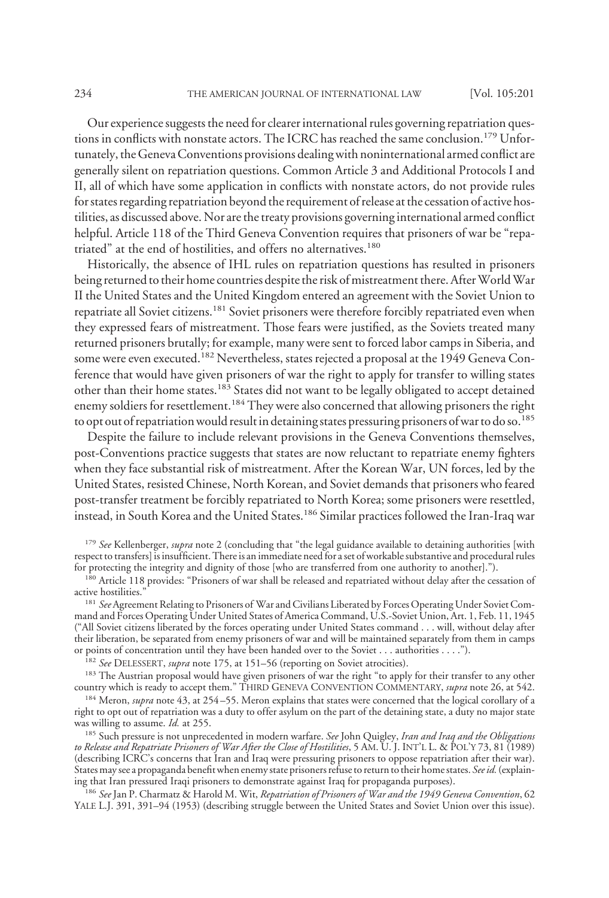Our experience suggests the need for clearer international rules governing repatriation questions in conflicts with nonstate actors. The ICRC has reached the same conclusion.[179] Unfortunately, the Geneva Conventions provisions dealing with noninternational armed conflict are generally silent on repatriation questions. Common Article 3 and Additional Protocols I and II, all of which have some application in conflicts with nonstate actors, do not provide rules for states regarding repatriation beyond the requirement of release at the cessation of active hostilities, as discussed above. Nor are the treaty provisions governing international armed conflict helpful. Article 118 of the Third Geneva Convention requires that prisoners of war be "repatriated" at the end of hostilities, and offers no alternatives.[180]

Historically, the absence of IHL rules on repatriation questions has resulted in prisoners being returned to their home countries despite the risk of mistreatment there. After World War II the United States and the United Kingdom entered an agreement with the Soviet Union to repatriate all Soviet citizens.[181] Soviet prisoners were therefore forcibly repatriated even when they expressed fears of mistreatment. Those fears were justified, as the Soviets treated many returned prisoners brutally; for example, many were sent to forced labor camps in Siberia, and some were even executed.[182] Nevertheless, states rejected a proposal at the 1949 Geneva Conference that would have given prisoners of war the right to apply for transfer to willing states other than their home states.[183] States did not want to be legally obligated to accept detained enemy soldiers for resettlement.[184] They were also concerned that allowing prisoners the right to opt out of repatriation would result in detaining states pressuring prisoners of war to do so.[185]

Despite the failure to include relevant provisions in the Geneva Conventions themselves, post-Conventions practice suggests that states are now reluctant to repatriate enemy fighters when they face substantial risk of mistreatment. After the Korean War, UN forces, led by the United States, resisted Chinese, North Korean, and Soviet demands that prisoners who feared post-transfer treatment be forcibly repatriated to North Korea; some prisoners were resettled, instead, in South Korea and the United States.[186] Similar practices followed the Iran-Iraq war

[179] *See* Kellenberger, *supra* note 2 (concluding that "the legal guidance available to detaining authorities [with respect to transfers] is insufficient. There is an immediate need for a set of workable substantive and procedural rules for protecting the integrity and dignity of those [who are transferred from one authority to another].").

[180] Article 118 provides: "Prisoners of war shall be released and repatriated without delay after the cessation of active hostilities."

[181] *See* Agreement Relating to Prisoners of War and Civilians Liberated by Forces Operating Under Soviet Command and Forces Operating Under United States of America Command, U.S.-Soviet Union, Art. 1, Feb. 11, 1945 ("All Soviet citizens liberated by the forces operating under United States command . . . will, without delay after their liberation, be separated from enemy prisoners of war and will be maintained separately from them in camps or points of concentration until they have been handed over to the Soviet . . . authorities . . . .").

[182] *See* DELESSERT, *supra* note 175, at 151–56 (reporting on Soviet atrocities).

[183] The Austrian proposal would have given prisoners of war the right "to apply for their transfer to any other country which is ready to accept them." THIRD GENEVA CONVENTION COMMENTARY, *supra* note 26, at 542.

[184] Meron, *supra* note 43, at 254–55. Meron explains that states were concerned that the logical corollary of a right to opt out of repatriation was a duty to offer asylum on the part of the detaining state, a duty no major state was willing to assume. *Id.* at 255.

[185] Such pressure is not unprecedented in modern warfare. *See* John Quigley, *Iran and Iraq and the Obligations to Release and Repatriate Prisoners of War After the Close of Hostilities*, 5 AM. U. J. INT'L L. & POL'Y 73, 81 (1989) (describing ICRC's concerns that Iran and Iraq were pressuring prisoners to oppose repatriation after their war). States may see a propaganda benefit when enemy state prisoners refuse to return to their home states. *See id.* (explaining that Iran pressured Iraqi prisoners to demonstrate against Iraq for propaganda purposes).

[186] *See* Jan P. Charmatz & Harold M. Wit, *Repatriation of Prisoners of War and the 1949 Geneva Convention*, 62 YALE L.J. 391, 391–94 (1953) (describing struggle between the United States and Soviet Union over this issue).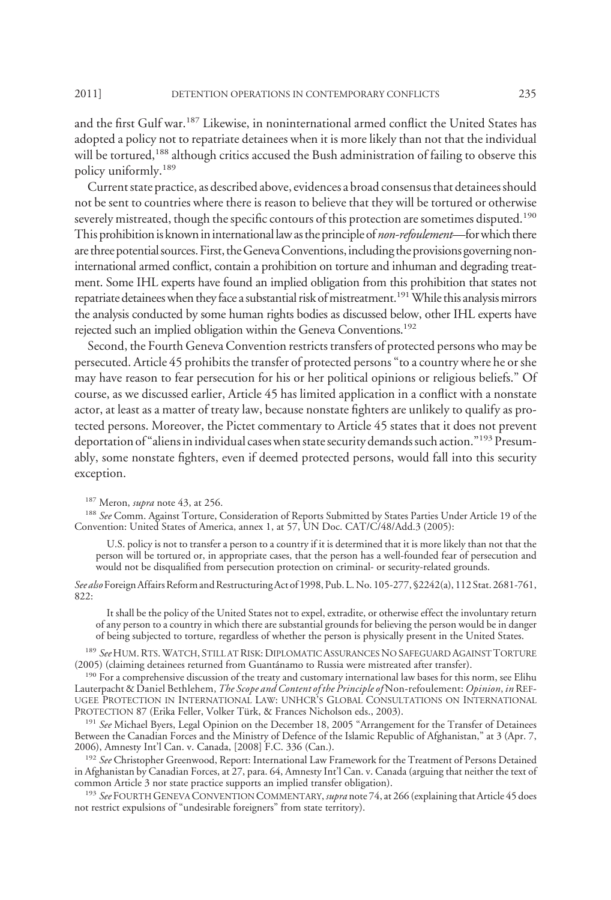and the first Gulf war.[187] Likewise, in noninternational armed conflict the United States has adopted a policy not to repatriate detainees when it is more likely than not that the individual will be tortured,[188] although critics accused the Bush administration of failing to observe this policy uniformly.[189]

Current state practice, as described above, evidences a broad consensus that detainees should not be sent to countries where there is reason to believe that they will be tortured or otherwise severely mistreated, though the specific contours of this protection are sometimes disputed.[190] This prohibition is known in international law as the principle of *non-refoulement*—for which there are three potential sources. First, the Geneva Conventions, including the provisions governing noninternational armed conflict, contain a prohibition on torture and inhuman and degrading treatment. Some IHL experts have found an implied obligation from this prohibition that states not repatriate detainees when they face a substantial risk of mistreatment.[191] While this analysis mirrors the analysis conducted by some human rights bodies as discussed below, other IHL experts have rejected such an implied obligation within the Geneva Conventions.[192]

Second, the Fourth Geneva Convention restricts transfers of protected persons who may be persecuted. Article 45 prohibits the transfer of protected persons "to a country where he or she may have reason to fear persecution for his or her political opinions or religious beliefs." Of course, as we discussed earlier, Article 45 has limited application in a conflict with a nonstate actor, at least as a matter of treaty law, because nonstate fighters are unlikely to qualify as protected persons. Moreover, the Pictet commentary to Article 45 states that it does not prevent deportation of "aliens in individual cases when state security demands such action."[193] Presumably, some nonstate fighters, even if deemed protected persons, would fall into this security exception.

[187] Meron, *supra* note 43, at 256.

[188] *See* Comm. Against Torture, Consideration of Reports Submitted by States Parties Under Article 19 of the Convention: United States of America, annex 1, at 57, UN Doc. CAT/C/48/Add.3 (2005):

> U.S. policy is not to transfer a person to a country if it is determined that it is more likely than not that the person will be tortured or, in appropriate cases, that the person has a well-founded fear of persecution and would not be disqualified from persecution protection on criminal- or security-related grounds.

*See also* Foreign Affairs Reform and Restructuring Act of 1998, Pub. L. No. 105-277, §2242(a), 112 Stat. 2681-761, 822:

> It shall be the policy of the United States not to expel, extradite, or otherwise effect the involuntary return of any person to a country in which there are substantial grounds for believing the person would be in danger of being subjected to torture, regardless of whether the person is physically present in the United States.

[189] *See* HUM. RTS. WATCH, STILL AT RISK: DIPLOMATIC ASSURANCES NO SAFEGUARD AGAINST TORTURE (2005) (claiming detainees returned from Guantánamo to Russia were mistreated after transfer).

[190] For a comprehensive discussion of the treaty and customary international law bases for this norm, see Elihu Lauterpacht & Daniel Bethlehem, *The Scope and Content of the Principle of* Non-refoulement: *Opinion*, *in* REFUGEE PROTECTION IN INTERNATIONAL LAW: UNHCR'S GLOBAL CONSULTATIONS ON INTERNATIONAL PROTECTION 87 (Erika Feller, Volker Türk, & Frances Nicholson eds., 2003).

[191] *See* Michael Byers, Legal Opinion on the December 18, 2005 "Arrangement for the Transfer of Detainees Between the Canadian Forces and the Ministry of Defence of the Islamic Republic of Afghanistan," at 3 (Apr. 7, 2006), Amnesty Int'l Can. v. Canada, [2008] F.C. 336 (Can.).

[192] *See* Christopher Greenwood, Report: International Law Framework for the Treatment of Persons Detained in Afghanistan by Canadian Forces, at 27, para. 64, Amnesty Int'l Can. v. Canada (arguing that neither the text of common Article 3 nor state practice supports an implied transfer obligation).

[193] *See* FOURTH GENEVA CONVENTION COMMENTARY, *supra* note 74, at 266 (explaining that Article 45 does not restrict expulsions of "undesirable foreigners" from state territory).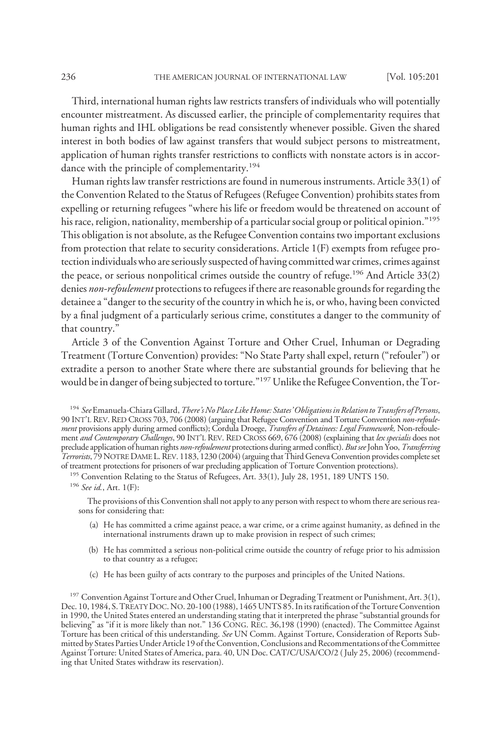Third, international human rights law restricts transfers of individuals who will potentially encounter mistreatment. As discussed earlier, the principle of complementarity requires that human rights and IHL obligations be read consistently whenever possible. Given the shared interest in both bodies of law against transfers that would subject persons to mistreatment, application of human rights transfer restrictions to conflicts with nonstate actors is in accordance with the principle of complementarity.[194]

Human rights law transfer restrictions are found in numerous instruments. Article 33(1) of the Convention Related to the Status of Refugees (Refugee Convention) prohibits states from expelling or returning refugees "where his life or freedom would be threatened on account of his race, religion, nationality, membership of a particular social group or political opinion."[195] This obligation is not absolute, as the Refugee Convention contains two important exclusions from protection that relate to security considerations. Article 1(F) exempts from refugee protection individuals who are seriously suspected of having committed war crimes, crimes against the peace, or serious nonpolitical crimes outside the country of refuge.[196] And Article 33(2) denies *non-refoulement* protections to refugees if there are reasonable grounds for regarding the detainee a "danger to the security of the country in which he is, or who, having been convicted by a final judgment of a particularly serious crime, constitutes a danger to the community of that country."

Article 3 of the Convention Against Torture and Other Cruel, Inhuman or Degrading Treatment (Torture Convention) provides: "No State Party shall expel, return ("refouler") or extradite a person to another State where there are substantial grounds for believing that he would be in danger of being subjected to torture."[197] Unlike the Refugee Convention, the Tor-

---

[194] *See* Emanuela-Chiara Gillard, *There's No Place Like Home: States' Obligations in Relation to Transfers of Persons*, 90 INT'L REV. RED CROSS 703, 706 (2008) (arguing that Refugee Convention and Torture Convention *non-refoulement* provisions apply during armed conflicts); Cordula Droege, *Transfers of Detainees: Legal Framework,* Non-refoulement *and Contemporary Challenges*, 90 INT'L REV. RED CROSS 669, 676 (2008) (explaining that *lex specialis* does not preclude application of human rights *non-refoulement* protections during armed conflict). *But see* John Yoo, *Transferring Terrorists*, 79 NOTRE DAME L. REV. 1183, 1230 (2004) (arguing that Third Geneva Convention provides complete set of treatment protections for prisoners of war precluding application of Torture Convention protections).

[195] Convention Relating to the Status of Refugees, Art. 33(1), July 28, 1951, 189 UNTS 150.

[196] *See id.*, Art. 1(F):

> The provisions of this Convention shall not apply to any person with respect to whom there are serious reasons for considering that:
>
> (a) He has committed a crime against peace, a war crime, or a crime against humanity, as defined in the international instruments drawn up to make provision in respect of such crimes;
>
> (b) He has committed a serious non-political crime outside the country of refuge prior to his admission to that country as a refugee;
>
> (c) He has been guilty of acts contrary to the purposes and principles of the United Nations.

[197] Convention Against Torture and Other Cruel, Inhuman or Degrading Treatment or Punishment, Art. 3(1), Dec. 10, 1984, S. TREATY DOC. NO. 20-100 (1988), 1465 UNTS 85. In its ratification of the Torture Convention in 1990, the United States entered an understanding stating that it interpreted the phrase "substantial grounds for believing" as "if it is more likely than not." 136 CONG. REC. 36,198 (1990) (enacted). The Committee Against Torture has been critical of this understanding. *See* UN Comm. Against Torture, Consideration of Reports Submitted by States Parties Under Article 19 of the Convention, Conclusions and Recommentations of the Committee Against Torture: United States of America, para. 40, UN Doc. CAT/C/USA/CO/2 (July 25, 2006) (recommending that United States withdraw its reservation).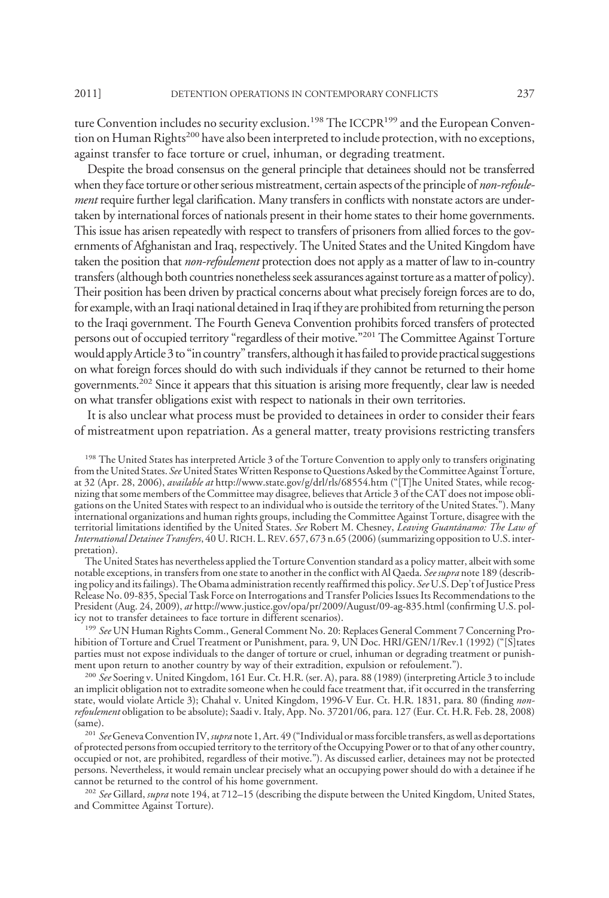ture Convention includes no security exclusion.[198] The ICCPR[199] and the European Convention on Human Rights[200] have also been interpreted to include protection, with no exceptions, against transfer to face torture or cruel, inhuman, or degrading treatment.

Despite the broad consensus on the general principle that detainees should not be transferred when they face torture or other serious mistreatment, certain aspects of the principle of *non-refoulement* require further legal clarification. Many transfers in conflicts with nonstate actors are undertaken by international forces of nationals present in their home states to their home governments. This issue has arisen repeatedly with respect to transfers of prisoners from allied forces to the governments of Afghanistan and Iraq, respectively. The United States and the United Kingdom have taken the position that *non-refoulement* protection does not apply as a matter of law to in-country transfers (although both countries nonetheless seek assurances against torture as a matter of policy). Their position has been driven by practical concerns about what precisely foreign forces are to do, for example, with an Iraqi national detained in Iraq if they are prohibited from returning the person to the Iraqi government. The Fourth Geneva Convention prohibits forced transfers of protected persons out of occupied territory "regardless of their motive."[201] The Committee Against Torture would apply Article 3 to "in country" transfers, although it has failed to provide practical suggestions on what foreign forces should do with such individuals if they cannot be returned to their home governments.[202] Since it appears that this situation is arising more frequently, clear law is needed on what transfer obligations exist with respect to nationals in their own territories.

It is also unclear what process must be provided to detainees in order to consider their fears of mistreatment upon repatriation. As a general matter, treaty provisions restricting transfers

[198] The United States has interpreted Article 3 of the Torture Convention to apply only to transfers originating from the United States. *See* United States Written Response to Questions Asked by the Committee Against Torture, at 32 (Apr. 28, 2006), *available at* http://www.state.gov/g/drl/rls/68554.htm ("[T]he United States, while recognizing that some members of the Committee may disagree, believes that Article 3 of the CAT does not impose obligations on the United States with respect to an individual who is outside the territory of the United States."). Many international organizations and human rights groups, including the Committee Against Torture, disagree with the territorial limitations identified by the United States. *See* Robert M. Chesney, *Leaving Guantánamo: The Law of International Detainee Transfers*, 40 U. RICH. L. REV. 657, 673 n.65 (2006) (summarizing opposition to U.S. interpretation).

The United States has nevertheless applied the Torture Convention standard as a policy matter, albeit with some notable exceptions, in transfers from one state to another in the conflict with Al Qaeda. *See supra* note 189 (describing policy and its failings). The Obama administration recently reaffirmed this policy. *See* U.S. Dep't of Justice Press Release No. 09-835, Special Task Force on Interrogations and Transfer Policies Issues Its Recommendations to the President (Aug. 24, 2009), *at* http://www.justice.gov/opa/pr/2009/August/09-ag-835.html (confirming U.S. policy not to transfer detainees to face torture in different scenarios).

[199] *See* UN Human Rights Comm., General Comment No. 20: Replaces General Comment 7 Concerning Prohibition of Torture and Cruel Treatment or Punishment, para. 9, UN Doc. HRI/GEN/1/Rev.1 (1992) ("[S]tates parties must not expose individuals to the danger of torture or cruel, inhuman or degrading treatment or punishment upon return to another country by way of their extradition, expulsion or refoulement.").

[200] *See* Soering v. United Kingdom, 161 Eur. Ct. H.R. (ser. A), para. 88 (1989) (interpreting Article 3 to include an implicit obligation not to extradite someone when he could face treatment that, if it occurred in the transferring state, would violate Article 3); Chahal v. United Kingdom, 1996-V Eur. Ct. H.R. 1831, para. 80 (finding *non-refoulement* obligation to be absolute); Saadi v. Italy, App. No. 37201/06, para. 127 (Eur. Ct. H.R. Feb. 28, 2008) (same).

[201] *See* Geneva Convention IV, *supra* note 1, Art. 49 ("Individual or mass forcible transfers, as well as deportations of protected persons from occupied territory to the territory of the Occupying Power or to that of any other country, occupied or not, are prohibited, regardless of their motive."). As discussed earlier, detainees may not be protected persons. Nevertheless, it would remain unclear precisely what an occupying power should do with a detainee if he cannot be returned to the control of his home government.

[202] *See* Gillard, *supra* note 194, at 712–15 (describing the dispute between the United Kingdom, United States, and Committee Against Torture).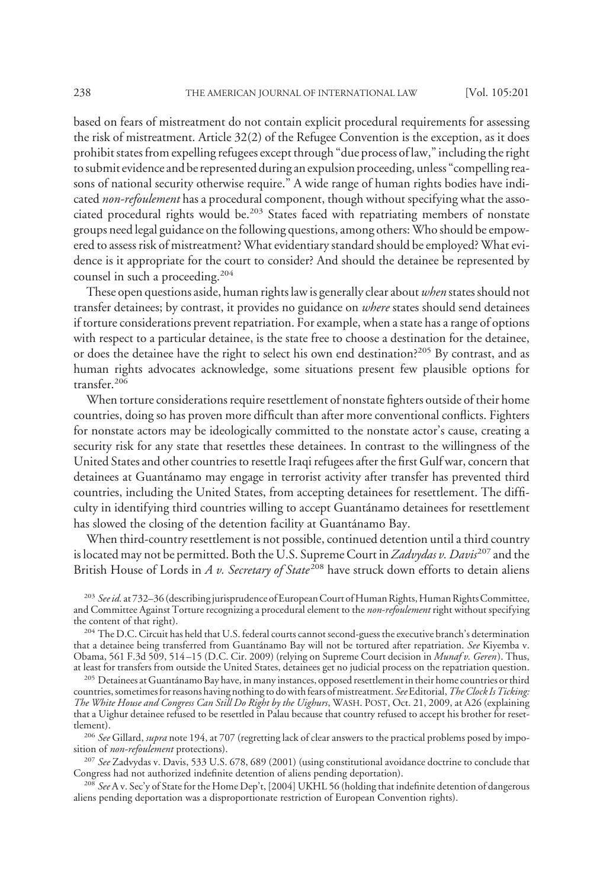based on fears of mistreatment do not contain explicit procedural requirements for assessing the risk of mistreatment. Article 32(2) of the Refugee Convention is the exception, as it does prohibit states from expelling refugees except through "due process of law," including the right to submit evidence and be represented during an expulsion proceeding, unless "compelling reasons of national security otherwise require." A wide range of human rights bodies have indicated *non-refoulement* has a procedural component, though without specifying what the associated procedural rights would be.[203] States faced with repatriating members of nonstate groups need legal guidance on the following questions, among others: Who should be empowered to assess risk of mistreatment? What evidentiary standard should be employed? What evidence is it appropriate for the court to consider? And should the detainee be represented by counsel in such a proceeding.[204]

These open questions aside, human rights law is generally clear about *when* states should not transfer detainees; by contrast, it provides no guidance on *where* states should send detainees if torture considerations prevent repatriation. For example, when a state has a range of options with respect to a particular detainee, is the state free to choose a destination for the detainee, or does the detainee have the right to select his own end destination?[205] By contrast, and as human rights advocates acknowledge, some situations present few plausible options for transfer.[206]

When torture considerations require resettlement of nonstate fighters outside of their home countries, doing so has proven more difficult than after more conventional conflicts. Fighters for nonstate actors may be ideologically committed to the nonstate actor's cause, creating a security risk for any state that resettles these detainees. In contrast to the willingness of the United States and other countries to resettle Iraqi refugees after the first Gulf war, concern that detainees at Guantánamo may engage in terrorist activity after transfer has prevented third countries, including the United States, from accepting detainees for resettlement. The difficulty in identifying third countries willing to accept Guantánamo detainees for resettlement has slowed the closing of the detention facility at Guantánamo Bay.

When third-country resettlement is not possible, continued detention until a third country is located may not be permitted. Both the U.S. Supreme Court in *Zadvydas v. Davis*[207] and the British House of Lords in *A v. Secretary of State*[208] have struck down efforts to detain aliens

[203] *See id.* at 732–36 (describing jurisprudence of European Court of Human Rights, Human Rights Committee, and Committee Against Torture recognizing a procedural element to the *non-refoulement* right without specifying the content of that right).

[204] The D.C. Circuit has held that U.S. federal courts cannot second-guess the executive branch's determination that a detainee being transferred from Guantánamo Bay will not be tortured after repatriation. *See* Kiyemba v. Obama, 561 F.3d 509, 514–15 (D.C. Cir. 2009) (relying on Supreme Court decision in *Munaf v. Geren*). Thus, at least for transfers from outside the United States, detainees get no judicial process on the repatriation question.

[205] Detainees at Guantánamo Bay have, in many instances, opposed resettlement in their home countries or third countries, sometimes for reasons having nothing to do with fears of mistreatment. *See* Editorial, *The Clock Is Ticking: The White House and Congress Can Still Do Right by the Uighurs*, WASH. POST, Oct. 21, 2009, at A26 (explaining that a Uighur detainee refused to be resettled in Palau because that country refused to accept his brother for resettlement).

[206] *See* Gillard, *supra* note 194, at 707 (regretting lack of clear answers to the practical problems posed by imposition of *non-refoulement* protections).

[207] *See* Zadvydas v. Davis, 533 U.S. 678, 689 (2001) (using constitutional avoidance doctrine to conclude that Congress had not authorized indefinite detention of aliens pending deportation).

[208] *See* A v. Sec'y of State for the Home Dep't, [2004] UKHL 56 (holding that indefinite detention of dangerous aliens pending deportation was a disproportionate restriction of European Convention rights).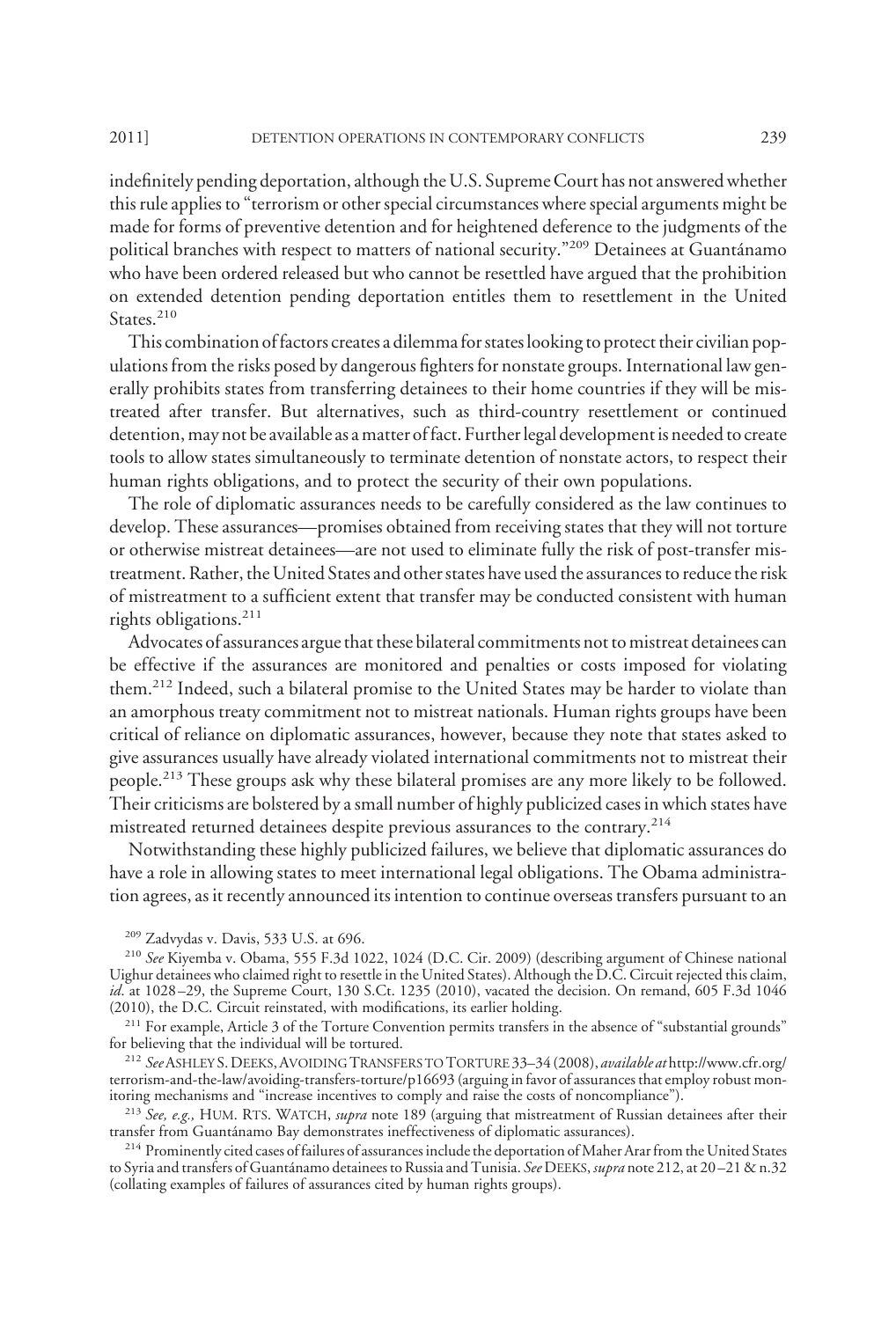indefinitely pending deportation, although the U.S. Supreme Court has not answered whether this rule applies to "terrorism or other special circumstances where special arguments might be made for forms of preventive detention and for heightened deference to the judgments of the political branches with respect to matters of national security."[209] Detainees at Guantánamo who have been ordered released but who cannot be resettled have argued that the prohibition on extended detention pending deportation entitles them to resettlement in the United States.[210]

This combination of factors creates a dilemma for states looking to protect their civilian populations from the risks posed by dangerous fighters for nonstate groups. International law generally prohibits states from transferring detainees to their home countries if they will be mistreated after transfer. But alternatives, such as third-country resettlement or continued detention, may not be available as a matter of fact. Further legal development is needed to create tools to allow states simultaneously to terminate detention of nonstate actors, to respect their human rights obligations, and to protect the security of their own populations.

The role of diplomatic assurances needs to be carefully considered as the law continues to develop. These assurances—promises obtained from receiving states that they will not torture or otherwise mistreat detainees—are not used to eliminate fully the risk of post-transfer mistreatment. Rather, the United States and other states have used the assurances to reduce the risk of mistreatment to a sufficient extent that transfer may be conducted consistent with human rights obligations.[211]

Advocates of assurances argue that these bilateral commitments not to mistreat detainees can be effective if the assurances are monitored and penalties or costs imposed for violating them.[212] Indeed, such a bilateral promise to the United States may be harder to violate than an amorphous treaty commitment not to mistreat nationals. Human rights groups have been critical of reliance on diplomatic assurances, however, because they note that states asked to give assurances usually have already violated international commitments not to mistreat their people.[213] These groups ask why these bilateral promises are any more likely to be followed. Their criticisms are bolstered by a small number of highly publicized cases in which states have mistreated returned detainees despite previous assurances to the contrary.[214]

Notwithstanding these highly publicized failures, we believe that diplomatic assurances do have a role in allowing states to meet international legal obligations. The Obama administration agrees, as it recently announced its intention to continue overseas transfers pursuant to an

[209] Zadvydas v. Davis, 533 U.S. at 696.

[210] *See* Kiyemba v. Obama, 555 F.3d 1022, 1024 (D.C. Cir. 2009) (describing argument of Chinese national Uighur detainees who claimed right to resettle in the United States). Although the D.C. Circuit rejected this claim, *id.* at 1028–29, the Supreme Court, 130 S.Ct. 1235 (2010), vacated the decision. On remand, 605 F.3d 1046 (2010), the D.C. Circuit reinstated, with modifications, its earlier holding.

[211] For example, Article 3 of the Torture Convention permits transfers in the absence of "substantial grounds" for believing that the individual will be tortured.

[212] *See* ASHLEY S. DEEKS, AVOIDING TRANSFERS TO TORTURE 33–34 (2008), *available at* http://www.cfr.org/terrorism-and-the-law/avoiding-transfers-torture/p16693 (arguing in favor of assurances that employ robust monitoring mechanisms and "increase incentives to comply and raise the costs of noncompliance").

[213] *See, e.g.,* HUM. RTS. WATCH, *supra* note 189 (arguing that mistreatment of Russian detainees after their transfer from Guantánamo Bay demonstrates ineffectiveness of diplomatic assurances).

[214] Prominently cited cases of failures of assurances include the deportation of Maher Arar from the United States to Syria and transfers of Guantánamo detainees to Russia and Tunisia. *See* DEEKS, *supra* note 212, at 20–21 & n.32 (collating examples of failures of assurances cited by human rights groups).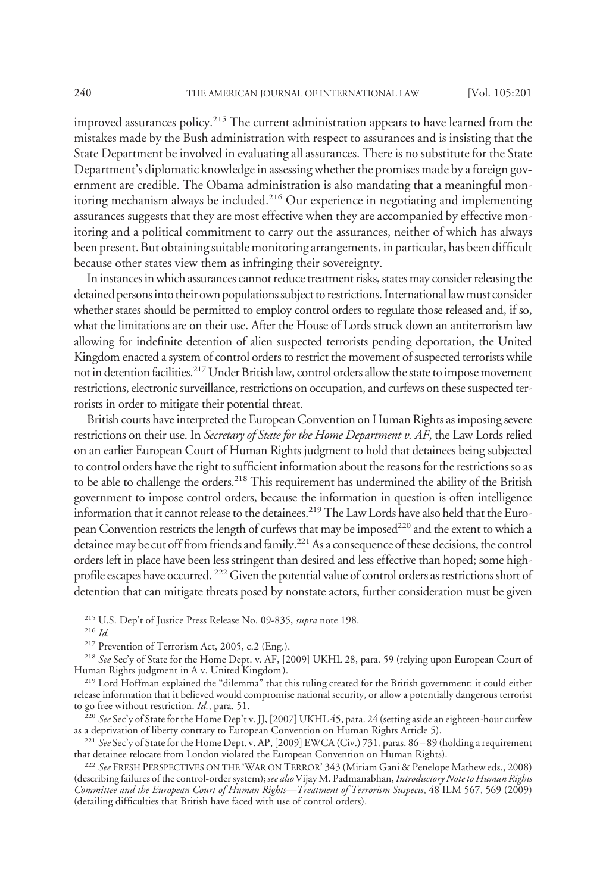improved assurances policy.[215] The current administration appears to have learned from the mistakes made by the Bush administration with respect to assurances and is insisting that the State Department be involved in evaluating all assurances. There is no substitute for the State Department's diplomatic knowledge in assessing whether the promises made by a foreign government are credible. The Obama administration is also mandating that a meaningful monitoring mechanism always be included.[216] Our experience in negotiating and implementing assurances suggests that they are most effective when they are accompanied by effective monitoring and a political commitment to carry out the assurances, neither of which has always been present. But obtaining suitable monitoring arrangements, in particular, has been difficult because other states view them as infringing their sovereignty.

In instances in which assurances cannot reduce treatment risks, states may consider releasing the detained persons into their own populations subject to restrictions. International law must consider whether states should be permitted to employ control orders to regulate those released and, if so, what the limitations are on their use. After the House of Lords struck down an antiterrorism law allowing for indefinite detention of alien suspected terrorists pending deportation, the United Kingdom enacted a system of control orders to restrict the movement of suspected terrorists while not in detention facilities.[217] Under British law, control orders allow the state to impose movement restrictions, electronic surveillance, restrictions on occupation, and curfews on these suspected terrorists in order to mitigate their potential threat.

British courts have interpreted the European Convention on Human Rights as imposing severe restrictions on their use. In *Secretary of State for the Home Department v. AF*, the Law Lords relied on an earlier European Court of Human Rights judgment to hold that detainees being subjected to control orders have the right to sufficient information about the reasons for the restrictions so as to be able to challenge the orders.[218] This requirement has undermined the ability of the British government to impose control orders, because the information in question is often intelligence information that it cannot release to the detainees.[219] The Law Lords have also held that the European Convention restricts the length of curfews that may be imposed[220] and the extent to which a detainee may be cut off from friends and family.[221] As a consequence of these decisions, the control orders left in place have been less stringent than desired and less effective than hoped; some high-profile escapes have occurred. [222] Given the potential value of control orders as restrictions short of detention that can mitigate threats posed by nonstate actors, further consideration must be given

[215] U.S. Dep't of Justice Press Release No. 09-835, *supra* note 198.

[216] *Id.*

[217] Prevention of Terrorism Act, 2005, c.2 (Eng.).

[218] *See* Sec'y of State for the Home Dept. v. AF, [2009] UKHL 28, para. 59 (relying upon European Court of Human Rights judgment in A v. United Kingdom).

[219] Lord Hoffman explained the "dilemma" that this ruling created for the British government: it could either release information that it believed would compromise national security, or allow a potentially dangerous terrorist to go free without restriction. *Id.*, para. 51.

[220] *See* Sec'y of State for the Home Dep't v. JJ, [2007] UKHL 45, para. 24 (setting aside an eighteen-hour curfew as a deprivation of liberty contrary to European Convention on Human Rights Article 5).

[221] *See* Sec'y of State for the Home Dept. v. AP, [2009] EWCA (Civ.) 731, paras. 86–89 (holding a requirement that detainee relocate from London violated the European Convention on Human Rights).

[222] *See* FRESH PERSPECTIVES ON THE 'WAR ON TERROR' 343 (Miriam Gani & Penelope Mathew eds., 2008) (describing failures of the control-order system); *see also* Vijay M. Padmanabhan, *Introductory Note to Human Rights Committee and the European Court of Human Rights—Treatment of Terrorism Suspects*, 48 ILM 567, 569 (2009) (detailing difficulties that British have faced with use of control orders).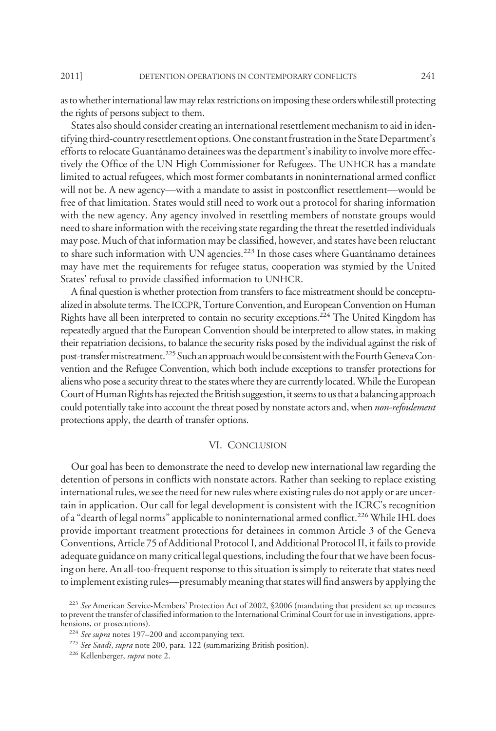as to whether international law may relax restrictions on imposing these orders while still protecting the rights of persons subject to them.

States also should consider creating an international resettlement mechanism to aid in identifying third-country resettlement options. One constant frustration in the State Department's efforts to relocate Guantánamo detainees was the department's inability to involve more effectively the Office of the UN High Commissioner for Refugees. The UNHCR has a mandate limited to actual refugees, which most former combatants in noninternational armed conflict will not be. A new agency—with a mandate to assist in postconflict resettlement—would be free of that limitation. States would still need to work out a protocol for sharing information with the new agency. Any agency involved in resettling members of nonstate groups would need to share information with the receiving state regarding the threat the resettled individuals may pose. Much of that information may be classified, however, and states have been reluctant to share such information with UN agencies.[223] In those cases where Guantánamo detainees may have met the requirements for refugee status, cooperation was stymied by the United States' refusal to provide classified information to UNHCR.

A final question is whether protection from transfers to face mistreatment should be conceptualized in absolute terms. The ICCPR, Torture Convention, and European Convention on Human Rights have all been interpreted to contain no security exceptions.[224] The United Kingdom has repeatedly argued that the European Convention should be interpreted to allow states, in making their repatriation decisions, to balance the security risks posed by the individual against the risk of post-transfer mistreatment.[225] Such an approach would be consistent with the Fourth Geneva Convention and the Refugee Convention, which both include exceptions to transfer protections for aliens who pose a security threat to the states where they are currently located. While the European Court of Human Rights has rejected the British suggestion, it seems to us that a balancing approach could potentially take into account the threat posed by nonstate actors and, when *non-refoulement* protections apply, the dearth of transfer options.

## VI. Conclusion

Our goal has been to demonstrate the need to develop new international law regarding the detention of persons in conflicts with nonstate actors. Rather than seeking to replace existing international rules, we see the need for new rules where existing rules do not apply or are uncertain in application. Our call for legal development is consistent with the ICRC's recognition of a "dearth of legal norms" applicable to noninternational armed conflict.[226] While IHL does provide important treatment protections for detainees in common Article 3 of the Geneva Conventions, Article 75 of Additional Protocol I, and Additional Protocol II, it fails to provide adequate guidance on many critical legal questions, including the four that we have been focusing on here. An all-too-frequent response to this situation is simply to reiterate that states need to implement existing rules—presumably meaning that states will find answers by applying the

[223] *See* American Service-Members' Protection Act of 2002, §2006 (mandating that president set up measures to prevent the transfer of classified information to the International Criminal Court for use in investigations, apprehensions, or prosecutions).

[224] *See supra* notes 197–200 and accompanying text.

[225] *See Saadi*, *supra* note 200, para. 122 (summarizing British position).

[226] Kellenberger, *supra* note 2.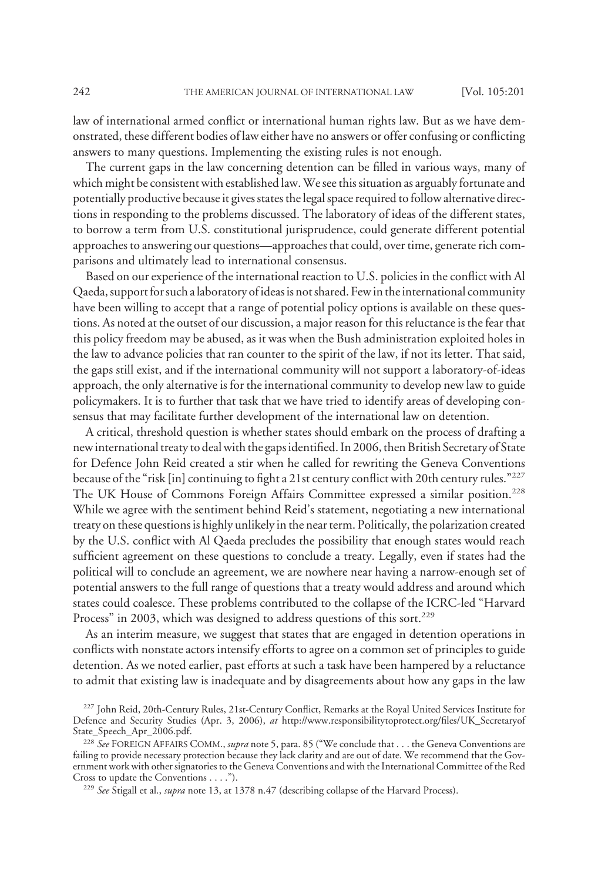law of international armed conflict or international human rights law. But as we have demonstrated, these different bodies of law either have no answers or offer confusing or conflicting answers to many questions. Implementing the existing rules is not enough.

The current gaps in the law concerning detention can be filled in various ways, many of which might be consistent with established law. We see this situation as arguably fortunate and potentially productive because it gives states the legal space required to follow alternative directions in responding to the problems discussed. The laboratory of ideas of the different states, to borrow a term from U.S. constitutional jurisprudence, could generate different potential approaches to answering our questions—approaches that could, over time, generate rich comparisons and ultimately lead to international consensus.

Based on our experience of the international reaction to U.S. policies in the conflict with Al Qaeda, support for such a laboratory of ideas is not shared. Few in the international community have been willing to accept that a range of potential policy options is available on these questions. As noted at the outset of our discussion, a major reason for this reluctance is the fear that this policy freedom may be abused, as it was when the Bush administration exploited holes in the law to advance policies that ran counter to the spirit of the law, if not its letter. That said, the gaps still exist, and if the international community will not support a laboratory-of-ideas approach, the only alternative is for the international community to develop new law to guide policymakers. It is to further that task that we have tried to identify areas of developing consensus that may facilitate further development of the international law on detention.

A critical, threshold question is whether states should embark on the process of drafting a new international treaty to deal with the gaps identified. In 2006, then British Secretary of State for Defence John Reid created a stir when he called for rewriting the Geneva Conventions because of the "risk [in] continuing to fight a 21st century conflict with 20th century rules."[227] The UK House of Commons Foreign Affairs Committee expressed a similar position.[228] While we agree with the sentiment behind Reid's statement, negotiating a new international treaty on these questions is highly unlikely in the near term. Politically, the polarization created by the U.S. conflict with Al Qaeda precludes the possibility that enough states would reach sufficient agreement on these questions to conclude a treaty. Legally, even if states had the political will to conclude an agreement, we are nowhere near having a narrow-enough set of potential answers to the full range of questions that a treaty would address and around which states could coalesce. These problems contributed to the collapse of the ICRC-led "Harvard Process" in 2003, which was designed to address questions of this sort.[229]

As an interim measure, we suggest that states that are engaged in detention operations in conflicts with nonstate actors intensify efforts to agree on a common set of principles to guide detention. As we noted earlier, past efforts at such a task have been hampered by a reluctance to admit that existing law is inadequate and by disagreements about how any gaps in the law

[227] John Reid, 20th-Century Rules, 21st-Century Conflict, Remarks at the Royal United Services Institute for Defence and Security Studies (Apr. 3, 2006), *at* http://www.responsibilitytoprotect.org/files/UK_Secretaryof State_Speech_Apr_2006.pdf.

[228] *See* FOREIGN AFFAIRS COMM., *supra* note 5, para. 85 ("We conclude that . . . the Geneva Conventions are failing to provide necessary protection because they lack clarity and are out of date. We recommend that the Government work with other signatories to the Geneva Conventions and with the International Committee of the Red Cross to update the Conventions . . . .").

[229] *See* Stigall et al., *supra* note 13, at 1378 n.47 (describing collapse of the Harvard Process).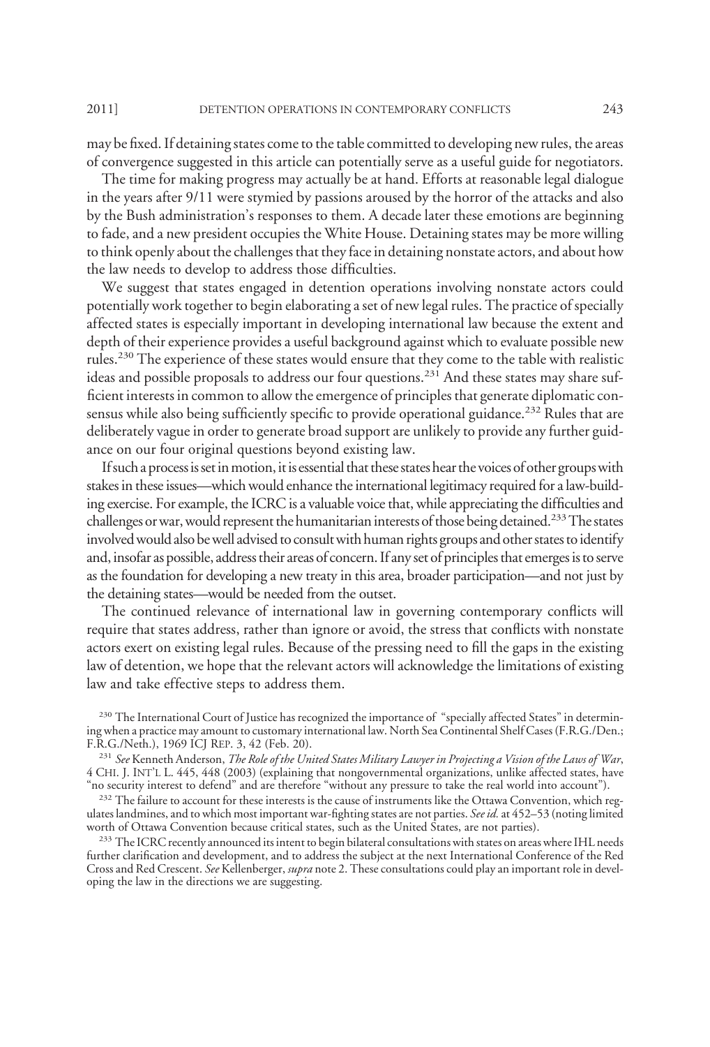may be fixed. If detaining states come to the table committed to developing new rules, the areas of convergence suggested in this article can potentially serve as a useful guide for negotiators.

The time for making progress may actually be at hand. Efforts at reasonable legal dialogue in the years after 9/11 were stymied by passions aroused by the horror of the attacks and also by the Bush administration's responses to them. A decade later these emotions are beginning to fade, and a new president occupies the White House. Detaining states may be more willing to think openly about the challenges that they face in detaining nonstate actors, and about how the law needs to develop to address those difficulties.

We suggest that states engaged in detention operations involving nonstate actors could potentially work together to begin elaborating a set of new legal rules. The practice of specially affected states is especially important in developing international law because the extent and depth of their experience provides a useful background against which to evaluate possible new rules.[230] The experience of these states would ensure that they come to the table with realistic ideas and possible proposals to address our four questions.[231] And these states may share sufficient interests in common to allow the emergence of principles that generate diplomatic consensus while also being sufficiently specific to provide operational guidance.[232] Rules that are deliberately vague in order to generate broad support are unlikely to provide any further guidance on our four original questions beyond existing law.

If such a process is set in motion, it is essential that these states hear the voices of other groups with stakes in these issues—which would enhance the international legitimacy required for a law-building exercise. For example, the ICRC is a valuable voice that, while appreciating the difficulties and challenges or war, would represent the humanitarian interests of those being detained.[233] The states involved would also be well advised to consult with human rights groups and other states to identify and, insofar as possible, address their areas of concern. If any set of principles that emerges is to serve as the foundation for developing a new treaty in this area, broader participation—and not just by the detaining states—would be needed from the outset.

The continued relevance of international law in governing contemporary conflicts will require that states address, rather than ignore or avoid, the stress that conflicts with nonstate actors exert on existing legal rules. Because of the pressing need to fill the gaps in the existing law of detention, we hope that the relevant actors will acknowledge the limitations of existing law and take effective steps to address them.

[230] The International Court of Justice has recognized the importance of "specially affected States" in determining when a practice may amount to customary international law. North Sea Continental Shelf Cases (F.R.G./Den.; F.R.G./Neth.), 1969 ICJ REP. 3, 42 (Feb. 20).

[231] *See* Kenneth Anderson, *The Role of the United States Military Lawyer in Projecting a Vision of the Laws of War*, 4 CHI. J. INT'L L. 445, 448 (2003) (explaining that nongovernmental organizations, unlike affected states, have "no security interest to defend" and are therefore "without any pressure to take the real world into account").

[232] The failure to account for these interests is the cause of instruments like the Ottawa Convention, which regulates landmines, and to which most important war-fighting states are not parties. *See id.* at 452–53 (noting limited worth of Ottawa Convention because critical states, such as the United States, are not parties).

[233] The ICRC recently announced its intent to begin bilateral consultations with states on areas where IHL needs further clarification and development, and to address the subject at the next International Conference of the Red Cross and Red Crescent. *See* Kellenberger, *supra* note 2. These consultations could play an important role in developing the law in the directions we are suggesting.